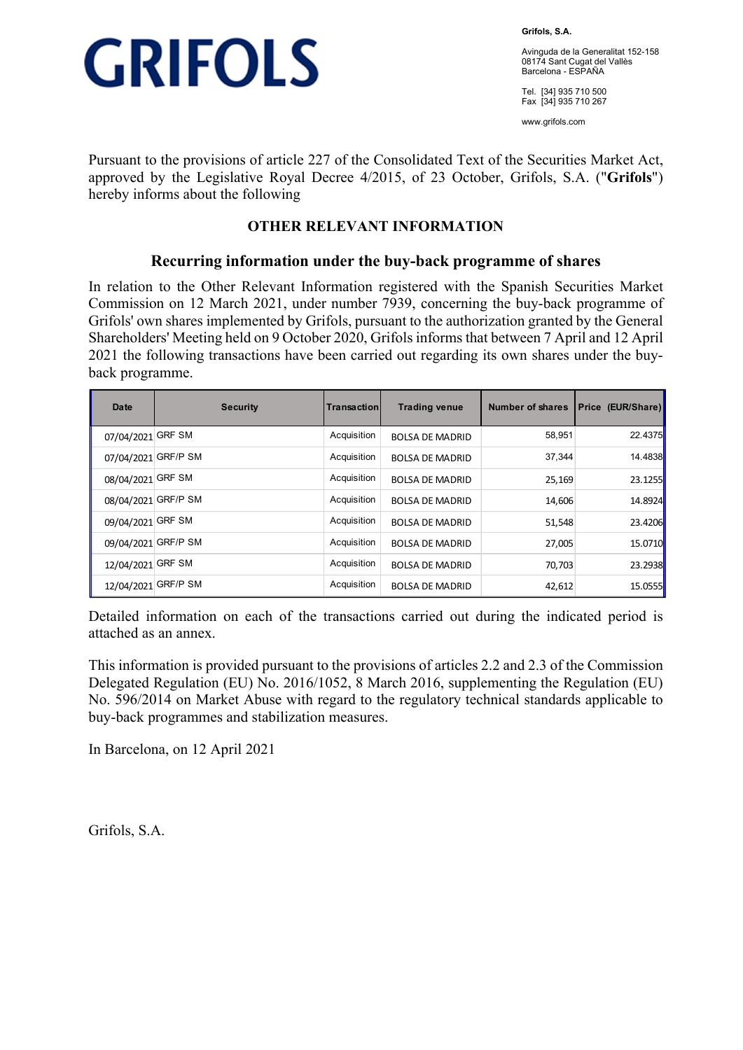# GRIFOLS

**Grifos, S.A.**

Avinguda de la Generalitat 152-158
08174 Sant Cugat del Vallès
Barcelona - ESPAÑA

Tel. [34] 935 710 500
Fax [34] 935 710 267

www.grifols.com

Pursuant to the provisions of article 227 of the Consolidated Text of the Securities Market Act, approved by the Legislative Royal Decree 4/2015, of 23 October, Grifols, S.A. ("**Grifols**") hereby informs about the following

## OTHER RELEVANT INFORMATION

## Recurring information under the buy-back programme of shares

In relation to the Other Relevant Information registered with the Spanish Securities Market Commission on 12 March 2021, under number 7939, concerning the buy-back programme of Grifols' own shares implemented by Grifols, pursuant to the authorization granted by the General Shareholders' Meeting held on 9 October 2020, Grifols informs that between 7 April and 12 April 2021 the following transactions have been carried out regarding its own shares under the buy-back programme.

| Date | Security | Transaction | Trading venue | Number of shares | Price (EUR/Share) |
|---|---|---|---|---|---|
| 07/04/2021 | GRF SM | Acquisition | BOLSA DE MADRID | 58,951 | 22.4375 |
| 07/04/2021 | GRF/P SM | Acquisition | BOLSA DE MADRID | 37,344 | 14.4838 |
| 08/04/2021 | GRF SM | Acquisition | BOLSA DE MADRID | 25,169 | 23.1255 |
| 08/04/2021 | GRF/P SM | Acquisition | BOLSA DE MADRID | 14,606 | 14.8924 |
| 09/04/2021 | GRF SM | Acquisition | BOLSA DE MADRID | 51,548 | 23.4206 |
| 09/04/2021 | GRF/P SM | Acquisition | BOLSA DE MADRID | 27,005 | 15.0710 |
| 12/04/2021 | GRF SM | Acquisition | BOLSA DE MADRID | 70,703 | 23.2938 |
| 12/04/2021 | GRF/P SM | Acquisition | BOLSA DE MADRID | 42,612 | 15.0555 |

Detailed information on each of the transactions carried out during the indicated period is attached as an annex.

This information is provided pursuant to the provisions of articles 2.2 and 2.3 of the Commission Delegated Regulation (EU) No. 2016/1052, 8 March 2016, supplementing the Regulation (EU) No. 596/2014 on Market Abuse with regard to the regulatory technical standards applicable to buy-back programmes and stabilization measures.

In Barcelona, on 12 April 2021

Grifols, S.A.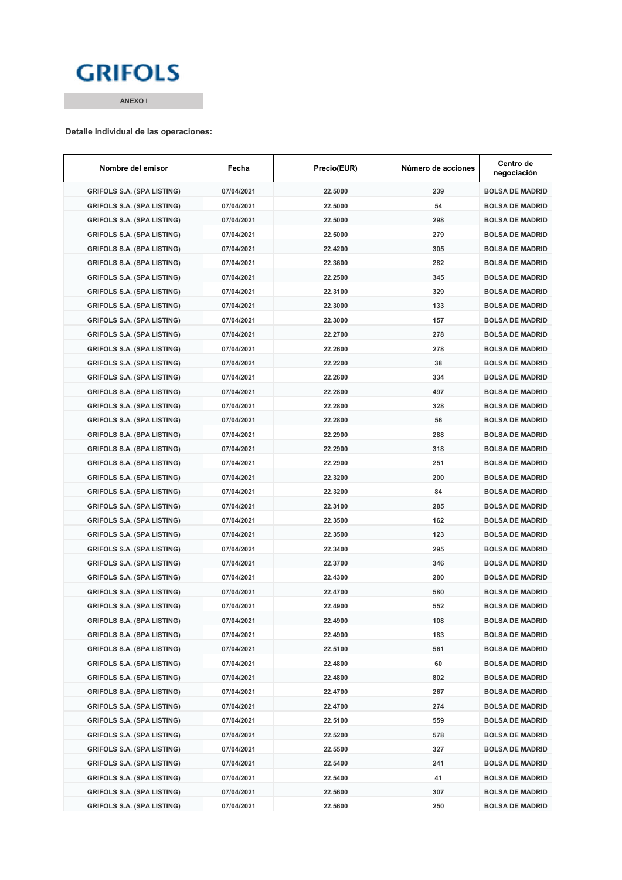GRIFOLS

ANEXO I

**Detalle Individual de las operaciones:**

| Nombre del emisor | Fecha | Precio(EUR) | Número de acciones | Centro de negociación |
|---|---|---|---|---|
| GRIFOLS S.A. (SPA LISTING) | 07/04/2021 | 22.5000 | 239 | BOLSA DE MADRID |
| GRIFOLS S.A. (SPA LISTING) | 07/04/2021 | 22.5000 | 54 | BOLSA DE MADRID |
| GRIFOLS S.A. (SPA LISTING) | 07/04/2021 | 22.5000 | 298 | BOLSA DE MADRID |
| GRIFOLS S.A. (SPA LISTING) | 07/04/2021 | 22.5000 | 279 | BOLSA DE MADRID |
| GRIFOLS S.A. (SPA LISTING) | 07/04/2021 | 22.4200 | 305 | BOLSA DE MADRID |
| GRIFOLS S.A. (SPA LISTING) | 07/04/2021 | 22.3600 | 282 | BOLSA DE MADRID |
| GRIFOLS S.A. (SPA LISTING) | 07/04/2021 | 22.2500 | 345 | BOLSA DE MADRID |
| GRIFOLS S.A. (SPA LISTING) | 07/04/2021 | 22.3100 | 329 | BOLSA DE MADRID |
| GRIFOLS S.A. (SPA LISTING) | 07/04/2021 | 22.3000 | 133 | BOLSA DE MADRID |
| GRIFOLS S.A. (SPA LISTING) | 07/04/2021 | 22.3000 | 157 | BOLSA DE MADRID |
| GRIFOLS S.A. (SPA LISTING) | 07/04/2021 | 22.2700 | 278 | BOLSA DE MADRID |
| GRIFOLS S.A. (SPA LISTING) | 07/04/2021 | 22.2600 | 278 | BOLSA DE MADRID |
| GRIFOLS S.A. (SPA LISTING) | 07/04/2021 | 22.2200 | 38 | BOLSA DE MADRID |
| GRIFOLS S.A. (SPA LISTING) | 07/04/2021 | 22.2600 | 334 | BOLSA DE MADRID |
| GRIFOLS S.A. (SPA LISTING) | 07/04/2021 | 22.2800 | 497 | BOLSA DE MADRID |
| GRIFOLS S.A. (SPA LISTING) | 07/04/2021 | 22.2800 | 328 | BOLSA DE MADRID |
| GRIFOLS S.A. (SPA LISTING) | 07/04/2021 | 22.2800 | 56 | BOLSA DE MADRID |
| GRIFOLS S.A. (SPA LISTING) | 07/04/2021 | 22.2900 | 288 | BOLSA DE MADRID |
| GRIFOLS S.A. (SPA LISTING) | 07/04/2021 | 22.2900 | 318 | BOLSA DE MADRID |
| GRIFOLS S.A. (SPA LISTING) | 07/04/2021 | 22.2900 | 251 | BOLSA DE MADRID |
| GRIFOLS S.A. (SPA LISTING) | 07/04/2021 | 22.3200 | 200 | BOLSA DE MADRID |
| GRIFOLS S.A. (SPA LISTING) | 07/04/2021 | 22.3200 | 84 | BOLSA DE MADRID |
| GRIFOLS S.A. (SPA LISTING) | 07/04/2021 | 22.3100 | 285 | BOLSA DE MADRID |
| GRIFOLS S.A. (SPA LISTING) | 07/04/2021 | 22.3500 | 162 | BOLSA DE MADRID |
| GRIFOLS S.A. (SPA LISTING) | 07/04/2021 | 22.3500 | 123 | BOLSA DE MADRID |
| GRIFOLS S.A. (SPA LISTING) | 07/04/2021 | 22.3400 | 295 | BOLSA DE MADRID |
| GRIFOLS S.A. (SPA LISTING) | 07/04/2021 | 22.3700 | 346 | BOLSA DE MADRID |
| GRIFOLS S.A. (SPA LISTING) | 07/04/2021 | 22.4300 | 280 | BOLSA DE MADRID |
| GRIFOLS S.A. (SPA LISTING) | 07/04/2021 | 22.4700 | 580 | BOLSA DE MADRID |
| GRIFOLS S.A. (SPA LISTING) | 07/04/2021 | 22.4900 | 552 | BOLSA DE MADRID |
| GRIFOLS S.A. (SPA LISTING) | 07/04/2021 | 22.4900 | 108 | BOLSA DE MADRID |
| GRIFOLS S.A. (SPA LISTING) | 07/04/2021 | 22.4900 | 183 | BOLSA DE MADRID |
| GRIFOLS S.A. (SPA LISTING) | 07/04/2021 | 22.5100 | 561 | BOLSA DE MADRID |
| GRIFOLS S.A. (SPA LISTING) | 07/04/2021 | 22.4800 | 60 | BOLSA DE MADRID |
| GRIFOLS S.A. (SPA LISTING) | 07/04/2021 | 22.4800 | 802 | BOLSA DE MADRID |
| GRIFOLS S.A. (SPA LISTING) | 07/04/2021 | 22.4700 | 267 | BOLSA DE MADRID |
| GRIFOLS S.A. (SPA LISTING) | 07/04/2021 | 22.4700 | 274 | BOLSA DE MADRID |
| GRIFOLS S.A. (SPA LISTING) | 07/04/2021 | 22.5100 | 559 | BOLSA DE MADRID |
| GRIFOLS S.A. (SPA LISTING) | 07/04/2021 | 22.5200 | 578 | BOLSA DE MADRID |
| GRIFOLS S.A. (SPA LISTING) | 07/04/2021 | 22.5500 | 327 | BOLSA DE MADRID |
| GRIFOLS S.A. (SPA LISTING) | 07/04/2021 | 22.5400 | 241 | BOLSA DE MADRID |
| GRIFOLS S.A. (SPA LISTING) | 07/04/2021 | 22.5400 | 41 | BOLSA DE MADRID |
| GRIFOLS S.A. (SPA LISTING) | 07/04/2021 | 22.5600 | 307 | BOLSA DE MADRID |
| GRIFOLS S.A. (SPA LISTING) | 07/04/2021 | 22.5600 | 250 | BOLSA DE MADRID |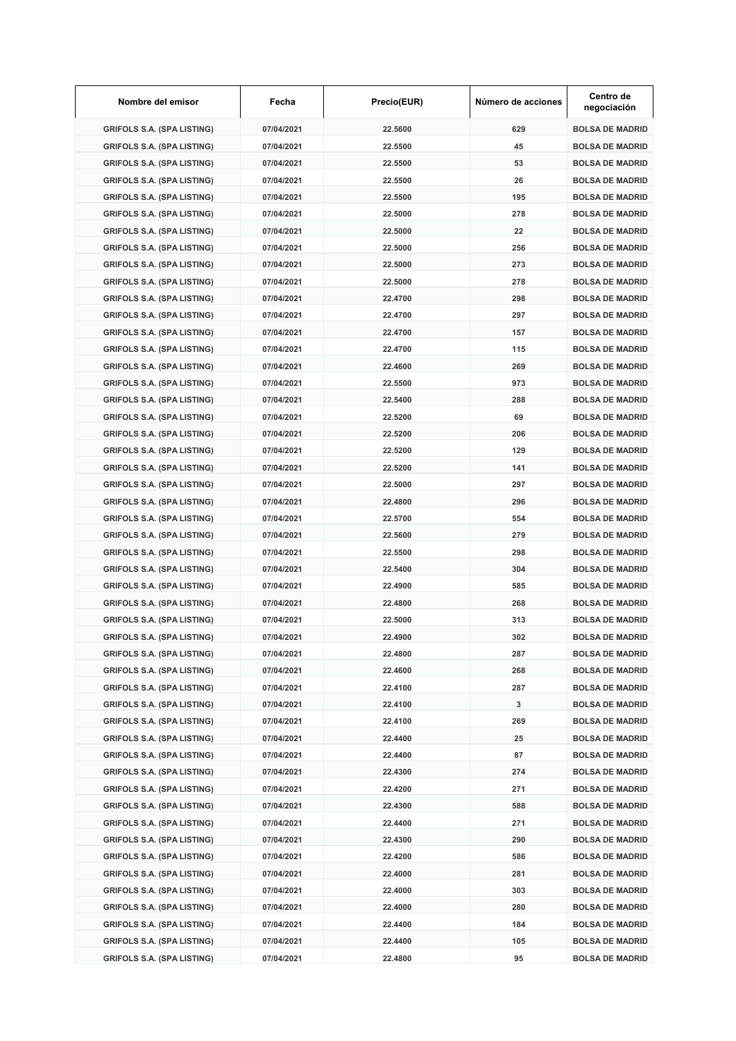| Nombre del emisor | Fecha | Precio(EUR) | Número de acciones | Centro de negociación |
|---|---|---|---|---|
| GRIFOLS S.A. (SPA LISTING) | 07/04/2021 | 22.5600 | 629 | BOLSA DE MADRID |
| GRIFOLS S.A. (SPA LISTING) | 07/04/2021 | 22.5500 | 45 | BOLSA DE MADRID |
| GRIFOLS S.A. (SPA LISTING) | 07/04/2021 | 22.5500 | 53 | BOLSA DE MADRID |
| GRIFOLS S.A. (SPA LISTING) | 07/04/2021 | 22.5500 | 26 | BOLSA DE MADRID |
| GRIFOLS S.A. (SPA LISTING) | 07/04/2021 | 22.5500 | 195 | BOLSA DE MADRID |
| GRIFOLS S.A. (SPA LISTING) | 07/04/2021 | 22.5000 | 278 | BOLSA DE MADRID |
| GRIFOLS S.A. (SPA LISTING) | 07/04/2021 | 22.5000 | 22 | BOLSA DE MADRID |
| GRIFOLS S.A. (SPA LISTING) | 07/04/2021 | 22.5000 | 256 | BOLSA DE MADRID |
| GRIFOLS S.A. (SPA LISTING) | 07/04/2021 | 22.5000 | 273 | BOLSA DE MADRID |
| GRIFOLS S.A. (SPA LISTING) | 07/04/2021 | 22.5000 | 278 | BOLSA DE MADRID |
| GRIFOLS S.A. (SPA LISTING) | 07/04/2021 | 22.4700 | 298 | BOLSA DE MADRID |
| GRIFOLS S.A. (SPA LISTING) | 07/04/2021 | 22.4700 | 297 | BOLSA DE MADRID |
| GRIFOLS S.A. (SPA LISTING) | 07/04/2021 | 22.4700 | 157 | BOLSA DE MADRID |
| GRIFOLS S.A. (SPA LISTING) | 07/04/2021 | 22.4700 | 115 | BOLSA DE MADRID |
| GRIFOLS S.A. (SPA LISTING) | 07/04/2021 | 22.4600 | 269 | BOLSA DE MADRID |
| GRIFOLS S.A. (SPA LISTING) | 07/04/2021 | 22.5500 | 973 | BOLSA DE MADRID |
| GRIFOLS S.A. (SPA LISTING) | 07/04/2021 | 22.5400 | 288 | BOLSA DE MADRID |
| GRIFOLS S.A. (SPA LISTING) | 07/04/2021 | 22.5200 | 69 | BOLSA DE MADRID |
| GRIFOLS S.A. (SPA LISTING) | 07/04/2021 | 22.5200 | 206 | BOLSA DE MADRID |
| GRIFOLS S.A. (SPA LISTING) | 07/04/2021 | 22.5200 | 129 | BOLSA DE MADRID |
| GRIFOLS S.A. (SPA LISTING) | 07/04/2021 | 22.5200 | 141 | BOLSA DE MADRID |
| GRIFOLS S.A. (SPA LISTING) | 07/04/2021 | 22.5000 | 297 | BOLSA DE MADRID |
| GRIFOLS S.A. (SPA LISTING) | 07/04/2021 | 22.4800 | 296 | BOLSA DE MADRID |
| GRIFOLS S.A. (SPA LISTING) | 07/04/2021 | 22.5700 | 554 | BOLSA DE MADRID |
| GRIFOLS S.A. (SPA LISTING) | 07/04/2021 | 22.5600 | 279 | BOLSA DE MADRID |
| GRIFOLS S.A. (SPA LISTING) | 07/04/2021 | 22.5500 | 298 | BOLSA DE MADRID |
| GRIFOLS S.A. (SPA LISTING) | 07/04/2021 | 22.5400 | 304 | BOLSA DE MADRID |
| GRIFOLS S.A. (SPA LISTING) | 07/04/2021 | 22.4900 | 585 | BOLSA DE MADRID |
| GRIFOLS S.A. (SPA LISTING) | 07/04/2021 | 22.4800 | 268 | BOLSA DE MADRID |
| GRIFOLS S.A. (SPA LISTING) | 07/04/2021 | 22.5000 | 313 | BOLSA DE MADRID |
| GRIFOLS S.A. (SPA LISTING) | 07/04/2021 | 22.4900 | 302 | BOLSA DE MADRID |
| GRIFOLS S.A. (SPA LISTING) | 07/04/2021 | 22.4800 | 287 | BOLSA DE MADRID |
| GRIFOLS S.A. (SPA LISTING) | 07/04/2021 | 22.4600 | 268 | BOLSA DE MADRID |
| GRIFOLS S.A. (SPA LISTING) | 07/04/2021 | 22.4100 | 287 | BOLSA DE MADRID |
| GRIFOLS S.A. (SPA LISTING) | 07/04/2021 | 22.4100 | 3 | BOLSA DE MADRID |
| GRIFOLS S.A. (SPA LISTING) | 07/04/2021 | 22.4100 | 269 | BOLSA DE MADRID |
| GRIFOLS S.A. (SPA LISTING) | 07/04/2021 | 22.4400 | 25 | BOLSA DE MADRID |
| GRIFOLS S.A. (SPA LISTING) | 07/04/2021 | 22.4400 | 87 | BOLSA DE MADRID |
| GRIFOLS S.A. (SPA LISTING) | 07/04/2021 | 22.4300 | 274 | BOLSA DE MADRID |
| GRIFOLS S.A. (SPA LISTING) | 07/04/2021 | 22.4200 | 271 | BOLSA DE MADRID |
| GRIFOLS S.A. (SPA LISTING) | 07/04/2021 | 22.4300 | 588 | BOLSA DE MADRID |
| GRIFOLS S.A. (SPA LISTING) | 07/04/2021 | 22.4400 | 271 | BOLSA DE MADRID |
| GRIFOLS S.A. (SPA LISTING) | 07/04/2021 | 22.4300 | 290 | BOLSA DE MADRID |
| GRIFOLS S.A. (SPA LISTING) | 07/04/2021 | 22.4200 | 586 | BOLSA DE MADRID |
| GRIFOLS S.A. (SPA LISTING) | 07/04/2021 | 22.4000 | 281 | BOLSA DE MADRID |
| GRIFOLS S.A. (SPA LISTING) | 07/04/2021 | 22.4000 | 303 | BOLSA DE MADRID |
| GRIFOLS S.A. (SPA LISTING) | 07/04/2021 | 22.4000 | 280 | BOLSA DE MADRID |
| GRIFOLS S.A. (SPA LISTING) | 07/04/2021 | 22.4400 | 184 | BOLSA DE MADRID |
| GRIFOLS S.A. (SPA LISTING) | 07/04/2021 | 22.4400 | 105 | BOLSA DE MADRID |
| GRIFOLS S.A. (SPA LISTING) | 07/04/2021 | 22.4800 | 95 | BOLSA DE MADRID |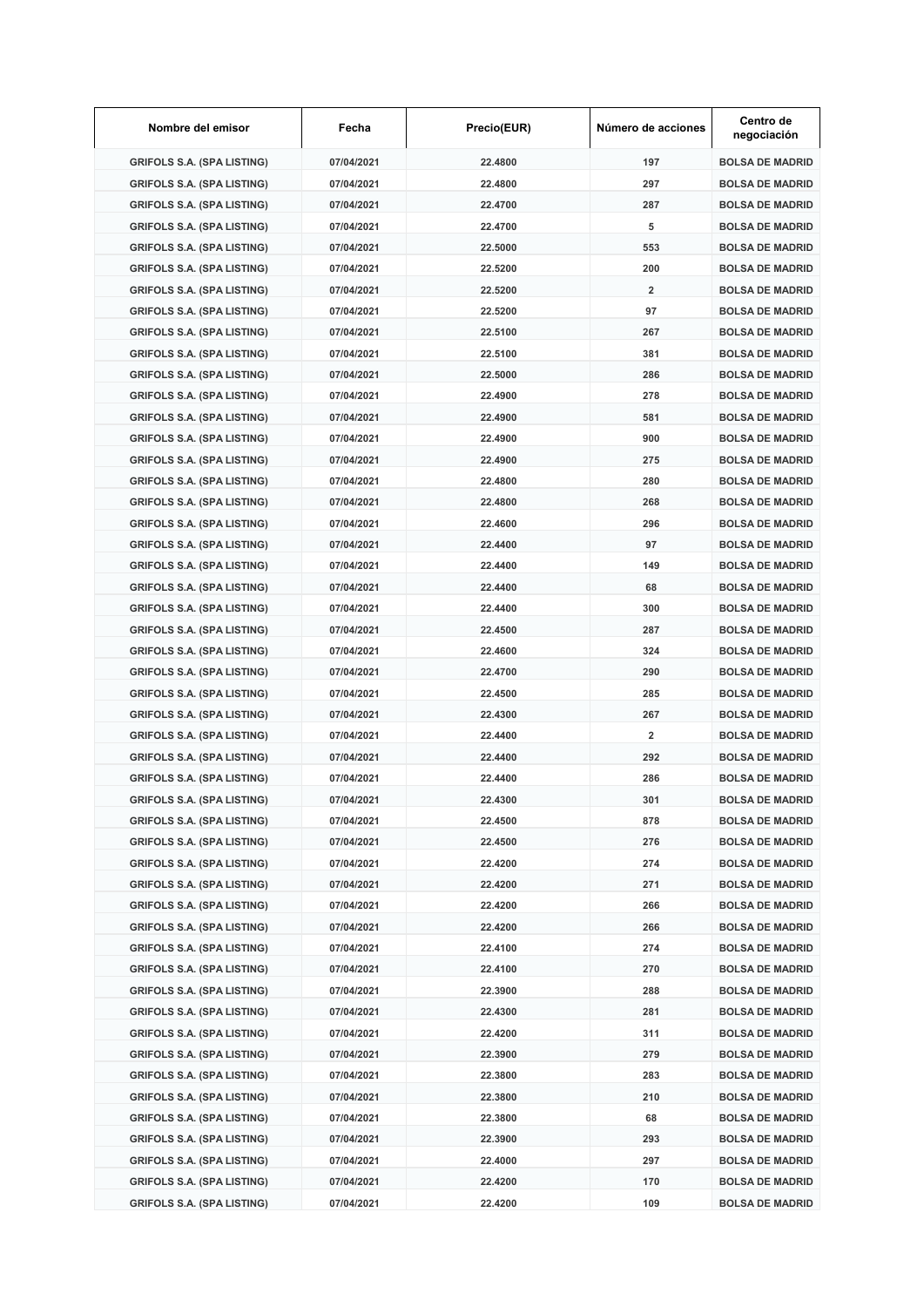| Nombre del emisor | Fecha | Precio(EUR) | Número de acciones | Centro de negociación |
|---|---|---|---|---|
| GRIFOLS S.A. (SPA LISTING) | 07/04/2021 | 22.4800 | 197 | BOLSA DE MADRID |
| GRIFOLS S.A. (SPA LISTING) | 07/04/2021 | 22.4800 | 297 | BOLSA DE MADRID |
| GRIFOLS S.A. (SPA LISTING) | 07/04/2021 | 22.4700 | 287 | BOLSA DE MADRID |
| GRIFOLS S.A. (SPA LISTING) | 07/04/2021 | 22.4700 | 5 | BOLSA DE MADRID |
| GRIFOLS S.A. (SPA LISTING) | 07/04/2021 | 22.5000 | 553 | BOLSA DE MADRID |
| GRIFOLS S.A. (SPA LISTING) | 07/04/2021 | 22.5200 | 200 | BOLSA DE MADRID |
| GRIFOLS S.A. (SPA LISTING) | 07/04/2021 | 22.5200 | 2 | BOLSA DE MADRID |
| GRIFOLS S.A. (SPA LISTING) | 07/04/2021 | 22.5200 | 97 | BOLSA DE MADRID |
| GRIFOLS S.A. (SPA LISTING) | 07/04/2021 | 22.5100 | 267 | BOLSA DE MADRID |
| GRIFOLS S.A. (SPA LISTING) | 07/04/2021 | 22.5100 | 381 | BOLSA DE MADRID |
| GRIFOLS S.A. (SPA LISTING) | 07/04/2021 | 22.5000 | 286 | BOLSA DE MADRID |
| GRIFOLS S.A. (SPA LISTING) | 07/04/2021 | 22.4900 | 278 | BOLSA DE MADRID |
| GRIFOLS S.A. (SPA LISTING) | 07/04/2021 | 22.4900 | 581 | BOLSA DE MADRID |
| GRIFOLS S.A. (SPA LISTING) | 07/04/2021 | 22.4900 | 900 | BOLSA DE MADRID |
| GRIFOLS S.A. (SPA LISTING) | 07/04/2021 | 22.4900 | 275 | BOLSA DE MADRID |
| GRIFOLS S.A. (SPA LISTING) | 07/04/2021 | 22.4800 | 280 | BOLSA DE MADRID |
| GRIFOLS S.A. (SPA LISTING) | 07/04/2021 | 22.4800 | 268 | BOLSA DE MADRID |
| GRIFOLS S.A. (SPA LISTING) | 07/04/2021 | 22.4600 | 296 | BOLSA DE MADRID |
| GRIFOLS S.A. (SPA LISTING) | 07/04/2021 | 22.4400 | 97 | BOLSA DE MADRID |
| GRIFOLS S.A. (SPA LISTING) | 07/04/2021 | 22.4400 | 149 | BOLSA DE MADRID |
| GRIFOLS S.A. (SPA LISTING) | 07/04/2021 | 22.4400 | 68 | BOLSA DE MADRID |
| GRIFOLS S.A. (SPA LISTING) | 07/04/2021 | 22.4400 | 300 | BOLSA DE MADRID |
| GRIFOLS S.A. (SPA LISTING) | 07/04/2021 | 22.4500 | 287 | BOLSA DE MADRID |
| GRIFOLS S.A. (SPA LISTING) | 07/04/2021 | 22.4600 | 324 | BOLSA DE MADRID |
| GRIFOLS S.A. (SPA LISTING) | 07/04/2021 | 22.4700 | 290 | BOLSA DE MADRID |
| GRIFOLS S.A. (SPA LISTING) | 07/04/2021 | 22.4500 | 285 | BOLSA DE MADRID |
| GRIFOLS S.A. (SPA LISTING) | 07/04/2021 | 22.4300 | 267 | BOLSA DE MADRID |
| GRIFOLS S.A. (SPA LISTING) | 07/04/2021 | 22.4400 | 2 | BOLSA DE MADRID |
| GRIFOLS S.A. (SPA LISTING) | 07/04/2021 | 22.4400 | 292 | BOLSA DE MADRID |
| GRIFOLS S.A. (SPA LISTING) | 07/04/2021 | 22.4400 | 286 | BOLSA DE MADRID |
| GRIFOLS S.A. (SPA LISTING) | 07/04/2021 | 22.4300 | 301 | BOLSA DE MADRID |
| GRIFOLS S.A. (SPA LISTING) | 07/04/2021 | 22.4500 | 878 | BOLSA DE MADRID |
| GRIFOLS S.A. (SPA LISTING) | 07/04/2021 | 22.4500 | 276 | BOLSA DE MADRID |
| GRIFOLS S.A. (SPA LISTING) | 07/04/2021 | 22.4200 | 274 | BOLSA DE MADRID |
| GRIFOLS S.A. (SPA LISTING) | 07/04/2021 | 22.4200 | 271 | BOLSA DE MADRID |
| GRIFOLS S.A. (SPA LISTING) | 07/04/2021 | 22.4200 | 266 | BOLSA DE MADRID |
| GRIFOLS S.A. (SPA LISTING) | 07/04/2021 | 22.4200 | 266 | BOLSA DE MADRID |
| GRIFOLS S.A. (SPA LISTING) | 07/04/2021 | 22.4100 | 274 | BOLSA DE MADRID |
| GRIFOLS S.A. (SPA LISTING) | 07/04/2021 | 22.4100 | 270 | BOLSA DE MADRID |
| GRIFOLS S.A. (SPA LISTING) | 07/04/2021 | 22.3900 | 288 | BOLSA DE MADRID |
| GRIFOLS S.A. (SPA LISTING) | 07/04/2021 | 22.4300 | 281 | BOLSA DE MADRID |
| GRIFOLS S.A. (SPA LISTING) | 07/04/2021 | 22.4200 | 311 | BOLSA DE MADRID |
| GRIFOLS S.A. (SPA LISTING) | 07/04/2021 | 22.3900 | 279 | BOLSA DE MADRID |
| GRIFOLS S.A. (SPA LISTING) | 07/04/2021 | 22.3800 | 283 | BOLSA DE MADRID |
| GRIFOLS S.A. (SPA LISTING) | 07/04/2021 | 22.3800 | 210 | BOLSA DE MADRID |
| GRIFOLS S.A. (SPA LISTING) | 07/04/2021 | 22.3800 | 68 | BOLSA DE MADRID |
| GRIFOLS S.A. (SPA LISTING) | 07/04/2021 | 22.3900 | 293 | BOLSA DE MADRID |
| GRIFOLS S.A. (SPA LISTING) | 07/04/2021 | 22.4000 | 297 | BOLSA DE MADRID |
| GRIFOLS S.A. (SPA LISTING) | 07/04/2021 | 22.4200 | 170 | BOLSA DE MADRID |
| GRIFOLS S.A. (SPA LISTING) | 07/04/2021 | 22.4200 | 109 | BOLSA DE MADRID |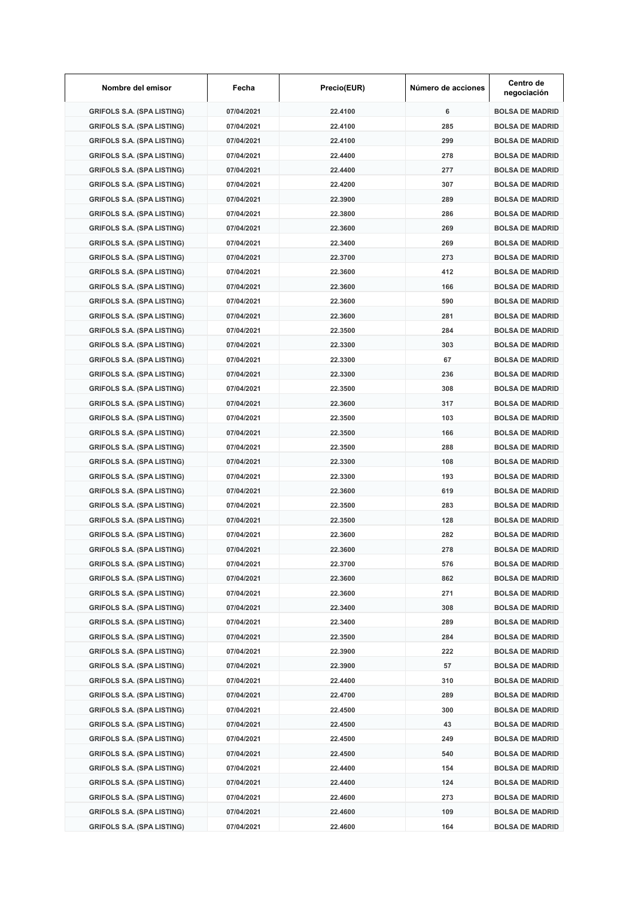| Nombre del emisor | Fecha | Precio(EUR) | Número de acciones | Centro de negociación |
|---|---|---|---|---|
| GRIFOLS S.A. (SPA LISTING) | 07/04/2021 | 22.4100 | 6 | BOLSA DE MADRID |
| GRIFOLS S.A. (SPA LISTING) | 07/04/2021 | 22.4100 | 285 | BOLSA DE MADRID |
| GRIFOLS S.A. (SPA LISTING) | 07/04/2021 | 22.4100 | 299 | BOLSA DE MADRID |
| GRIFOLS S.A. (SPA LISTING) | 07/04/2021 | 22.4400 | 278 | BOLSA DE MADRID |
| GRIFOLS S.A. (SPA LISTING) | 07/04/2021 | 22.4400 | 277 | BOLSA DE MADRID |
| GRIFOLS S.A. (SPA LISTING) | 07/04/2021 | 22.4200 | 307 | BOLSA DE MADRID |
| GRIFOLS S.A. (SPA LISTING) | 07/04/2021 | 22.3900 | 289 | BOLSA DE MADRID |
| GRIFOLS S.A. (SPA LISTING) | 07/04/2021 | 22.3800 | 286 | BOLSA DE MADRID |
| GRIFOLS S.A. (SPA LISTING) | 07/04/2021 | 22.3600 | 269 | BOLSA DE MADRID |
| GRIFOLS S.A. (SPA LISTING) | 07/04/2021 | 22.3400 | 269 | BOLSA DE MADRID |
| GRIFOLS S.A. (SPA LISTING) | 07/04/2021 | 22.3700 | 273 | BOLSA DE MADRID |
| GRIFOLS S.A. (SPA LISTING) | 07/04/2021 | 22.3600 | 412 | BOLSA DE MADRID |
| GRIFOLS S.A. (SPA LISTING) | 07/04/2021 | 22.3600 | 166 | BOLSA DE MADRID |
| GRIFOLS S.A. (SPA LISTING) | 07/04/2021 | 22.3600 | 590 | BOLSA DE MADRID |
| GRIFOLS S.A. (SPA LISTING) | 07/04/2021 | 22.3600 | 281 | BOLSA DE MADRID |
| GRIFOLS S.A. (SPA LISTING) | 07/04/2021 | 22.3500 | 284 | BOLSA DE MADRID |
| GRIFOLS S.A. (SPA LISTING) | 07/04/2021 | 22.3300 | 303 | BOLSA DE MADRID |
| GRIFOLS S.A. (SPA LISTING) | 07/04/2021 | 22.3300 | 67 | BOLSA DE MADRID |
| GRIFOLS S.A. (SPA LISTING) | 07/04/2021 | 22.3300 | 236 | BOLSA DE MADRID |
| GRIFOLS S.A. (SPA LISTING) | 07/04/2021 | 22.3500 | 308 | BOLSA DE MADRID |
| GRIFOLS S.A. (SPA LISTING) | 07/04/2021 | 22.3600 | 317 | BOLSA DE MADRID |
| GRIFOLS S.A. (SPA LISTING) | 07/04/2021 | 22.3500 | 103 | BOLSA DE MADRID |
| GRIFOLS S.A. (SPA LISTING) | 07/04/2021 | 22.3500 | 166 | BOLSA DE MADRID |
| GRIFOLS S.A. (SPA LISTING) | 07/04/2021 | 22.3500 | 288 | BOLSA DE MADRID |
| GRIFOLS S.A. (SPA LISTING) | 07/04/2021 | 22.3300 | 108 | BOLSA DE MADRID |
| GRIFOLS S.A. (SPA LISTING) | 07/04/2021 | 22.3300 | 193 | BOLSA DE MADRID |
| GRIFOLS S.A. (SPA LISTING) | 07/04/2021 | 22.3600 | 619 | BOLSA DE MADRID |
| GRIFOLS S.A. (SPA LISTING) | 07/04/2021 | 22.3500 | 283 | BOLSA DE MADRID |
| GRIFOLS S.A. (SPA LISTING) | 07/04/2021 | 22.3500 | 128 | BOLSA DE MADRID |
| GRIFOLS S.A. (SPA LISTING) | 07/04/2021 | 22.3600 | 282 | BOLSA DE MADRID |
| GRIFOLS S.A. (SPA LISTING) | 07/04/2021 | 22.3600 | 278 | BOLSA DE MADRID |
| GRIFOLS S.A. (SPA LISTING) | 07/04/2021 | 22.3700 | 576 | BOLSA DE MADRID |
| GRIFOLS S.A. (SPA LISTING) | 07/04/2021 | 22.3600 | 862 | BOLSA DE MADRID |
| GRIFOLS S.A. (SPA LISTING) | 07/04/2021 | 22.3600 | 271 | BOLSA DE MADRID |
| GRIFOLS S.A. (SPA LISTING) | 07/04/2021 | 22.3400 | 308 | BOLSA DE MADRID |
| GRIFOLS S.A. (SPA LISTING) | 07/04/2021 | 22.3400 | 289 | BOLSA DE MADRID |
| GRIFOLS S.A. (SPA LISTING) | 07/04/2021 | 22.3500 | 284 | BOLSA DE MADRID |
| GRIFOLS S.A. (SPA LISTING) | 07/04/2021 | 22.3900 | 222 | BOLSA DE MADRID |
| GRIFOLS S.A. (SPA LISTING) | 07/04/2021 | 22.3900 | 57 | BOLSA DE MADRID |
| GRIFOLS S.A. (SPA LISTING) | 07/04/2021 | 22.4400 | 310 | BOLSA DE MADRID |
| GRIFOLS S.A. (SPA LISTING) | 07/04/2021 | 22.4700 | 289 | BOLSA DE MADRID |
| GRIFOLS S.A. (SPA LISTING) | 07/04/2021 | 22.4500 | 300 | BOLSA DE MADRID |
| GRIFOLS S.A. (SPA LISTING) | 07/04/2021 | 22.4500 | 43 | BOLSA DE MADRID |
| GRIFOLS S.A. (SPA LISTING) | 07/04/2021 | 22.4500 | 249 | BOLSA DE MADRID |
| GRIFOLS S.A. (SPA LISTING) | 07/04/2021 | 22.4500 | 540 | BOLSA DE MADRID |
| GRIFOLS S.A. (SPA LISTING) | 07/04/2021 | 22.4400 | 154 | BOLSA DE MADRID |
| GRIFOLS S.A. (SPA LISTING) | 07/04/2021 | 22.4400 | 124 | BOLSA DE MADRID |
| GRIFOLS S.A. (SPA LISTING) | 07/04/2021 | 22.4600 | 273 | BOLSA DE MADRID |
| GRIFOLS S.A. (SPA LISTING) | 07/04/2021 | 22.4600 | 109 | BOLSA DE MADRID |
| GRIFOLS S.A. (SPA LISTING) | 07/04/2021 | 22.4600 | 164 | BOLSA DE MADRID |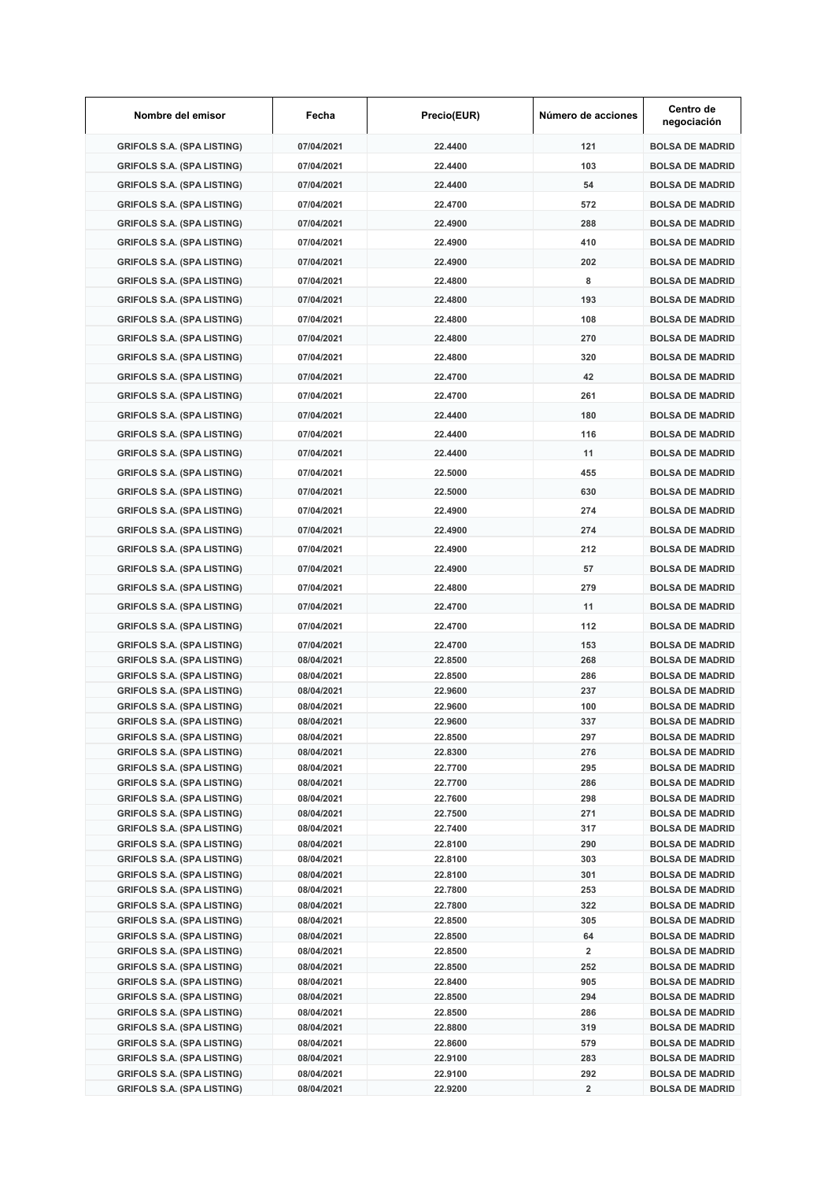| Nombre del emisor | Fecha | Precio(EUR) | Número de acciones | Centro de negociación |
| --- | --- | --- | --- | --- |
| GRIFOLS S.A. (SPA LISTING) | 07/04/2021 | 22.4400 | 121 | BOLSA DE MADRID |
| GRIFOLS S.A. (SPA LISTING) | 07/04/2021 | 22.4400 | 103 | BOLSA DE MADRID |
| GRIFOLS S.A. (SPA LISTING) | 07/04/2021 | 22.4400 | 54 | BOLSA DE MADRID |
| GRIFOLS S.A. (SPA LISTING) | 07/04/2021 | 22.4700 | 572 | BOLSA DE MADRID |
| GRIFOLS S.A. (SPA LISTING) | 07/04/2021 | 22.4900 | 288 | BOLSA DE MADRID |
| GRIFOLS S.A. (SPA LISTING) | 07/04/2021 | 22.4900 | 410 | BOLSA DE MADRID |
| GRIFOLS S.A. (SPA LISTING) | 07/04/2021 | 22.4900 | 202 | BOLSA DE MADRID |
| GRIFOLS S.A. (SPA LISTING) | 07/04/2021 | 22.4800 | 8 | BOLSA DE MADRID |
| GRIFOLS S.A. (SPA LISTING) | 07/04/2021 | 22.4800 | 193 | BOLSA DE MADRID |
| GRIFOLS S.A. (SPA LISTING) | 07/04/2021 | 22.4800 | 108 | BOLSA DE MADRID |
| GRIFOLS S.A. (SPA LISTING) | 07/04/2021 | 22.4800 | 270 | BOLSA DE MADRID |
| GRIFOLS S.A. (SPA LISTING) | 07/04/2021 | 22.4800 | 320 | BOLSA DE MADRID |
| GRIFOLS S.A. (SPA LISTING) | 07/04/2021 | 22.4700 | 42 | BOLSA DE MADRID |
| GRIFOLS S.A. (SPA LISTING) | 07/04/2021 | 22.4700 | 261 | BOLSA DE MADRID |
| GRIFOLS S.A. (SPA LISTING) | 07/04/2021 | 22.4400 | 180 | BOLSA DE MADRID |
| GRIFOLS S.A. (SPA LISTING) | 07/04/2021 | 22.4400 | 116 | BOLSA DE MADRID |
| GRIFOLS S.A. (SPA LISTING) | 07/04/2021 | 22.4400 | 11 | BOLSA DE MADRID |
| GRIFOLS S.A. (SPA LISTING) | 07/04/2021 | 22.5000 | 455 | BOLSA DE MADRID |
| GRIFOLS S.A. (SPA LISTING) | 07/04/2021 | 22.5000 | 630 | BOLSA DE MADRID |
| GRIFOLS S.A. (SPA LISTING) | 07/04/2021 | 22.4900 | 274 | BOLSA DE MADRID |
| GRIFOLS S.A. (SPA LISTING) | 07/04/2021 | 22.4900 | 274 | BOLSA DE MADRID |
| GRIFOLS S.A. (SPA LISTING) | 07/04/2021 | 22.4900 | 212 | BOLSA DE MADRID |
| GRIFOLS S.A. (SPA LISTING) | 07/04/2021 | 22.4900 | 57 | BOLSA DE MADRID |
| GRIFOLS S.A. (SPA LISTING) | 07/04/2021 | 22.4800 | 279 | BOLSA DE MADRID |
| GRIFOLS S.A. (SPA LISTING) | 07/04/2021 | 22.4700 | 11 | BOLSA DE MADRID |
| GRIFOLS S.A. (SPA LISTING) | 07/04/2021 | 22.4700 | 112 | BOLSA DE MADRID |
| GRIFOLS S.A. (SPA LISTING) | 07/04/2021 | 22.4700 | 153 | BOLSA DE MADRID |
| GRIFOLS S.A. (SPA LISTING) | 08/04/2021 | 22.8500 | 268 | BOLSA DE MADRID |
| GRIFOLS S.A. (SPA LISTING) | 08/04/2021 | 22.8500 | 286 | BOLSA DE MADRID |
| GRIFOLS S.A. (SPA LISTING) | 08/04/2021 | 22.9600 | 237 | BOLSA DE MADRID |
| GRIFOLS S.A. (SPA LISTING) | 08/04/2021 | 22.9600 | 100 | BOLSA DE MADRID |
| GRIFOLS S.A. (SPA LISTING) | 08/04/2021 | 22.9600 | 337 | BOLSA DE MADRID |
| GRIFOLS S.A. (SPA LISTING) | 08/04/2021 | 22.8500 | 297 | BOLSA DE MADRID |
| GRIFOLS S.A. (SPA LISTING) | 08/04/2021 | 22.8300 | 276 | BOLSA DE MADRID |
| GRIFOLS S.A. (SPA LISTING) | 08/04/2021 | 22.7700 | 295 | BOLSA DE MADRID |
| GRIFOLS S.A. (SPA LISTING) | 08/04/2021 | 22.7700 | 286 | BOLSA DE MADRID |
| GRIFOLS S.A. (SPA LISTING) | 08/04/2021 | 22.7600 | 298 | BOLSA DE MADRID |
| GRIFOLS S.A. (SPA LISTING) | 08/04/2021 | 22.7500 | 271 | BOLSA DE MADRID |
| GRIFOLS S.A. (SPA LISTING) | 08/04/2021 | 22.7400 | 317 | BOLSA DE MADRID |
| GRIFOLS S.A. (SPA LISTING) | 08/04/2021 | 22.8100 | 290 | BOLSA DE MADRID |
| GRIFOLS S.A. (SPA LISTING) | 08/04/2021 | 22.8100 | 303 | BOLSA DE MADRID |
| GRIFOLS S.A. (SPA LISTING) | 08/04/2021 | 22.8100 | 301 | BOLSA DE MADRID |
| GRIFOLS S.A. (SPA LISTING) | 08/04/2021 | 22.7800 | 253 | BOLSA DE MADRID |
| GRIFOLS S.A. (SPA LISTING) | 08/04/2021 | 22.7800 | 322 | BOLSA DE MADRID |
| GRIFOLS S.A. (SPA LISTING) | 08/04/2021 | 22.8500 | 305 | BOLSA DE MADRID |
| GRIFOLS S.A. (SPA LISTING) | 08/04/2021 | 22.8500 | 64 | BOLSA DE MADRID |
| GRIFOLS S.A. (SPA LISTING) | 08/04/2021 | 22.8500 | 2 | BOLSA DE MADRID |
| GRIFOLS S.A. (SPA LISTING) | 08/04/2021 | 22.8500 | 252 | BOLSA DE MADRID |
| GRIFOLS S.A. (SPA LISTING) | 08/04/2021 | 22.8400 | 905 | BOLSA DE MADRID |
| GRIFOLS S.A. (SPA LISTING) | 08/04/2021 | 22.8500 | 294 | BOLSA DE MADRID |
| GRIFOLS S.A. (SPA LISTING) | 08/04/2021 | 22.8500 | 286 | BOLSA DE MADRID |
| GRIFOLS S.A. (SPA LISTING) | 08/04/2021 | 22.8800 | 319 | BOLSA DE MADRID |
| GRIFOLS S.A. (SPA LISTING) | 08/04/2021 | 22.8600 | 579 | BOLSA DE MADRID |
| GRIFOLS S.A. (SPA LISTING) | 08/04/2021 | 22.9100 | 283 | BOLSA DE MADRID |
| GRIFOLS S.A. (SPA LISTING) | 08/04/2021 | 22.9100 | 292 | BOLSA DE MADRID |
| GRIFOLS S.A. (SPA LISTING) | 08/04/2021 | 22.9200 | 2 | BOLSA DE MADRID |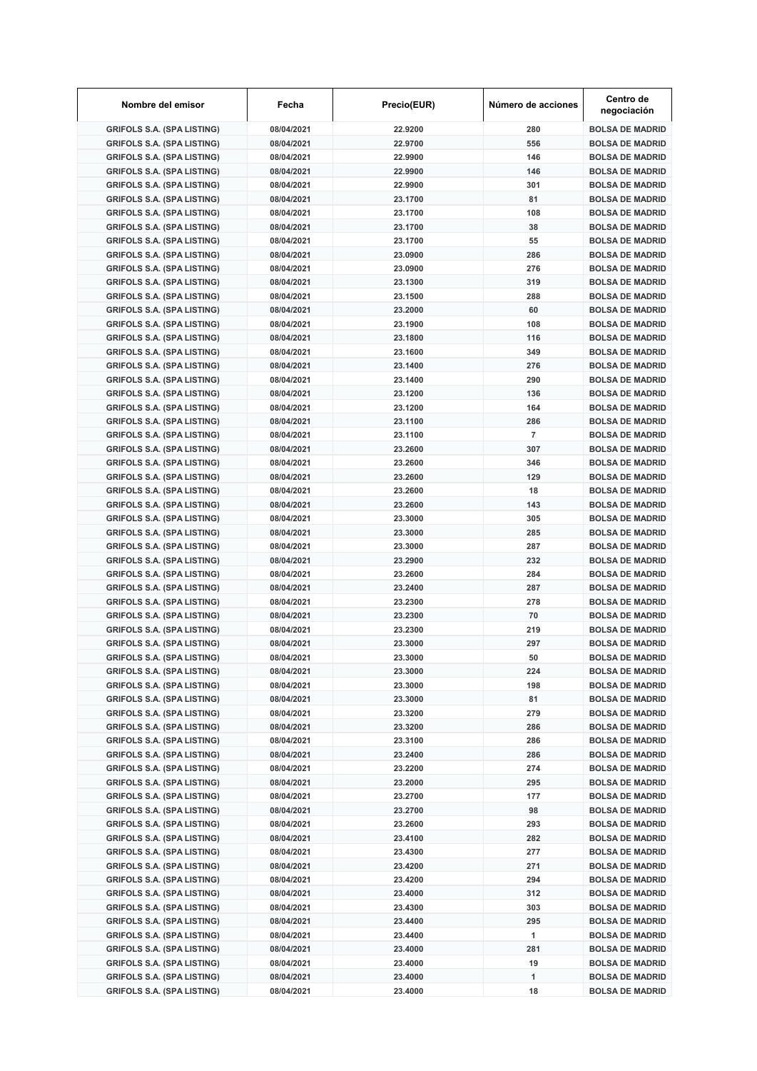| Nombre del emisor | Fecha | Precio(EUR) | Número de acciones | Centro de negociación |
|---|---|---|---|---|
| GRIFOLS S.A. (SPA LISTING) | 08/04/2021 | 22.9200 | 280 | BOLSA DE MADRID |
| GRIFOLS S.A. (SPA LISTING) | 08/04/2021 | 22.9700 | 556 | BOLSA DE MADRID |
| GRIFOLS S.A. (SPA LISTING) | 08/04/2021 | 22.9900 | 146 | BOLSA DE MADRID |
| GRIFOLS S.A. (SPA LISTING) | 08/04/2021 | 22.9900 | 146 | BOLSA DE MADRID |
| GRIFOLS S.A. (SPA LISTING) | 08/04/2021 | 22.9900 | 301 | BOLSA DE MADRID |
| GRIFOLS S.A. (SPA LISTING) | 08/04/2021 | 23.1700 | 81 | BOLSA DE MADRID |
| GRIFOLS S.A. (SPA LISTING) | 08/04/2021 | 23.1700 | 108 | BOLSA DE MADRID |
| GRIFOLS S.A. (SPA LISTING) | 08/04/2021 | 23.1700 | 38 | BOLSA DE MADRID |
| GRIFOLS S.A. (SPA LISTING) | 08/04/2021 | 23.1700 | 55 | BOLSA DE MADRID |
| GRIFOLS S.A. (SPA LISTING) | 08/04/2021 | 23.0900 | 286 | BOLSA DE MADRID |
| GRIFOLS S.A. (SPA LISTING) | 08/04/2021 | 23.0900 | 276 | BOLSA DE MADRID |
| GRIFOLS S.A. (SPA LISTING) | 08/04/2021 | 23.1300 | 319 | BOLSA DE MADRID |
| GRIFOLS S.A. (SPA LISTING) | 08/04/2021 | 23.1500 | 288 | BOLSA DE MADRID |
| GRIFOLS S.A. (SPA LISTING) | 08/04/2021 | 23.2000 | 60 | BOLSA DE MADRID |
| GRIFOLS S.A. (SPA LISTING) | 08/04/2021 | 23.1900 | 108 | BOLSA DE MADRID |
| GRIFOLS S.A. (SPA LISTING) | 08/04/2021 | 23.1800 | 116 | BOLSA DE MADRID |
| GRIFOLS S.A. (SPA LISTING) | 08/04/2021 | 23.1600 | 349 | BOLSA DE MADRID |
| GRIFOLS S.A. (SPA LISTING) | 08/04/2021 | 23.1400 | 276 | BOLSA DE MADRID |
| GRIFOLS S.A. (SPA LISTING) | 08/04/2021 | 23.1400 | 290 | BOLSA DE MADRID |
| GRIFOLS S.A. (SPA LISTING) | 08/04/2021 | 23.1200 | 136 | BOLSA DE MADRID |
| GRIFOLS S.A. (SPA LISTING) | 08/04/2021 | 23.1200 | 164 | BOLSA DE MADRID |
| GRIFOLS S.A. (SPA LISTING) | 08/04/2021 | 23.1100 | 286 | BOLSA DE MADRID |
| GRIFOLS S.A. (SPA LISTING) | 08/04/2021 | 23.1100 | 7 | BOLSA DE MADRID |
| GRIFOLS S.A. (SPA LISTING) | 08/04/2021 | 23.2600 | 307 | BOLSA DE MADRID |
| GRIFOLS S.A. (SPA LISTING) | 08/04/2021 | 23.2600 | 346 | BOLSA DE MADRID |
| GRIFOLS S.A. (SPA LISTING) | 08/04/2021 | 23.2600 | 129 | BOLSA DE MADRID |
| GRIFOLS S.A. (SPA LISTING) | 08/04/2021 | 23.2600 | 18 | BOLSA DE MADRID |
| GRIFOLS S.A. (SPA LISTING) | 08/04/2021 | 23.2600 | 143 | BOLSA DE MADRID |
| GRIFOLS S.A. (SPA LISTING) | 08/04/2021 | 23.3000 | 305 | BOLSA DE MADRID |
| GRIFOLS S.A. (SPA LISTING) | 08/04/2021 | 23.3000 | 285 | BOLSA DE MADRID |
| GRIFOLS S.A. (SPA LISTING) | 08/04/2021 | 23.3000 | 287 | BOLSA DE MADRID |
| GRIFOLS S.A. (SPA LISTING) | 08/04/2021 | 23.2900 | 232 | BOLSA DE MADRID |
| GRIFOLS S.A. (SPA LISTING) | 08/04/2021 | 23.2600 | 284 | BOLSA DE MADRID |
| GRIFOLS S.A. (SPA LISTING) | 08/04/2021 | 23.2400 | 287 | BOLSA DE MADRID |
| GRIFOLS S.A. (SPA LISTING) | 08/04/2021 | 23.2300 | 278 | BOLSA DE MADRID |
| GRIFOLS S.A. (SPA LISTING) | 08/04/2021 | 23.2300 | 70 | BOLSA DE MADRID |
| GRIFOLS S.A. (SPA LISTING) | 08/04/2021 | 23.2300 | 219 | BOLSA DE MADRID |
| GRIFOLS S.A. (SPA LISTING) | 08/04/2021 | 23.3000 | 297 | BOLSA DE MADRID |
| GRIFOLS S.A. (SPA LISTING) | 08/04/2021 | 23.3000 | 50 | BOLSA DE MADRID |
| GRIFOLS S.A. (SPA LISTING) | 08/04/2021 | 23.3000 | 224 | BOLSA DE MADRID |
| GRIFOLS S.A. (SPA LISTING) | 08/04/2021 | 23.3000 | 198 | BOLSA DE MADRID |
| GRIFOLS S.A. (SPA LISTING) | 08/04/2021 | 23.3000 | 81 | BOLSA DE MADRID |
| GRIFOLS S.A. (SPA LISTING) | 08/04/2021 | 23.3200 | 279 | BOLSA DE MADRID |
| GRIFOLS S.A. (SPA LISTING) | 08/04/2021 | 23.3200 | 286 | BOLSA DE MADRID |
| GRIFOLS S.A. (SPA LISTING) | 08/04/2021 | 23.3100 | 286 | BOLSA DE MADRID |
| GRIFOLS S.A. (SPA LISTING) | 08/04/2021 | 23.2400 | 286 | BOLSA DE MADRID |
| GRIFOLS S.A. (SPA LISTING) | 08/04/2021 | 23.2200 | 274 | BOLSA DE MADRID |
| GRIFOLS S.A. (SPA LISTING) | 08/04/2021 | 23.2000 | 295 | BOLSA DE MADRID |
| GRIFOLS S.A. (SPA LISTING) | 08/04/2021 | 23.2700 | 177 | BOLSA DE MADRID |
| GRIFOLS S.A. (SPA LISTING) | 08/04/2021 | 23.2700 | 98 | BOLSA DE MADRID |
| GRIFOLS S.A. (SPA LISTING) | 08/04/2021 | 23.2600 | 293 | BOLSA DE MADRID |
| GRIFOLS S.A. (SPA LISTING) | 08/04/2021 | 23.4100 | 282 | BOLSA DE MADRID |
| GRIFOLS S.A. (SPA LISTING) | 08/04/2021 | 23.4300 | 277 | BOLSA DE MADRID |
| GRIFOLS S.A. (SPA LISTING) | 08/04/2021 | 23.4200 | 271 | BOLSA DE MADRID |
| GRIFOLS S.A. (SPA LISTING) | 08/04/2021 | 23.4200 | 294 | BOLSA DE MADRID |
| GRIFOLS S.A. (SPA LISTING) | 08/04/2021 | 23.4000 | 312 | BOLSA DE MADRID |
| GRIFOLS S.A. (SPA LISTING) | 08/04/2021 | 23.4300 | 303 | BOLSA DE MADRID |
| GRIFOLS S.A. (SPA LISTING) | 08/04/2021 | 23.4400 | 295 | BOLSA DE MADRID |
| GRIFOLS S.A. (SPA LISTING) | 08/04/2021 | 23.4400 | 1 | BOLSA DE MADRID |
| GRIFOLS S.A. (SPA LISTING) | 08/04/2021 | 23.4000 | 281 | BOLSA DE MADRID |
| GRIFOLS S.A. (SPA LISTING) | 08/04/2021 | 23.4000 | 19 | BOLSA DE MADRID |
| GRIFOLS S.A. (SPA LISTING) | 08/04/2021 | 23.4000 | 1 | BOLSA DE MADRID |
| GRIFOLS S.A. (SPA LISTING) | 08/04/2021 | 23.4000 | 18 | BOLSA DE MADRID |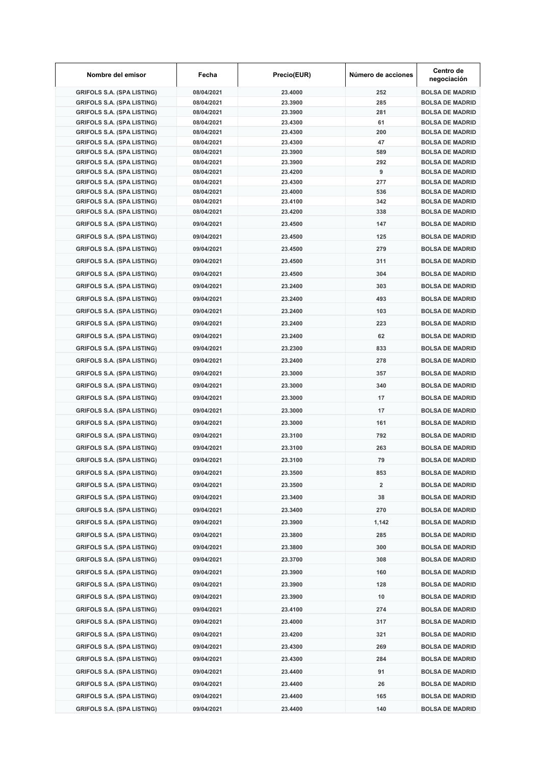| Nombre del emisor | Fecha | Precio(EUR) | Número de acciones | Centro de negociación |
|---|---|---|---|---|
| GRIFOLS S.A. (SPA LISTING) | 08/04/2021 | 23.4000 | 252 | BOLSA DE MADRID |
| GRIFOLS S.A. (SPA LISTING) | 08/04/2021 | 23.3900 | 285 | BOLSA DE MADRID |
| GRIFOLS S.A. (SPA LISTING) | 08/04/2021 | 23.3900 | 281 | BOLSA DE MADRID |
| GRIFOLS S.A. (SPA LISTING) | 08/04/2021 | 23.4300 | 61 | BOLSA DE MADRID |
| GRIFOLS S.A. (SPA LISTING) | 08/04/2021 | 23.4300 | 200 | BOLSA DE MADRID |
| GRIFOLS S.A. (SPA LISTING) | 08/04/2021 | 23.4300 | 47 | BOLSA DE MADRID |
| GRIFOLS S.A. (SPA LISTING) | 08/04/2021 | 23.3900 | 589 | BOLSA DE MADRID |
| GRIFOLS S.A. (SPA LISTING) | 08/04/2021 | 23.3900 | 292 | BOLSA DE MADRID |
| GRIFOLS S.A. (SPA LISTING) | 08/04/2021 | 23.4200 | 9 | BOLSA DE MADRID |
| GRIFOLS S.A. (SPA LISTING) | 08/04/2021 | 23.4300 | 277 | BOLSA DE MADRID |
| GRIFOLS S.A. (SPA LISTING) | 08/04/2021 | 23.4000 | 536 | BOLSA DE MADRID |
| GRIFOLS S.A. (SPA LISTING) | 08/04/2021 | 23.4100 | 342 | BOLSA DE MADRID |
| GRIFOLS S.A. (SPA LISTING) | 08/04/2021 | 23.4200 | 338 | BOLSA DE MADRID |
| GRIFOLS S.A. (SPA LISTING) | 09/04/2021 | 23.4500 | 147 | BOLSA DE MADRID |
| GRIFOLS S.A. (SPA LISTING) | 09/04/2021 | 23.4500 | 125 | BOLSA DE MADRID |
| GRIFOLS S.A. (SPA LISTING) | 09/04/2021 | 23.4500 | 279 | BOLSA DE MADRID |
| GRIFOLS S.A. (SPA LISTING) | 09/04/2021 | 23.4500 | 311 | BOLSA DE MADRID |
| GRIFOLS S.A. (SPA LISTING) | 09/04/2021 | 23.4500 | 304 | BOLSA DE MADRID |
| GRIFOLS S.A. (SPA LISTING) | 09/04/2021 | 23.2400 | 303 | BOLSA DE MADRID |
| GRIFOLS S.A. (SPA LISTING) | 09/04/2021 | 23.2400 | 493 | BOLSA DE MADRID |
| GRIFOLS S.A. (SPA LISTING) | 09/04/2021 | 23.2400 | 103 | BOLSA DE MADRID |
| GRIFOLS S.A. (SPA LISTING) | 09/04/2021 | 23.2400 | 223 | BOLSA DE MADRID |
| GRIFOLS S.A. (SPA LISTING) | 09/04/2021 | 23.2400 | 62 | BOLSA DE MADRID |
| GRIFOLS S.A. (SPA LISTING) | 09/04/2021 | 23.2300 | 833 | BOLSA DE MADRID |
| GRIFOLS S.A. (SPA LISTING) | 09/04/2021 | 23.2400 | 278 | BOLSA DE MADRID |
| GRIFOLS S.A. (SPA LISTING) | 09/04/2021 | 23.3000 | 357 | BOLSA DE MADRID |
| GRIFOLS S.A. (SPA LISTING) | 09/04/2021 | 23.3000 | 340 | BOLSA DE MADRID |
| GRIFOLS S.A. (SPA LISTING) | 09/04/2021 | 23.3000 | 17 | BOLSA DE MADRID |
| GRIFOLS S.A. (SPA LISTING) | 09/04/2021 | 23.3000 | 17 | BOLSA DE MADRID |
| GRIFOLS S.A. (SPA LISTING) | 09/04/2021 | 23.3000 | 161 | BOLSA DE MADRID |
| GRIFOLS S.A. (SPA LISTING) | 09/04/2021 | 23.3100 | 792 | BOLSA DE MADRID |
| GRIFOLS S.A. (SPA LISTING) | 09/04/2021 | 23.3100 | 263 | BOLSA DE MADRID |
| GRIFOLS S.A. (SPA LISTING) | 09/04/2021 | 23.3100 | 79 | BOLSA DE MADRID |
| GRIFOLS S.A. (SPA LISTING) | 09/04/2021 | 23.3500 | 853 | BOLSA DE MADRID |
| GRIFOLS S.A. (SPA LISTING) | 09/04/2021 | 23.3500 | 2 | BOLSA DE MADRID |
| GRIFOLS S.A. (SPA LISTING) | 09/04/2021 | 23.3400 | 38 | BOLSA DE MADRID |
| GRIFOLS S.A. (SPA LISTING) | 09/04/2021 | 23.3400 | 270 | BOLSA DE MADRID |
| GRIFOLS S.A. (SPA LISTING) | 09/04/2021 | 23.3900 | 1,142 | BOLSA DE MADRID |
| GRIFOLS S.A. (SPA LISTING) | 09/04/2021 | 23.3800 | 285 | BOLSA DE MADRID |
| GRIFOLS S.A. (SPA LISTING) | 09/04/2021 | 23.3800 | 300 | BOLSA DE MADRID |
| GRIFOLS S.A. (SPA LISTING) | 09/04/2021 | 23.3700 | 308 | BOLSA DE MADRID |
| GRIFOLS S.A. (SPA LISTING) | 09/04/2021 | 23.3900 | 160 | BOLSA DE MADRID |
| GRIFOLS S.A. (SPA LISTING) | 09/04/2021 | 23.3900 | 128 | BOLSA DE MADRID |
| GRIFOLS S.A. (SPA LISTING) | 09/04/2021 | 23.3900 | 10 | BOLSA DE MADRID |
| GRIFOLS S.A. (SPA LISTING) | 09/04/2021 | 23.4100 | 274 | BOLSA DE MADRID |
| GRIFOLS S.A. (SPA LISTING) | 09/04/2021 | 23.4000 | 317 | BOLSA DE MADRID |
| GRIFOLS S.A. (SPA LISTING) | 09/04/2021 | 23.4200 | 321 | BOLSA DE MADRID |
| GRIFOLS S.A. (SPA LISTING) | 09/04/2021 | 23.4300 | 269 | BOLSA DE MADRID |
| GRIFOLS S.A. (SPA LISTING) | 09/04/2021 | 23.4300 | 284 | BOLSA DE MADRID |
| GRIFOLS S.A. (SPA LISTING) | 09/04/2021 | 23.4400 | 91 | BOLSA DE MADRID |
| GRIFOLS S.A. (SPA LISTING) | 09/04/2021 | 23.4400 | 26 | BOLSA DE MADRID |
| GRIFOLS S.A. (SPA LISTING) | 09/04/2021 | 23.4400 | 165 | BOLSA DE MADRID |
| GRIFOLS S.A. (SPA LISTING) | 09/04/2021 | 23.4400 | 140 | BOLSA DE MADRID |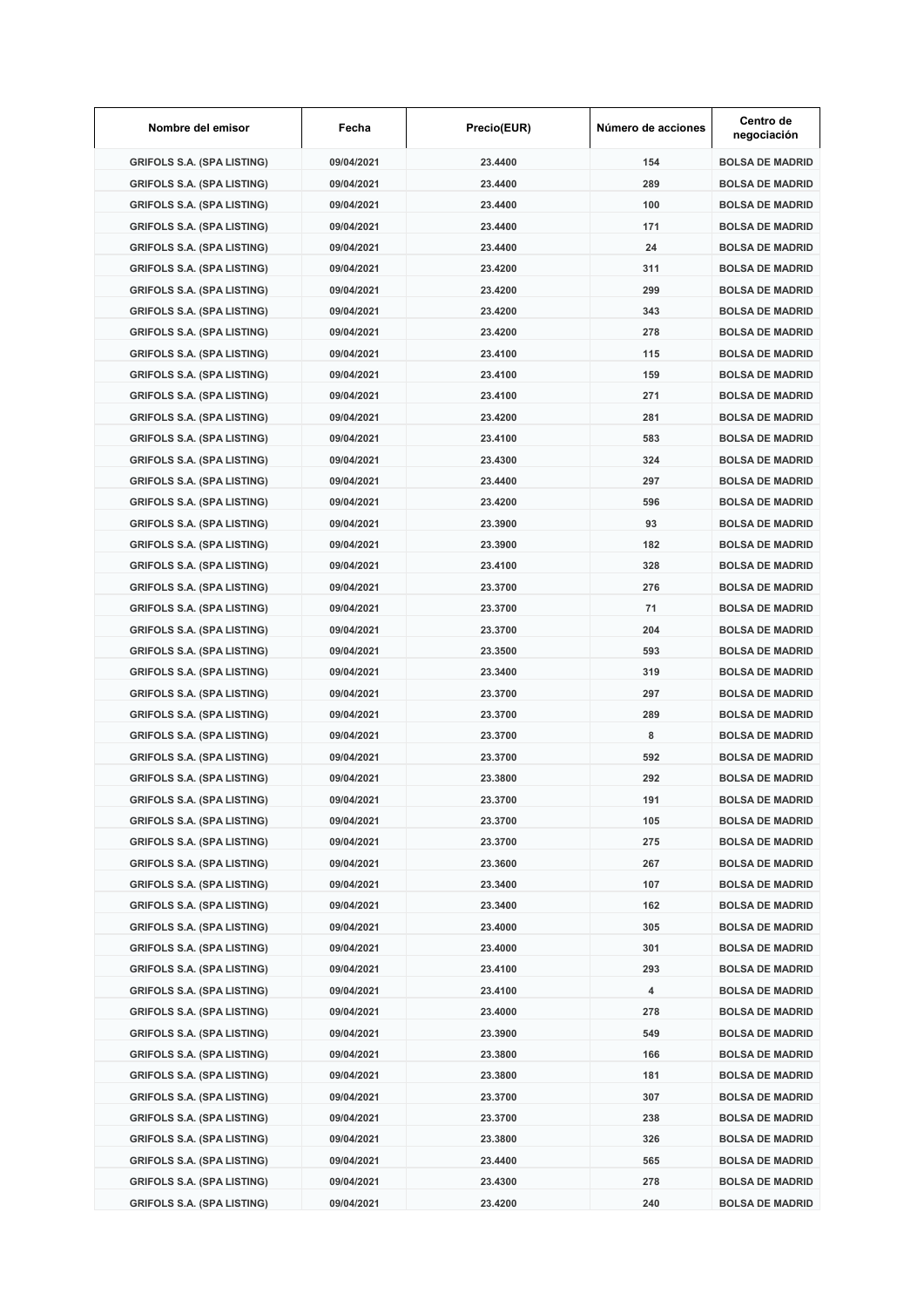| Nombre del emisor | Fecha | Precio(EUR) | Número de acciones | Centro de negociación |
|---|---|---|---|---|
| GRIFOLS S.A. (SPA LISTING) | 09/04/2021 | 23.4400 | 154 | BOLSA DE MADRID |
| GRIFOLS S.A. (SPA LISTING) | 09/04/2021 | 23.4400 | 289 | BOLSA DE MADRID |
| GRIFOLS S.A. (SPA LISTING) | 09/04/2021 | 23.4400 | 100 | BOLSA DE MADRID |
| GRIFOLS S.A. (SPA LISTING) | 09/04/2021 | 23.4400 | 171 | BOLSA DE MADRID |
| GRIFOLS S.A. (SPA LISTING) | 09/04/2021 | 23.4400 | 24 | BOLSA DE MADRID |
| GRIFOLS S.A. (SPA LISTING) | 09/04/2021 | 23.4200 | 311 | BOLSA DE MADRID |
| GRIFOLS S.A. (SPA LISTING) | 09/04/2021 | 23.4200 | 299 | BOLSA DE MADRID |
| GRIFOLS S.A. (SPA LISTING) | 09/04/2021 | 23.4200 | 343 | BOLSA DE MADRID |
| GRIFOLS S.A. (SPA LISTING) | 09/04/2021 | 23.4200 | 278 | BOLSA DE MADRID |
| GRIFOLS S.A. (SPA LISTING) | 09/04/2021 | 23.4100 | 115 | BOLSA DE MADRID |
| GRIFOLS S.A. (SPA LISTING) | 09/04/2021 | 23.4100 | 159 | BOLSA DE MADRID |
| GRIFOLS S.A. (SPA LISTING) | 09/04/2021 | 23.4100 | 271 | BOLSA DE MADRID |
| GRIFOLS S.A. (SPA LISTING) | 09/04/2021 | 23.4200 | 281 | BOLSA DE MADRID |
| GRIFOLS S.A. (SPA LISTING) | 09/04/2021 | 23.4100 | 583 | BOLSA DE MADRID |
| GRIFOLS S.A. (SPA LISTING) | 09/04/2021 | 23.4300 | 324 | BOLSA DE MADRID |
| GRIFOLS S.A. (SPA LISTING) | 09/04/2021 | 23.4400 | 297 | BOLSA DE MADRID |
| GRIFOLS S.A. (SPA LISTING) | 09/04/2021 | 23.4200 | 596 | BOLSA DE MADRID |
| GRIFOLS S.A. (SPA LISTING) | 09/04/2021 | 23.3900 | 93 | BOLSA DE MADRID |
| GRIFOLS S.A. (SPA LISTING) | 09/04/2021 | 23.3900 | 182 | BOLSA DE MADRID |
| GRIFOLS S.A. (SPA LISTING) | 09/04/2021 | 23.4100 | 328 | BOLSA DE MADRID |
| GRIFOLS S.A. (SPA LISTING) | 09/04/2021 | 23.3700 | 276 | BOLSA DE MADRID |
| GRIFOLS S.A. (SPA LISTING) | 09/04/2021 | 23.3700 | 71 | BOLSA DE MADRID |
| GRIFOLS S.A. (SPA LISTING) | 09/04/2021 | 23.3700 | 204 | BOLSA DE MADRID |
| GRIFOLS S.A. (SPA LISTING) | 09/04/2021 | 23.3500 | 593 | BOLSA DE MADRID |
| GRIFOLS S.A. (SPA LISTING) | 09/04/2021 | 23.3400 | 319 | BOLSA DE MADRID |
| GRIFOLS S.A. (SPA LISTING) | 09/04/2021 | 23.3700 | 297 | BOLSA DE MADRID |
| GRIFOLS S.A. (SPA LISTING) | 09/04/2021 | 23.3700 | 289 | BOLSA DE MADRID |
| GRIFOLS S.A. (SPA LISTING) | 09/04/2021 | 23.3700 | 8 | BOLSA DE MADRID |
| GRIFOLS S.A. (SPA LISTING) | 09/04/2021 | 23.3700 | 592 | BOLSA DE MADRID |
| GRIFOLS S.A. (SPA LISTING) | 09/04/2021 | 23.3800 | 292 | BOLSA DE MADRID |
| GRIFOLS S.A. (SPA LISTING) | 09/04/2021 | 23.3700 | 191 | BOLSA DE MADRID |
| GRIFOLS S.A. (SPA LISTING) | 09/04/2021 | 23.3700 | 105 | BOLSA DE MADRID |
| GRIFOLS S.A. (SPA LISTING) | 09/04/2021 | 23.3700 | 275 | BOLSA DE MADRID |
| GRIFOLS S.A. (SPA LISTING) | 09/04/2021 | 23.3600 | 267 | BOLSA DE MADRID |
| GRIFOLS S.A. (SPA LISTING) | 09/04/2021 | 23.3400 | 107 | BOLSA DE MADRID |
| GRIFOLS S.A. (SPA LISTING) | 09/04/2021 | 23.3400 | 162 | BOLSA DE MADRID |
| GRIFOLS S.A. (SPA LISTING) | 09/04/2021 | 23.4000 | 305 | BOLSA DE MADRID |
| GRIFOLS S.A. (SPA LISTING) | 09/04/2021 | 23.4000 | 301 | BOLSA DE MADRID |
| GRIFOLS S.A. (SPA LISTING) | 09/04/2021 | 23.4100 | 293 | BOLSA DE MADRID |
| GRIFOLS S.A. (SPA LISTING) | 09/04/2021 | 23.4100 | 4 | BOLSA DE MADRID |
| GRIFOLS S.A. (SPA LISTING) | 09/04/2021 | 23.4000 | 278 | BOLSA DE MADRID |
| GRIFOLS S.A. (SPA LISTING) | 09/04/2021 | 23.3900 | 549 | BOLSA DE MADRID |
| GRIFOLS S.A. (SPA LISTING) | 09/04/2021 | 23.3800 | 166 | BOLSA DE MADRID |
| GRIFOLS S.A. (SPA LISTING) | 09/04/2021 | 23.3800 | 181 | BOLSA DE MADRID |
| GRIFOLS S.A. (SPA LISTING) | 09/04/2021 | 23.3700 | 307 | BOLSA DE MADRID |
| GRIFOLS S.A. (SPA LISTING) | 09/04/2021 | 23.3700 | 238 | BOLSA DE MADRID |
| GRIFOLS S.A. (SPA LISTING) | 09/04/2021 | 23.3800 | 326 | BOLSA DE MADRID |
| GRIFOLS S.A. (SPA LISTING) | 09/04/2021 | 23.4400 | 565 | BOLSA DE MADRID |
| GRIFOLS S.A. (SPA LISTING) | 09/04/2021 | 23.4300 | 278 | BOLSA DE MADRID |
| GRIFOLS S.A. (SPA LISTING) | 09/04/2021 | 23.4200 | 240 | BOLSA DE MADRID |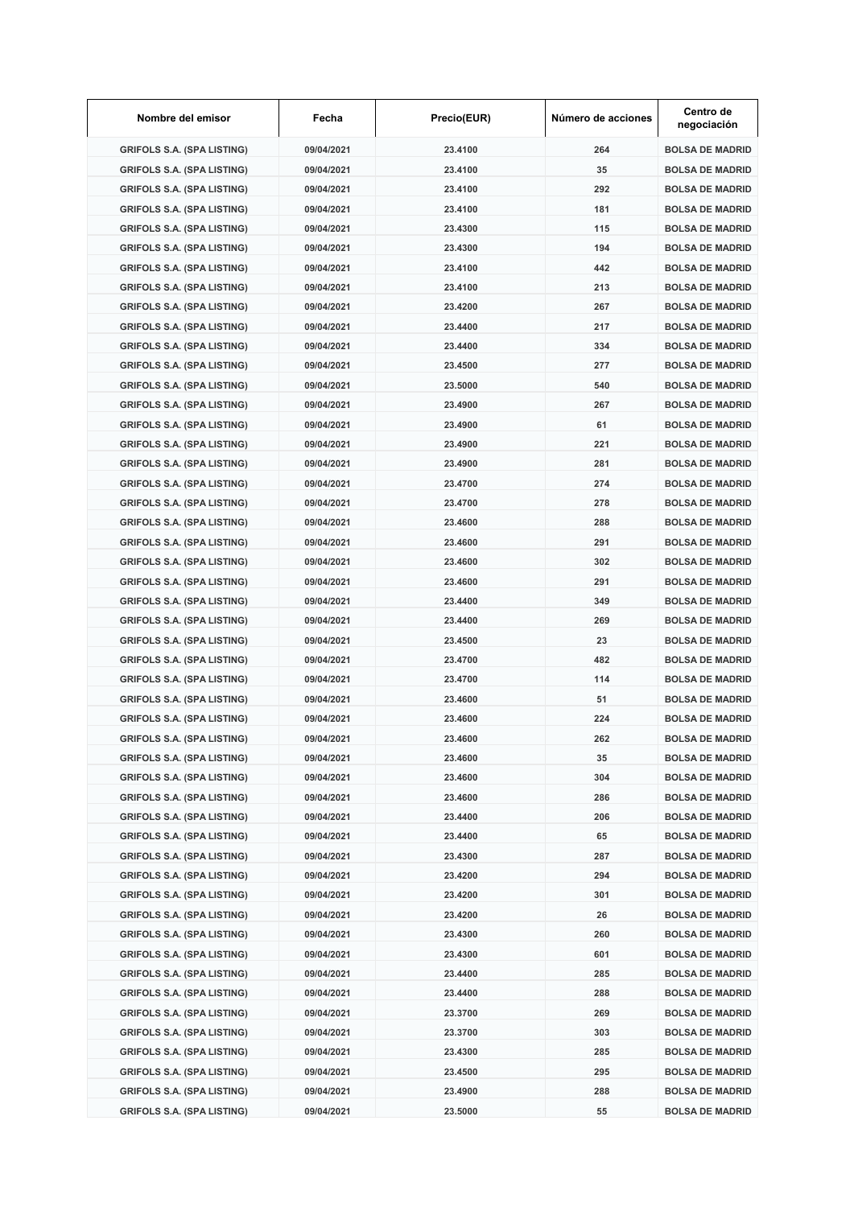| Nombre del emisor | Fecha | Precio(EUR) | Número de acciones | Centro de negociación |
|---|---|---|---|---|
| GRIFOLS S.A. (SPA LISTING) | 09/04/2021 | 23.4100 | 264 | BOLSA DE MADRID |
| GRIFOLS S.A. (SPA LISTING) | 09/04/2021 | 23.4100 | 35 | BOLSA DE MADRID |
| GRIFOLS S.A. (SPA LISTING) | 09/04/2021 | 23.4100 | 292 | BOLSA DE MADRID |
| GRIFOLS S.A. (SPA LISTING) | 09/04/2021 | 23.4100 | 181 | BOLSA DE MADRID |
| GRIFOLS S.A. (SPA LISTING) | 09/04/2021 | 23.4300 | 115 | BOLSA DE MADRID |
| GRIFOLS S.A. (SPA LISTING) | 09/04/2021 | 23.4300 | 194 | BOLSA DE MADRID |
| GRIFOLS S.A. (SPA LISTING) | 09/04/2021 | 23.4100 | 442 | BOLSA DE MADRID |
| GRIFOLS S.A. (SPA LISTING) | 09/04/2021 | 23.4100 | 213 | BOLSA DE MADRID |
| GRIFOLS S.A. (SPA LISTING) | 09/04/2021 | 23.4200 | 267 | BOLSA DE MADRID |
| GRIFOLS S.A. (SPA LISTING) | 09/04/2021 | 23.4400 | 217 | BOLSA DE MADRID |
| GRIFOLS S.A. (SPA LISTING) | 09/04/2021 | 23.4400 | 334 | BOLSA DE MADRID |
| GRIFOLS S.A. (SPA LISTING) | 09/04/2021 | 23.4500 | 277 | BOLSA DE MADRID |
| GRIFOLS S.A. (SPA LISTING) | 09/04/2021 | 23.5000 | 540 | BOLSA DE MADRID |
| GRIFOLS S.A. (SPA LISTING) | 09/04/2021 | 23.4900 | 267 | BOLSA DE MADRID |
| GRIFOLS S.A. (SPA LISTING) | 09/04/2021 | 23.4900 | 61 | BOLSA DE MADRID |
| GRIFOLS S.A. (SPA LISTING) | 09/04/2021 | 23.4900 | 221 | BOLSA DE MADRID |
| GRIFOLS S.A. (SPA LISTING) | 09/04/2021 | 23.4900 | 281 | BOLSA DE MADRID |
| GRIFOLS S.A. (SPA LISTING) | 09/04/2021 | 23.4700 | 274 | BOLSA DE MADRID |
| GRIFOLS S.A. (SPA LISTING) | 09/04/2021 | 23.4700 | 278 | BOLSA DE MADRID |
| GRIFOLS S.A. (SPA LISTING) | 09/04/2021 | 23.4600 | 288 | BOLSA DE MADRID |
| GRIFOLS S.A. (SPA LISTING) | 09/04/2021 | 23.4600 | 291 | BOLSA DE MADRID |
| GRIFOLS S.A. (SPA LISTING) | 09/04/2021 | 23.4600 | 302 | BOLSA DE MADRID |
| GRIFOLS S.A. (SPA LISTING) | 09/04/2021 | 23.4600 | 291 | BOLSA DE MADRID |
| GRIFOLS S.A. (SPA LISTING) | 09/04/2021 | 23.4400 | 349 | BOLSA DE MADRID |
| GRIFOLS S.A. (SPA LISTING) | 09/04/2021 | 23.4400 | 269 | BOLSA DE MADRID |
| GRIFOLS S.A. (SPA LISTING) | 09/04/2021 | 23.4500 | 23 | BOLSA DE MADRID |
| GRIFOLS S.A. (SPA LISTING) | 09/04/2021 | 23.4700 | 482 | BOLSA DE MADRID |
| GRIFOLS S.A. (SPA LISTING) | 09/04/2021 | 23.4700 | 114 | BOLSA DE MADRID |
| GRIFOLS S.A. (SPA LISTING) | 09/04/2021 | 23.4600 | 51 | BOLSA DE MADRID |
| GRIFOLS S.A. (SPA LISTING) | 09/04/2021 | 23.4600 | 224 | BOLSA DE MADRID |
| GRIFOLS S.A. (SPA LISTING) | 09/04/2021 | 23.4600 | 262 | BOLSA DE MADRID |
| GRIFOLS S.A. (SPA LISTING) | 09/04/2021 | 23.4600 | 35 | BOLSA DE MADRID |
| GRIFOLS S.A. (SPA LISTING) | 09/04/2021 | 23.4600 | 304 | BOLSA DE MADRID |
| GRIFOLS S.A. (SPA LISTING) | 09/04/2021 | 23.4600 | 286 | BOLSA DE MADRID |
| GRIFOLS S.A. (SPA LISTING) | 09/04/2021 | 23.4400 | 206 | BOLSA DE MADRID |
| GRIFOLS S.A. (SPA LISTING) | 09/04/2021 | 23.4400 | 65 | BOLSA DE MADRID |
| GRIFOLS S.A. (SPA LISTING) | 09/04/2021 | 23.4300 | 287 | BOLSA DE MADRID |
| GRIFOLS S.A. (SPA LISTING) | 09/04/2021 | 23.4200 | 294 | BOLSA DE MADRID |
| GRIFOLS S.A. (SPA LISTING) | 09/04/2021 | 23.4200 | 301 | BOLSA DE MADRID |
| GRIFOLS S.A. (SPA LISTING) | 09/04/2021 | 23.4200 | 26 | BOLSA DE MADRID |
| GRIFOLS S.A. (SPA LISTING) | 09/04/2021 | 23.4300 | 260 | BOLSA DE MADRID |
| GRIFOLS S.A. (SPA LISTING) | 09/04/2021 | 23.4300 | 601 | BOLSA DE MADRID |
| GRIFOLS S.A. (SPA LISTING) | 09/04/2021 | 23.4400 | 285 | BOLSA DE MADRID |
| GRIFOLS S.A. (SPA LISTING) | 09/04/2021 | 23.4400 | 288 | BOLSA DE MADRID |
| GRIFOLS S.A. (SPA LISTING) | 09/04/2021 | 23.3700 | 269 | BOLSA DE MADRID |
| GRIFOLS S.A. (SPA LISTING) | 09/04/2021 | 23.3700 | 303 | BOLSA DE MADRID |
| GRIFOLS S.A. (SPA LISTING) | 09/04/2021 | 23.4300 | 285 | BOLSA DE MADRID |
| GRIFOLS S.A. (SPA LISTING) | 09/04/2021 | 23.4500 | 295 | BOLSA DE MADRID |
| GRIFOLS S.A. (SPA LISTING) | 09/04/2021 | 23.4900 | 288 | BOLSA DE MADRID |
| GRIFOLS S.A. (SPA LISTING) | 09/04/2021 | 23.5000 | 55 | BOLSA DE MADRID |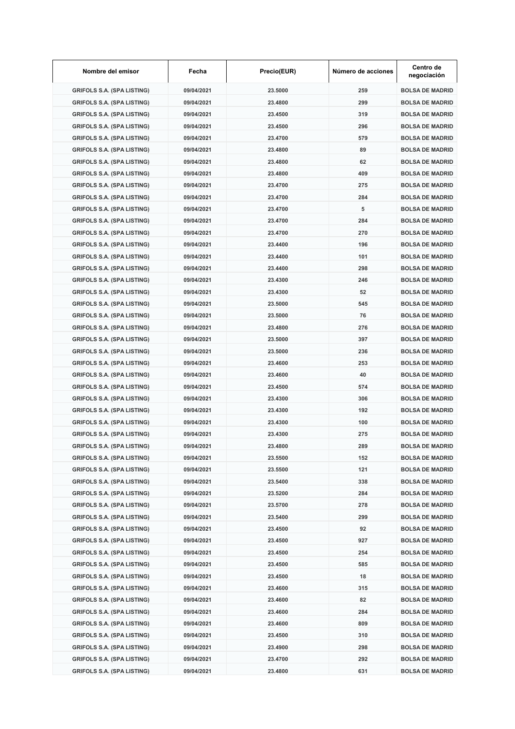| Nombre del emisor | Fecha | Precio(EUR) | Número de acciones | Centro de negociación |
| --- | --- | --- | --- | --- |
| GRIFOLS S.A. (SPA LISTING) | 09/04/2021 | 23.5000 | 259 | BOLSA DE MADRID |
| GRIFOLS S.A. (SPA LISTING) | 09/04/2021 | 23.4800 | 299 | BOLSA DE MADRID |
| GRIFOLS S.A. (SPA LISTING) | 09/04/2021 | 23.4500 | 319 | BOLSA DE MADRID |
| GRIFOLS S.A. (SPA LISTING) | 09/04/2021 | 23.4500 | 296 | BOLSA DE MADRID |
| GRIFOLS S.A. (SPA LISTING) | 09/04/2021 | 23.4700 | 579 | BOLSA DE MADRID |
| GRIFOLS S.A. (SPA LISTING) | 09/04/2021 | 23.4800 | 89 | BOLSA DE MADRID |
| GRIFOLS S.A. (SPA LISTING) | 09/04/2021 | 23.4800 | 62 | BOLSA DE MADRID |
| GRIFOLS S.A. (SPA LISTING) | 09/04/2021 | 23.4800 | 409 | BOLSA DE MADRID |
| GRIFOLS S.A. (SPA LISTING) | 09/04/2021 | 23.4700 | 275 | BOLSA DE MADRID |
| GRIFOLS S.A. (SPA LISTING) | 09/04/2021 | 23.4700 | 284 | BOLSA DE MADRID |
| GRIFOLS S.A. (SPA LISTING) | 09/04/2021 | 23.4700 | 5 | BOLSA DE MADRID |
| GRIFOLS S.A. (SPA LISTING) | 09/04/2021 | 23.4700 | 284 | BOLSA DE MADRID |
| GRIFOLS S.A. (SPA LISTING) | 09/04/2021 | 23.4700 | 270 | BOLSA DE MADRID |
| GRIFOLS S.A. (SPA LISTING) | 09/04/2021 | 23.4400 | 196 | BOLSA DE MADRID |
| GRIFOLS S.A. (SPA LISTING) | 09/04/2021 | 23.4400 | 101 | BOLSA DE MADRID |
| GRIFOLS S.A. (SPA LISTING) | 09/04/2021 | 23.4400 | 298 | BOLSA DE MADRID |
| GRIFOLS S.A. (SPA LISTING) | 09/04/2021 | 23.4300 | 246 | BOLSA DE MADRID |
| GRIFOLS S.A. (SPA LISTING) | 09/04/2021 | 23.4300 | 52 | BOLSA DE MADRID |
| GRIFOLS S.A. (SPA LISTING) | 09/04/2021 | 23.5000 | 545 | BOLSA DE MADRID |
| GRIFOLS S.A. (SPA LISTING) | 09/04/2021 | 23.5000 | 76 | BOLSA DE MADRID |
| GRIFOLS S.A. (SPA LISTING) | 09/04/2021 | 23.4800 | 276 | BOLSA DE MADRID |
| GRIFOLS S.A. (SPA LISTING) | 09/04/2021 | 23.5000 | 397 | BOLSA DE MADRID |
| GRIFOLS S.A. (SPA LISTING) | 09/04/2021 | 23.5000 | 236 | BOLSA DE MADRID |
| GRIFOLS S.A. (SPA LISTING) | 09/04/2021 | 23.4600 | 253 | BOLSA DE MADRID |
| GRIFOLS S.A. (SPA LISTING) | 09/04/2021 | 23.4600 | 40 | BOLSA DE MADRID |
| GRIFOLS S.A. (SPA LISTING) | 09/04/2021 | 23.4500 | 574 | BOLSA DE MADRID |
| GRIFOLS S.A. (SPA LISTING) | 09/04/2021 | 23.4300 | 306 | BOLSA DE MADRID |
| GRIFOLS S.A. (SPA LISTING) | 09/04/2021 | 23.4300 | 192 | BOLSA DE MADRID |
| GRIFOLS S.A. (SPA LISTING) | 09/04/2021 | 23.4300 | 100 | BOLSA DE MADRID |
| GRIFOLS S.A. (SPA LISTING) | 09/04/2021 | 23.4300 | 275 | BOLSA DE MADRID |
| GRIFOLS S.A. (SPA LISTING) | 09/04/2021 | 23.4800 | 289 | BOLSA DE MADRID |
| GRIFOLS S.A. (SPA LISTING) | 09/04/2021 | 23.5500 | 152 | BOLSA DE MADRID |
| GRIFOLS S.A. (SPA LISTING) | 09/04/2021 | 23.5500 | 121 | BOLSA DE MADRID |
| GRIFOLS S.A. (SPA LISTING) | 09/04/2021 | 23.5400 | 338 | BOLSA DE MADRID |
| GRIFOLS S.A. (SPA LISTING) | 09/04/2021 | 23.5200 | 284 | BOLSA DE MADRID |
| GRIFOLS S.A. (SPA LISTING) | 09/04/2021 | 23.5700 | 278 | BOLSA DE MADRID |
| GRIFOLS S.A. (SPA LISTING) | 09/04/2021 | 23.5400 | 299 | BOLSA DE MADRID |
| GRIFOLS S.A. (SPA LISTING) | 09/04/2021 | 23.4500 | 92 | BOLSA DE MADRID |
| GRIFOLS S.A. (SPA LISTING) | 09/04/2021 | 23.4500 | 927 | BOLSA DE MADRID |
| GRIFOLS S.A. (SPA LISTING) | 09/04/2021 | 23.4500 | 254 | BOLSA DE MADRID |
| GRIFOLS S.A. (SPA LISTING) | 09/04/2021 | 23.4500 | 585 | BOLSA DE MADRID |
| GRIFOLS S.A. (SPA LISTING) | 09/04/2021 | 23.4500 | 18 | BOLSA DE MADRID |
| GRIFOLS S.A. (SPA LISTING) | 09/04/2021 | 23.4600 | 315 | BOLSA DE MADRID |
| GRIFOLS S.A. (SPA LISTING) | 09/04/2021 | 23.4600 | 82 | BOLSA DE MADRID |
| GRIFOLS S.A. (SPA LISTING) | 09/04/2021 | 23.4600 | 284 | BOLSA DE MADRID |
| GRIFOLS S.A. (SPA LISTING) | 09/04/2021 | 23.4600 | 809 | BOLSA DE MADRID |
| GRIFOLS S.A. (SPA LISTING) | 09/04/2021 | 23.4500 | 310 | BOLSA DE MADRID |
| GRIFOLS S.A. (SPA LISTING) | 09/04/2021 | 23.4900 | 298 | BOLSA DE MADRID |
| GRIFOLS S.A. (SPA LISTING) | 09/04/2021 | 23.4700 | 292 | BOLSA DE MADRID |
| GRIFOLS S.A. (SPA LISTING) | 09/04/2021 | 23.4800 | 631 | BOLSA DE MADRID |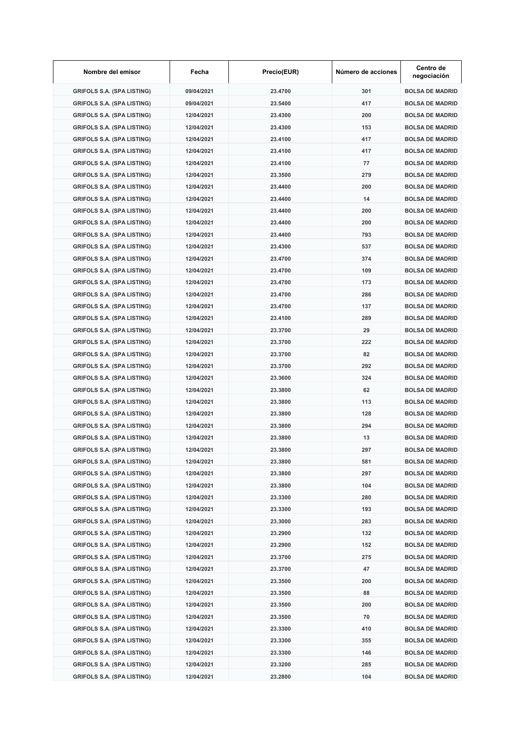| Nombre del emisor | Fecha | Precio(EUR) | Número de acciones | Centro de negociación |
|---|---|---|---|---|
| GRIFOLS S.A. (SPA LISTING) | 09/04/2021 | 23.4700 | 301 | BOLSA DE MADRID |
| GRIFOLS S.A. (SPA LISTING) | 09/04/2021 | 23.5400 | 417 | BOLSA DE MADRID |
| GRIFOLS S.A. (SPA LISTING) | 12/04/2021 | 23.4300 | 200 | BOLSA DE MADRID |
| GRIFOLS S.A. (SPA LISTING) | 12/04/2021 | 23.4300 | 153 | BOLSA DE MADRID |
| GRIFOLS S.A. (SPA LISTING) | 12/04/2021 | 23.4100 | 417 | BOLSA DE MADRID |
| GRIFOLS S.A. (SPA LISTING) | 12/04/2021 | 23.4100 | 417 | BOLSA DE MADRID |
| GRIFOLS S.A. (SPA LISTING) | 12/04/2021 | 23.4100 | 77 | BOLSA DE MADRID |
| GRIFOLS S.A. (SPA LISTING) | 12/04/2021 | 23.3500 | 279 | BOLSA DE MADRID |
| GRIFOLS S.A. (SPA LISTING) | 12/04/2021 | 23.4400 | 200 | BOLSA DE MADRID |
| GRIFOLS S.A. (SPA LISTING) | 12/04/2021 | 23.4400 | 14 | BOLSA DE MADRID |
| GRIFOLS S.A. (SPA LISTING) | 12/04/2021 | 23.4400 | 200 | BOLSA DE MADRID |
| GRIFOLS S.A. (SPA LISTING) | 12/04/2021 | 23.4400 | 200 | BOLSA DE MADRID |
| GRIFOLS S.A. (SPA LISTING) | 12/04/2021 | 23.4400 | 793 | BOLSA DE MADRID |
| GRIFOLS S.A. (SPA LISTING) | 12/04/2021 | 23.4300 | 537 | BOLSA DE MADRID |
| GRIFOLS S.A. (SPA LISTING) | 12/04/2021 | 23.4700 | 374 | BOLSA DE MADRID |
| GRIFOLS S.A. (SPA LISTING) | 12/04/2021 | 23.4700 | 109 | BOLSA DE MADRID |
| GRIFOLS S.A. (SPA LISTING) | 12/04/2021 | 23.4700 | 173 | BOLSA DE MADRID |
| GRIFOLS S.A. (SPA LISTING) | 12/04/2021 | 23.4700 | 286 | BOLSA DE MADRID |
| GRIFOLS S.A. (SPA LISTING) | 12/04/2021 | 23.4700 | 137 | BOLSA DE MADRID |
| GRIFOLS S.A. (SPA LISTING) | 12/04/2021 | 23.4100 | 289 | BOLSA DE MADRID |
| GRIFOLS S.A. (SPA LISTING) | 12/04/2021 | 23.3700 | 29 | BOLSA DE MADRID |
| GRIFOLS S.A. (SPA LISTING) | 12/04/2021 | 23.3700 | 222 | BOLSA DE MADRID |
| GRIFOLS S.A. (SPA LISTING) | 12/04/2021 | 23.3700 | 82 | BOLSA DE MADRID |
| GRIFOLS S.A. (SPA LISTING) | 12/04/2021 | 23.3700 | 292 | BOLSA DE MADRID |
| GRIFOLS S.A. (SPA LISTING) | 12/04/2021 | 23.3600 | 324 | BOLSA DE MADRID |
| GRIFOLS S.A. (SPA LISTING) | 12/04/2021 | 23.3800 | 62 | BOLSA DE MADRID |
| GRIFOLS S.A. (SPA LISTING) | 12/04/2021 | 23.3800 | 113 | BOLSA DE MADRID |
| GRIFOLS S.A. (SPA LISTING) | 12/04/2021 | 23.3800 | 128 | BOLSA DE MADRID |
| GRIFOLS S.A. (SPA LISTING) | 12/04/2021 | 23.3800 | 294 | BOLSA DE MADRID |
| GRIFOLS S.A. (SPA LISTING) | 12/04/2021 | 23.3800 | 13 | BOLSA DE MADRID |
| GRIFOLS S.A. (SPA LISTING) | 12/04/2021 | 23.3800 | 297 | BOLSA DE MADRID |
| GRIFOLS S.A. (SPA LISTING) | 12/04/2021 | 23.3800 | 581 | BOLSA DE MADRID |
| GRIFOLS S.A. (SPA LISTING) | 12/04/2021 | 23.3800 | 297 | BOLSA DE MADRID |
| GRIFOLS S.A. (SPA LISTING) | 12/04/2021 | 23.3800 | 104 | BOLSA DE MADRID |
| GRIFOLS S.A. (SPA LISTING) | 12/04/2021 | 23.3300 | 280 | BOLSA DE MADRID |
| GRIFOLS S.A. (SPA LISTING) | 12/04/2021 | 23.3300 | 193 | BOLSA DE MADRID |
| GRIFOLS S.A. (SPA LISTING) | 12/04/2021 | 23.3000 | 283 | BOLSA DE MADRID |
| GRIFOLS S.A. (SPA LISTING) | 12/04/2021 | 23.2900 | 132 | BOLSA DE MADRID |
| GRIFOLS S.A. (SPA LISTING) | 12/04/2021 | 23.2900 | 152 | BOLSA DE MADRID |
| GRIFOLS S.A. (SPA LISTING) | 12/04/2021 | 23.3700 | 275 | BOLSA DE MADRID |
| GRIFOLS S.A. (SPA LISTING) | 12/04/2021 | 23.3700 | 47 | BOLSA DE MADRID |
| GRIFOLS S.A. (SPA LISTING) | 12/04/2021 | 23.3500 | 200 | BOLSA DE MADRID |
| GRIFOLS S.A. (SPA LISTING) | 12/04/2021 | 23.3500 | 88 | BOLSA DE MADRID |
| GRIFOLS S.A. (SPA LISTING) | 12/04/2021 | 23.3500 | 200 | BOLSA DE MADRID |
| GRIFOLS S.A. (SPA LISTING) | 12/04/2021 | 23.3500 | 70 | BOLSA DE MADRID |
| GRIFOLS S.A. (SPA LISTING) | 12/04/2021 | 23.3300 | 410 | BOLSA DE MADRID |
| GRIFOLS S.A. (SPA LISTING) | 12/04/2021 | 23.3300 | 355 | BOLSA DE MADRID |
| GRIFOLS S.A. (SPA LISTING) | 12/04/2021 | 23.3300 | 146 | BOLSA DE MADRID |
| GRIFOLS S.A. (SPA LISTING) | 12/04/2021 | 23.3200 | 285 | BOLSA DE MADRID |
| GRIFOLS S.A. (SPA LISTING) | 12/04/2021 | 23.2800 | 104 | BOLSA DE MADRID |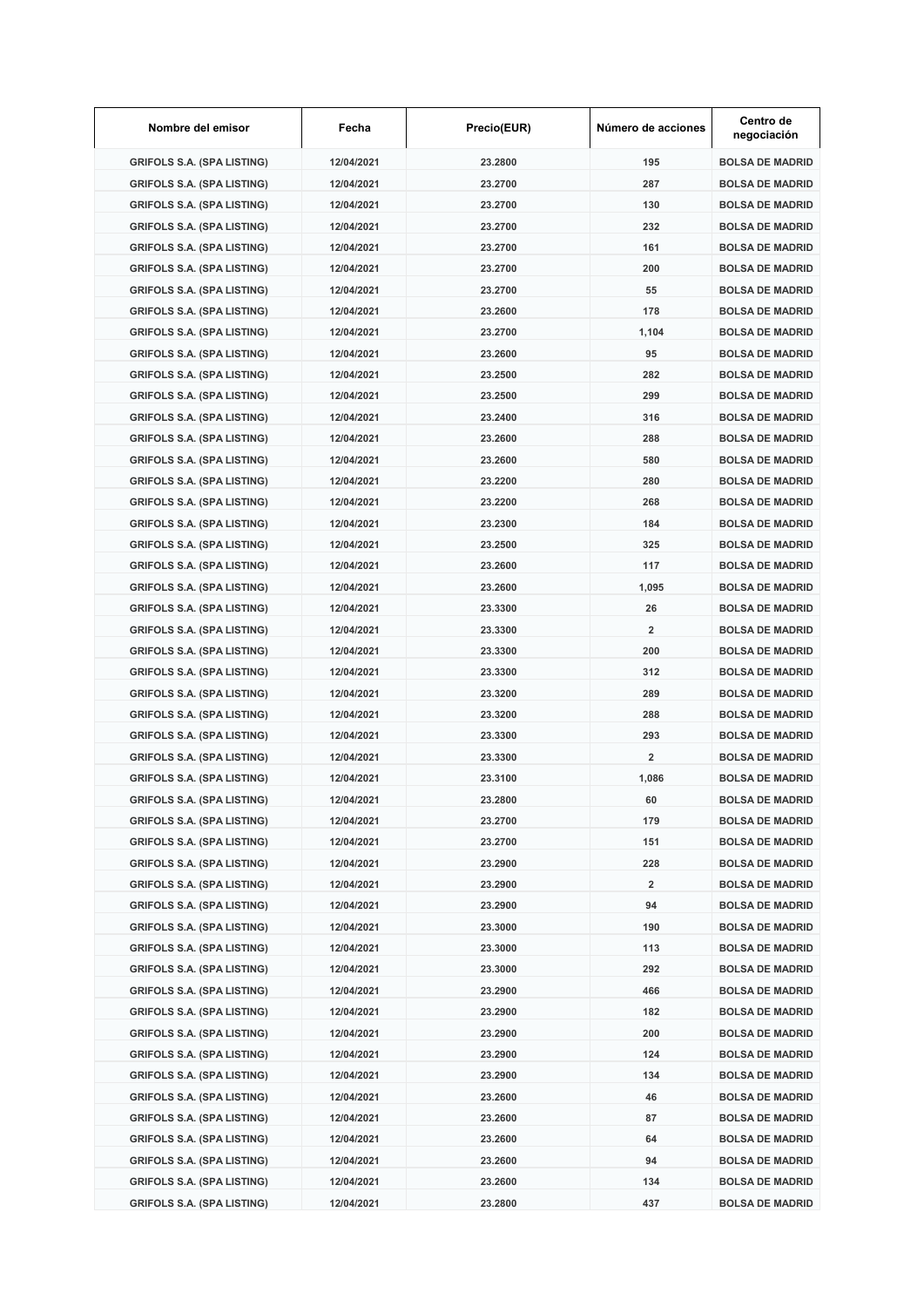| Nombre del emisor | Fecha | Precio(EUR) | Número de acciones | Centro de negociación |
|---|---|---|---|---|
| GRIFOLS S.A. (SPA LISTING) | 12/04/2021 | 23.2800 | 195 | BOLSA DE MADRID |
| GRIFOLS S.A. (SPA LISTING) | 12/04/2021 | 23.2700 | 287 | BOLSA DE MADRID |
| GRIFOLS S.A. (SPA LISTING) | 12/04/2021 | 23.2700 | 130 | BOLSA DE MADRID |
| GRIFOLS S.A. (SPA LISTING) | 12/04/2021 | 23.2700 | 232 | BOLSA DE MADRID |
| GRIFOLS S.A. (SPA LISTING) | 12/04/2021 | 23.2700 | 161 | BOLSA DE MADRID |
| GRIFOLS S.A. (SPA LISTING) | 12/04/2021 | 23.2700 | 200 | BOLSA DE MADRID |
| GRIFOLS S.A. (SPA LISTING) | 12/04/2021 | 23.2700 | 55 | BOLSA DE MADRID |
| GRIFOLS S.A. (SPA LISTING) | 12/04/2021 | 23.2600 | 178 | BOLSA DE MADRID |
| GRIFOLS S.A. (SPA LISTING) | 12/04/2021 | 23.2700 | 1,104 | BOLSA DE MADRID |
| GRIFOLS S.A. (SPA LISTING) | 12/04/2021 | 23.2600 | 95 | BOLSA DE MADRID |
| GRIFOLS S.A. (SPA LISTING) | 12/04/2021 | 23.2500 | 282 | BOLSA DE MADRID |
| GRIFOLS S.A. (SPA LISTING) | 12/04/2021 | 23.2500 | 299 | BOLSA DE MADRID |
| GRIFOLS S.A. (SPA LISTING) | 12/04/2021 | 23.2400 | 316 | BOLSA DE MADRID |
| GRIFOLS S.A. (SPA LISTING) | 12/04/2021 | 23.2600 | 288 | BOLSA DE MADRID |
| GRIFOLS S.A. (SPA LISTING) | 12/04/2021 | 23.2600 | 580 | BOLSA DE MADRID |
| GRIFOLS S.A. (SPA LISTING) | 12/04/2021 | 23.2200 | 280 | BOLSA DE MADRID |
| GRIFOLS S.A. (SPA LISTING) | 12/04/2021 | 23.2200 | 268 | BOLSA DE MADRID |
| GRIFOLS S.A. (SPA LISTING) | 12/04/2021 | 23.2300 | 184 | BOLSA DE MADRID |
| GRIFOLS S.A. (SPA LISTING) | 12/04/2021 | 23.2500 | 325 | BOLSA DE MADRID |
| GRIFOLS S.A. (SPA LISTING) | 12/04/2021 | 23.2600 | 117 | BOLSA DE MADRID |
| GRIFOLS S.A. (SPA LISTING) | 12/04/2021 | 23.2600 | 1,095 | BOLSA DE MADRID |
| GRIFOLS S.A. (SPA LISTING) | 12/04/2021 | 23.3300 | 26 | BOLSA DE MADRID |
| GRIFOLS S.A. (SPA LISTING) | 12/04/2021 | 23.3300 | 2 | BOLSA DE MADRID |
| GRIFOLS S.A. (SPA LISTING) | 12/04/2021 | 23.3300 | 200 | BOLSA DE MADRID |
| GRIFOLS S.A. (SPA LISTING) | 12/04/2021 | 23.3300 | 312 | BOLSA DE MADRID |
| GRIFOLS S.A. (SPA LISTING) | 12/04/2021 | 23.3200 | 289 | BOLSA DE MADRID |
| GRIFOLS S.A. (SPA LISTING) | 12/04/2021 | 23.3200 | 288 | BOLSA DE MADRID |
| GRIFOLS S.A. (SPA LISTING) | 12/04/2021 | 23.3300 | 293 | BOLSA DE MADRID |
| GRIFOLS S.A. (SPA LISTING) | 12/04/2021 | 23.3300 | 2 | BOLSA DE MADRID |
| GRIFOLS S.A. (SPA LISTING) | 12/04/2021 | 23.3100 | 1,086 | BOLSA DE MADRID |
| GRIFOLS S.A. (SPA LISTING) | 12/04/2021 | 23.2800 | 60 | BOLSA DE MADRID |
| GRIFOLS S.A. (SPA LISTING) | 12/04/2021 | 23.2700 | 179 | BOLSA DE MADRID |
| GRIFOLS S.A. (SPA LISTING) | 12/04/2021 | 23.2700 | 151 | BOLSA DE MADRID |
| GRIFOLS S.A. (SPA LISTING) | 12/04/2021 | 23.2900 | 228 | BOLSA DE MADRID |
| GRIFOLS S.A. (SPA LISTING) | 12/04/2021 | 23.2900 | 2 | BOLSA DE MADRID |
| GRIFOLS S.A. (SPA LISTING) | 12/04/2021 | 23.2900 | 94 | BOLSA DE MADRID |
| GRIFOLS S.A. (SPA LISTING) | 12/04/2021 | 23.3000 | 190 | BOLSA DE MADRID |
| GRIFOLS S.A. (SPA LISTING) | 12/04/2021 | 23.3000 | 113 | BOLSA DE MADRID |
| GRIFOLS S.A. (SPA LISTING) | 12/04/2021 | 23.3000 | 292 | BOLSA DE MADRID |
| GRIFOLS S.A. (SPA LISTING) | 12/04/2021 | 23.2900 | 466 | BOLSA DE MADRID |
| GRIFOLS S.A. (SPA LISTING) | 12/04/2021 | 23.2900 | 182 | BOLSA DE MADRID |
| GRIFOLS S.A. (SPA LISTING) | 12/04/2021 | 23.2900 | 200 | BOLSA DE MADRID |
| GRIFOLS S.A. (SPA LISTING) | 12/04/2021 | 23.2900 | 124 | BOLSA DE MADRID |
| GRIFOLS S.A. (SPA LISTING) | 12/04/2021 | 23.2900 | 134 | BOLSA DE MADRID |
| GRIFOLS S.A. (SPA LISTING) | 12/04/2021 | 23.2600 | 46 | BOLSA DE MADRID |
| GRIFOLS S.A. (SPA LISTING) | 12/04/2021 | 23.2600 | 87 | BOLSA DE MADRID |
| GRIFOLS S.A. (SPA LISTING) | 12/04/2021 | 23.2600 | 64 | BOLSA DE MADRID |
| GRIFOLS S.A. (SPA LISTING) | 12/04/2021 | 23.2600 | 94 | BOLSA DE MADRID |
| GRIFOLS S.A. (SPA LISTING) | 12/04/2021 | 23.2600 | 134 | BOLSA DE MADRID |
| GRIFOLS S.A. (SPA LISTING) | 12/04/2021 | 23.2800 | 437 | BOLSA DE MADRID |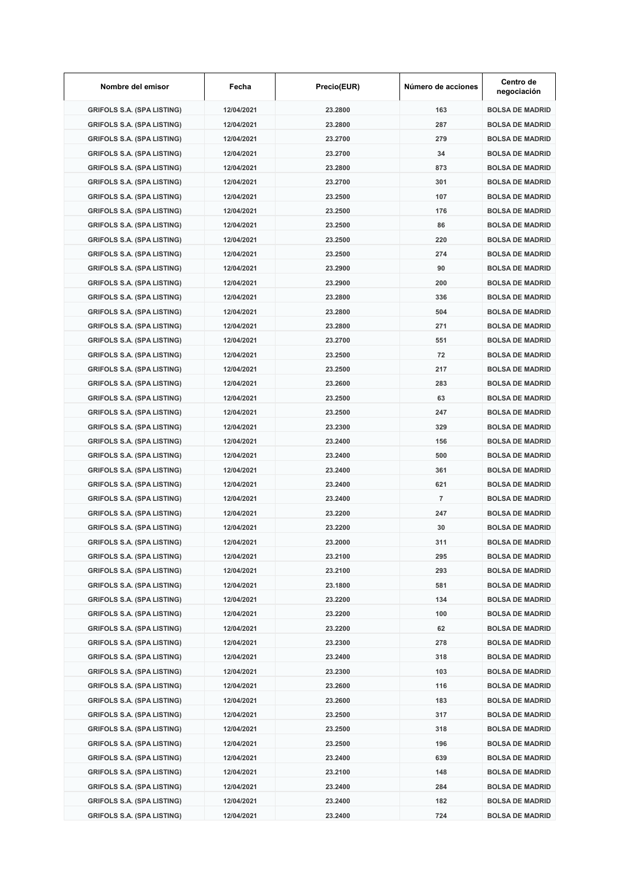| Nombre del emisor | Fecha | Precio(EUR) | Número de acciones | Centro de negociación |
|---|---|---|---|---|
| GRIFOLS S.A. (SPA LISTING) | 12/04/2021 | 23.2800 | 163 | BOLSA DE MADRID |
| GRIFOLS S.A. (SPA LISTING) | 12/04/2021 | 23.2800 | 287 | BOLSA DE MADRID |
| GRIFOLS S.A. (SPA LISTING) | 12/04/2021 | 23.2700 | 279 | BOLSA DE MADRID |
| GRIFOLS S.A. (SPA LISTING) | 12/04/2021 | 23.2700 | 34 | BOLSA DE MADRID |
| GRIFOLS S.A. (SPA LISTING) | 12/04/2021 | 23.2800 | 873 | BOLSA DE MADRID |
| GRIFOLS S.A. (SPA LISTING) | 12/04/2021 | 23.2700 | 301 | BOLSA DE MADRID |
| GRIFOLS S.A. (SPA LISTING) | 12/04/2021 | 23.2500 | 107 | BOLSA DE MADRID |
| GRIFOLS S.A. (SPA LISTING) | 12/04/2021 | 23.2500 | 176 | BOLSA DE MADRID |
| GRIFOLS S.A. (SPA LISTING) | 12/04/2021 | 23.2500 | 86 | BOLSA DE MADRID |
| GRIFOLS S.A. (SPA LISTING) | 12/04/2021 | 23.2500 | 220 | BOLSA DE MADRID |
| GRIFOLS S.A. (SPA LISTING) | 12/04/2021 | 23.2500 | 274 | BOLSA DE MADRID |
| GRIFOLS S.A. (SPA LISTING) | 12/04/2021 | 23.2900 | 90 | BOLSA DE MADRID |
| GRIFOLS S.A. (SPA LISTING) | 12/04/2021 | 23.2900 | 200 | BOLSA DE MADRID |
| GRIFOLS S.A. (SPA LISTING) | 12/04/2021 | 23.2800 | 336 | BOLSA DE MADRID |
| GRIFOLS S.A. (SPA LISTING) | 12/04/2021 | 23.2800 | 504 | BOLSA DE MADRID |
| GRIFOLS S.A. (SPA LISTING) | 12/04/2021 | 23.2800 | 271 | BOLSA DE MADRID |
| GRIFOLS S.A. (SPA LISTING) | 12/04/2021 | 23.2700 | 551 | BOLSA DE MADRID |
| GRIFOLS S.A. (SPA LISTING) | 12/04/2021 | 23.2500 | 72 | BOLSA DE MADRID |
| GRIFOLS S.A. (SPA LISTING) | 12/04/2021 | 23.2500 | 217 | BOLSA DE MADRID |
| GRIFOLS S.A. (SPA LISTING) | 12/04/2021 | 23.2600 | 283 | BOLSA DE MADRID |
| GRIFOLS S.A. (SPA LISTING) | 12/04/2021 | 23.2500 | 63 | BOLSA DE MADRID |
| GRIFOLS S.A. (SPA LISTING) | 12/04/2021 | 23.2500 | 247 | BOLSA DE MADRID |
| GRIFOLS S.A. (SPA LISTING) | 12/04/2021 | 23.2300 | 329 | BOLSA DE MADRID |
| GRIFOLS S.A. (SPA LISTING) | 12/04/2021 | 23.2400 | 156 | BOLSA DE MADRID |
| GRIFOLS S.A. (SPA LISTING) | 12/04/2021 | 23.2400 | 500 | BOLSA DE MADRID |
| GRIFOLS S.A. (SPA LISTING) | 12/04/2021 | 23.2400 | 361 | BOLSA DE MADRID |
| GRIFOLS S.A. (SPA LISTING) | 12/04/2021 | 23.2400 | 621 | BOLSA DE MADRID |
| GRIFOLS S.A. (SPA LISTING) | 12/04/2021 | 23.2400 | 7 | BOLSA DE MADRID |
| GRIFOLS S.A. (SPA LISTING) | 12/04/2021 | 23.2200 | 247 | BOLSA DE MADRID |
| GRIFOLS S.A. (SPA LISTING) | 12/04/2021 | 23.2200 | 30 | BOLSA DE MADRID |
| GRIFOLS S.A. (SPA LISTING) | 12/04/2021 | 23.2000 | 311 | BOLSA DE MADRID |
| GRIFOLS S.A. (SPA LISTING) | 12/04/2021 | 23.2100 | 295 | BOLSA DE MADRID |
| GRIFOLS S.A. (SPA LISTING) | 12/04/2021 | 23.2100 | 293 | BOLSA DE MADRID |
| GRIFOLS S.A. (SPA LISTING) | 12/04/2021 | 23.1800 | 581 | BOLSA DE MADRID |
| GRIFOLS S.A. (SPA LISTING) | 12/04/2021 | 23.2200 | 134 | BOLSA DE MADRID |
| GRIFOLS S.A. (SPA LISTING) | 12/04/2021 | 23.2200 | 100 | BOLSA DE MADRID |
| GRIFOLS S.A. (SPA LISTING) | 12/04/2021 | 23.2200 | 62 | BOLSA DE MADRID |
| GRIFOLS S.A. (SPA LISTING) | 12/04/2021 | 23.2300 | 278 | BOLSA DE MADRID |
| GRIFOLS S.A. (SPA LISTING) | 12/04/2021 | 23.2400 | 318 | BOLSA DE MADRID |
| GRIFOLS S.A. (SPA LISTING) | 12/04/2021 | 23.2300 | 103 | BOLSA DE MADRID |
| GRIFOLS S.A. (SPA LISTING) | 12/04/2021 | 23.2600 | 116 | BOLSA DE MADRID |
| GRIFOLS S.A. (SPA LISTING) | 12/04/2021 | 23.2600 | 183 | BOLSA DE MADRID |
| GRIFOLS S.A. (SPA LISTING) | 12/04/2021 | 23.2500 | 317 | BOLSA DE MADRID |
| GRIFOLS S.A. (SPA LISTING) | 12/04/2021 | 23.2500 | 318 | BOLSA DE MADRID |
| GRIFOLS S.A. (SPA LISTING) | 12/04/2021 | 23.2500 | 196 | BOLSA DE MADRID |
| GRIFOLS S.A. (SPA LISTING) | 12/04/2021 | 23.2400 | 639 | BOLSA DE MADRID |
| GRIFOLS S.A. (SPA LISTING) | 12/04/2021 | 23.2100 | 148 | BOLSA DE MADRID |
| GRIFOLS S.A. (SPA LISTING) | 12/04/2021 | 23.2400 | 284 | BOLSA DE MADRID |
| GRIFOLS S.A. (SPA LISTING) | 12/04/2021 | 23.2400 | 182 | BOLSA DE MADRID |
| GRIFOLS S.A. (SPA LISTING) | 12/04/2021 | 23.2400 | 724 | BOLSA DE MADRID |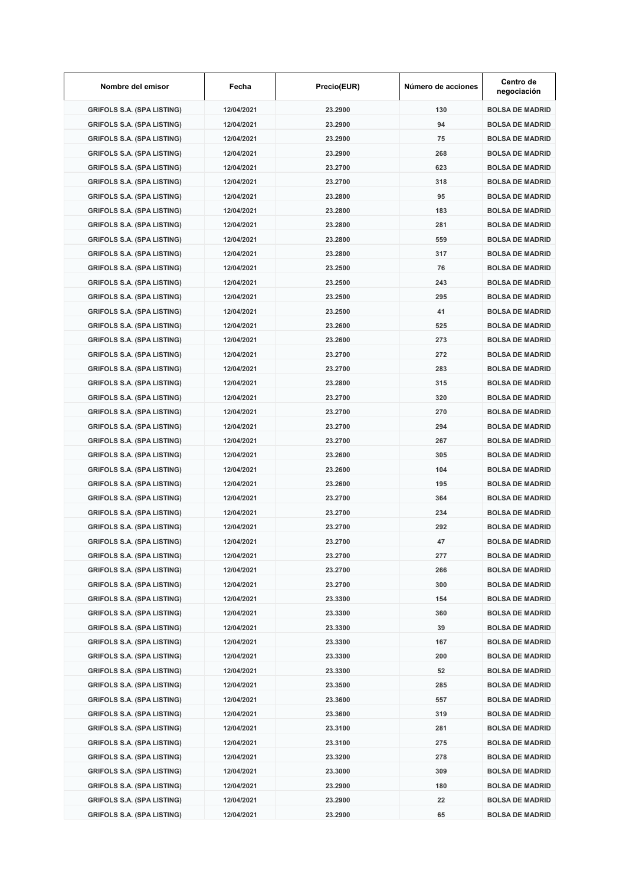| Nombre del emisor | Fecha | Precio(EUR) | Número de acciones | Centro de negociación |
|---|---|---|---|---|
| GRIFOLS S.A. (SPA LISTING) | 12/04/2021 | 23.2900 | 130 | BOLSA DE MADRID |
| GRIFOLS S.A. (SPA LISTING) | 12/04/2021 | 23.2900 | 94 | BOLSA DE MADRID |
| GRIFOLS S.A. (SPA LISTING) | 12/04/2021 | 23.2900 | 75 | BOLSA DE MADRID |
| GRIFOLS S.A. (SPA LISTING) | 12/04/2021 | 23.2900 | 268 | BOLSA DE MADRID |
| GRIFOLS S.A. (SPA LISTING) | 12/04/2021 | 23.2700 | 623 | BOLSA DE MADRID |
| GRIFOLS S.A. (SPA LISTING) | 12/04/2021 | 23.2700 | 318 | BOLSA DE MADRID |
| GRIFOLS S.A. (SPA LISTING) | 12/04/2021 | 23.2800 | 95 | BOLSA DE MADRID |
| GRIFOLS S.A. (SPA LISTING) | 12/04/2021 | 23.2800 | 183 | BOLSA DE MADRID |
| GRIFOLS S.A. (SPA LISTING) | 12/04/2021 | 23.2800 | 281 | BOLSA DE MADRID |
| GRIFOLS S.A. (SPA LISTING) | 12/04/2021 | 23.2800 | 559 | BOLSA DE MADRID |
| GRIFOLS S.A. (SPA LISTING) | 12/04/2021 | 23.2800 | 317 | BOLSA DE MADRID |
| GRIFOLS S.A. (SPA LISTING) | 12/04/2021 | 23.2500 | 76 | BOLSA DE MADRID |
| GRIFOLS S.A. (SPA LISTING) | 12/04/2021 | 23.2500 | 243 | BOLSA DE MADRID |
| GRIFOLS S.A. (SPA LISTING) | 12/04/2021 | 23.2500 | 295 | BOLSA DE MADRID |
| GRIFOLS S.A. (SPA LISTING) | 12/04/2021 | 23.2500 | 41 | BOLSA DE MADRID |
| GRIFOLS S.A. (SPA LISTING) | 12/04/2021 | 23.2600 | 525 | BOLSA DE MADRID |
| GRIFOLS S.A. (SPA LISTING) | 12/04/2021 | 23.2600 | 273 | BOLSA DE MADRID |
| GRIFOLS S.A. (SPA LISTING) | 12/04/2021 | 23.2700 | 272 | BOLSA DE MADRID |
| GRIFOLS S.A. (SPA LISTING) | 12/04/2021 | 23.2700 | 283 | BOLSA DE MADRID |
| GRIFOLS S.A. (SPA LISTING) | 12/04/2021 | 23.2800 | 315 | BOLSA DE MADRID |
| GRIFOLS S.A. (SPA LISTING) | 12/04/2021 | 23.2700 | 320 | BOLSA DE MADRID |
| GRIFOLS S.A. (SPA LISTING) | 12/04/2021 | 23.2700 | 270 | BOLSA DE MADRID |
| GRIFOLS S.A. (SPA LISTING) | 12/04/2021 | 23.2700 | 294 | BOLSA DE MADRID |
| GRIFOLS S.A. (SPA LISTING) | 12/04/2021 | 23.2700 | 267 | BOLSA DE MADRID |
| GRIFOLS S.A. (SPA LISTING) | 12/04/2021 | 23.2600 | 305 | BOLSA DE MADRID |
| GRIFOLS S.A. (SPA LISTING) | 12/04/2021 | 23.2600 | 104 | BOLSA DE MADRID |
| GRIFOLS S.A. (SPA LISTING) | 12/04/2021 | 23.2600 | 195 | BOLSA DE MADRID |
| GRIFOLS S.A. (SPA LISTING) | 12/04/2021 | 23.2700 | 364 | BOLSA DE MADRID |
| GRIFOLS S.A. (SPA LISTING) | 12/04/2021 | 23.2700 | 234 | BOLSA DE MADRID |
| GRIFOLS S.A. (SPA LISTING) | 12/04/2021 | 23.2700 | 292 | BOLSA DE MADRID |
| GRIFOLS S.A. (SPA LISTING) | 12/04/2021 | 23.2700 | 47 | BOLSA DE MADRID |
| GRIFOLS S.A. (SPA LISTING) | 12/04/2021 | 23.2700 | 277 | BOLSA DE MADRID |
| GRIFOLS S.A. (SPA LISTING) | 12/04/2021 | 23.2700 | 266 | BOLSA DE MADRID |
| GRIFOLS S.A. (SPA LISTING) | 12/04/2021 | 23.2700 | 300 | BOLSA DE MADRID |
| GRIFOLS S.A. (SPA LISTING) | 12/04/2021 | 23.3300 | 154 | BOLSA DE MADRID |
| GRIFOLS S.A. (SPA LISTING) | 12/04/2021 | 23.3300 | 360 | BOLSA DE MADRID |
| GRIFOLS S.A. (SPA LISTING) | 12/04/2021 | 23.3300 | 39 | BOLSA DE MADRID |
| GRIFOLS S.A. (SPA LISTING) | 12/04/2021 | 23.3300 | 167 | BOLSA DE MADRID |
| GRIFOLS S.A. (SPA LISTING) | 12/04/2021 | 23.3300 | 200 | BOLSA DE MADRID |
| GRIFOLS S.A. (SPA LISTING) | 12/04/2021 | 23.3300 | 52 | BOLSA DE MADRID |
| GRIFOLS S.A. (SPA LISTING) | 12/04/2021 | 23.3500 | 285 | BOLSA DE MADRID |
| GRIFOLS S.A. (SPA LISTING) | 12/04/2021 | 23.3600 | 557 | BOLSA DE MADRID |
| GRIFOLS S.A. (SPA LISTING) | 12/04/2021 | 23.3600 | 319 | BOLSA DE MADRID |
| GRIFOLS S.A. (SPA LISTING) | 12/04/2021 | 23.3100 | 281 | BOLSA DE MADRID |
| GRIFOLS S.A. (SPA LISTING) | 12/04/2021 | 23.3100 | 275 | BOLSA DE MADRID |
| GRIFOLS S.A. (SPA LISTING) | 12/04/2021 | 23.3200 | 278 | BOLSA DE MADRID |
| GRIFOLS S.A. (SPA LISTING) | 12/04/2021 | 23.3000 | 309 | BOLSA DE MADRID |
| GRIFOLS S.A. (SPA LISTING) | 12/04/2021 | 23.2900 | 180 | BOLSA DE MADRID |
| GRIFOLS S.A. (SPA LISTING) | 12/04/2021 | 23.2900 | 22 | BOLSA DE MADRID |
| GRIFOLS S.A. (SPA LISTING) | 12/04/2021 | 23.2900 | 65 | BOLSA DE MADRID |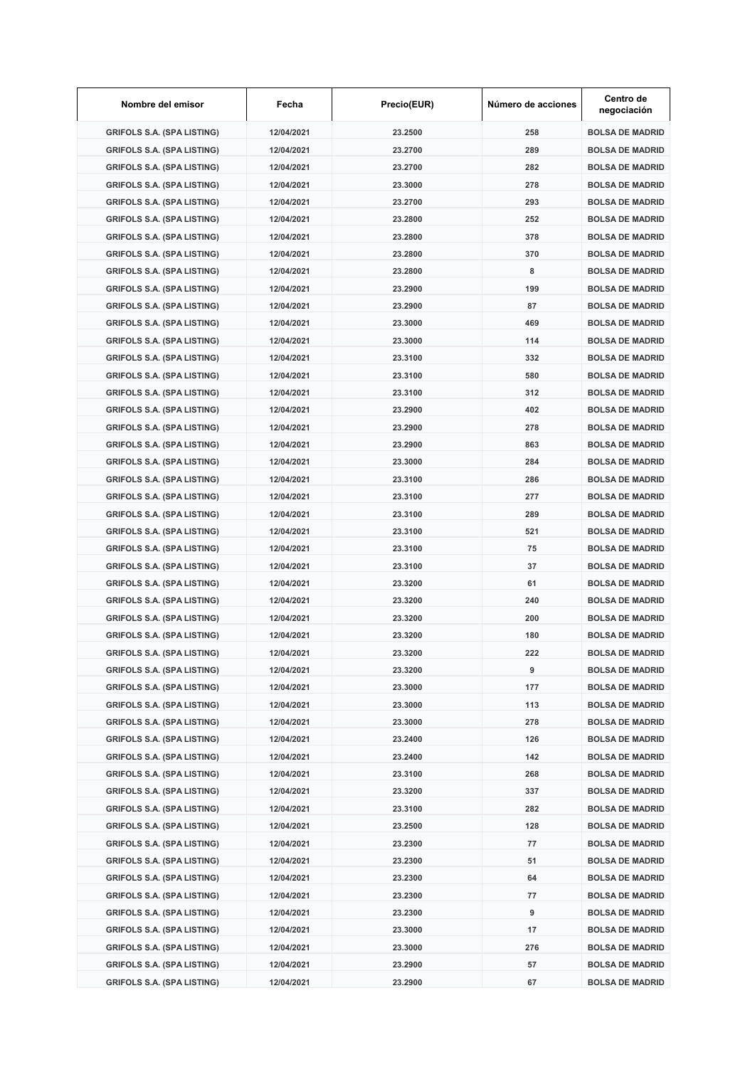| Nombre del emisor | Fecha | Precio(EUR) | Número de acciones | Centro de negociación |
|---|---|---|---|---|
| GRIFOLS S.A. (SPA LISTING) | 12/04/2021 | 23.2500 | 258 | BOLSA DE MADRID |
| GRIFOLS S.A. (SPA LISTING) | 12/04/2021 | 23.2700 | 289 | BOLSA DE MADRID |
| GRIFOLS S.A. (SPA LISTING) | 12/04/2021 | 23.2700 | 282 | BOLSA DE MADRID |
| GRIFOLS S.A. (SPA LISTING) | 12/04/2021 | 23.3000 | 278 | BOLSA DE MADRID |
| GRIFOLS S.A. (SPA LISTING) | 12/04/2021 | 23.2700 | 293 | BOLSA DE MADRID |
| GRIFOLS S.A. (SPA LISTING) | 12/04/2021 | 23.2800 | 252 | BOLSA DE MADRID |
| GRIFOLS S.A. (SPA LISTING) | 12/04/2021 | 23.2800 | 378 | BOLSA DE MADRID |
| GRIFOLS S.A. (SPA LISTING) | 12/04/2021 | 23.2800 | 370 | BOLSA DE MADRID |
| GRIFOLS S.A. (SPA LISTING) | 12/04/2021 | 23.2800 | 8 | BOLSA DE MADRID |
| GRIFOLS S.A. (SPA LISTING) | 12/04/2021 | 23.2900 | 199 | BOLSA DE MADRID |
| GRIFOLS S.A. (SPA LISTING) | 12/04/2021 | 23.2900 | 87 | BOLSA DE MADRID |
| GRIFOLS S.A. (SPA LISTING) | 12/04/2021 | 23.3000 | 469 | BOLSA DE MADRID |
| GRIFOLS S.A. (SPA LISTING) | 12/04/2021 | 23.3000 | 114 | BOLSA DE MADRID |
| GRIFOLS S.A. (SPA LISTING) | 12/04/2021 | 23.3100 | 332 | BOLSA DE MADRID |
| GRIFOLS S.A. (SPA LISTING) | 12/04/2021 | 23.3100 | 580 | BOLSA DE MADRID |
| GRIFOLS S.A. (SPA LISTING) | 12/04/2021 | 23.3100 | 312 | BOLSA DE MADRID |
| GRIFOLS S.A. (SPA LISTING) | 12/04/2021 | 23.2900 | 402 | BOLSA DE MADRID |
| GRIFOLS S.A. (SPA LISTING) | 12/04/2021 | 23.2900 | 278 | BOLSA DE MADRID |
| GRIFOLS S.A. (SPA LISTING) | 12/04/2021 | 23.2900 | 863 | BOLSA DE MADRID |
| GRIFOLS S.A. (SPA LISTING) | 12/04/2021 | 23.3000 | 284 | BOLSA DE MADRID |
| GRIFOLS S.A. (SPA LISTING) | 12/04/2021 | 23.3100 | 286 | BOLSA DE MADRID |
| GRIFOLS S.A. (SPA LISTING) | 12/04/2021 | 23.3100 | 277 | BOLSA DE MADRID |
| GRIFOLS S.A. (SPA LISTING) | 12/04/2021 | 23.3100 | 289 | BOLSA DE MADRID |
| GRIFOLS S.A. (SPA LISTING) | 12/04/2021 | 23.3100 | 521 | BOLSA DE MADRID |
| GRIFOLS S.A. (SPA LISTING) | 12/04/2021 | 23.3100 | 75 | BOLSA DE MADRID |
| GRIFOLS S.A. (SPA LISTING) | 12/04/2021 | 23.3100 | 37 | BOLSA DE MADRID |
| GRIFOLS S.A. (SPA LISTING) | 12/04/2021 | 23.3200 | 61 | BOLSA DE MADRID |
| GRIFOLS S.A. (SPA LISTING) | 12/04/2021 | 23.3200 | 240 | BOLSA DE MADRID |
| GRIFOLS S.A. (SPA LISTING) | 12/04/2021 | 23.3200 | 200 | BOLSA DE MADRID |
| GRIFOLS S.A. (SPA LISTING) | 12/04/2021 | 23.3200 | 180 | BOLSA DE MADRID |
| GRIFOLS S.A. (SPA LISTING) | 12/04/2021 | 23.3200 | 222 | BOLSA DE MADRID |
| GRIFOLS S.A. (SPA LISTING) | 12/04/2021 | 23.3200 | 9 | BOLSA DE MADRID |
| GRIFOLS S.A. (SPA LISTING) | 12/04/2021 | 23.3000 | 177 | BOLSA DE MADRID |
| GRIFOLS S.A. (SPA LISTING) | 12/04/2021 | 23.3000 | 113 | BOLSA DE MADRID |
| GRIFOLS S.A. (SPA LISTING) | 12/04/2021 | 23.3000 | 278 | BOLSA DE MADRID |
| GRIFOLS S.A. (SPA LISTING) | 12/04/2021 | 23.2400 | 126 | BOLSA DE MADRID |
| GRIFOLS S.A. (SPA LISTING) | 12/04/2021 | 23.2400 | 142 | BOLSA DE MADRID |
| GRIFOLS S.A. (SPA LISTING) | 12/04/2021 | 23.3100 | 268 | BOLSA DE MADRID |
| GRIFOLS S.A. (SPA LISTING) | 12/04/2021 | 23.3200 | 337 | BOLSA DE MADRID |
| GRIFOLS S.A. (SPA LISTING) | 12/04/2021 | 23.3100 | 282 | BOLSA DE MADRID |
| GRIFOLS S.A. (SPA LISTING) | 12/04/2021 | 23.2500 | 128 | BOLSA DE MADRID |
| GRIFOLS S.A. (SPA LISTING) | 12/04/2021 | 23.2300 | 77 | BOLSA DE MADRID |
| GRIFOLS S.A. (SPA LISTING) | 12/04/2021 | 23.2300 | 51 | BOLSA DE MADRID |
| GRIFOLS S.A. (SPA LISTING) | 12/04/2021 | 23.2300 | 64 | BOLSA DE MADRID |
| GRIFOLS S.A. (SPA LISTING) | 12/04/2021 | 23.2300 | 77 | BOLSA DE MADRID |
| GRIFOLS S.A. (SPA LISTING) | 12/04/2021 | 23.2300 | 9 | BOLSA DE MADRID |
| GRIFOLS S.A. (SPA LISTING) | 12/04/2021 | 23.3000 | 17 | BOLSA DE MADRID |
| GRIFOLS S.A. (SPA LISTING) | 12/04/2021 | 23.3000 | 276 | BOLSA DE MADRID |
| GRIFOLS S.A. (SPA LISTING) | 12/04/2021 | 23.2900 | 57 | BOLSA DE MADRID |
| GRIFOLS S.A. (SPA LISTING) | 12/04/2021 | 23.2900 | 67 | BOLSA DE MADRID |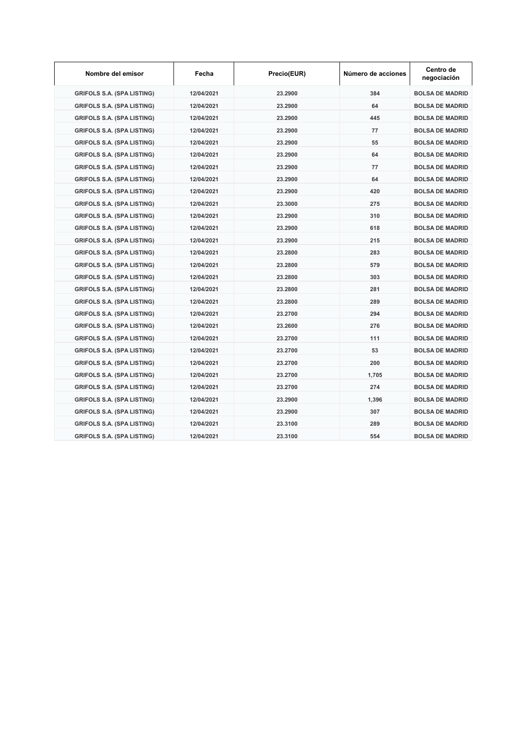| Nombre del emisor | Fecha | Precio(EUR) | Número de acciones | Centro de negociación |
| --- | --- | --- | --- | --- |
| GRIFOLS S.A. (SPA LISTING) | 12/04/2021 | 23.2900 | 384 | BOLSA DE MADRID |
| GRIFOLS S.A. (SPA LISTING) | 12/04/2021 | 23.2900 | 64 | BOLSA DE MADRID |
| GRIFOLS S.A. (SPA LISTING) | 12/04/2021 | 23.2900 | 445 | BOLSA DE MADRID |
| GRIFOLS S.A. (SPA LISTING) | 12/04/2021 | 23.2900 | 77 | BOLSA DE MADRID |
| GRIFOLS S.A. (SPA LISTING) | 12/04/2021 | 23.2900 | 55 | BOLSA DE MADRID |
| GRIFOLS S.A. (SPA LISTING) | 12/04/2021 | 23.2900 | 64 | BOLSA DE MADRID |
| GRIFOLS S.A. (SPA LISTING) | 12/04/2021 | 23.2900 | 77 | BOLSA DE MADRID |
| GRIFOLS S.A. (SPA LISTING) | 12/04/2021 | 23.2900 | 64 | BOLSA DE MADRID |
| GRIFOLS S.A. (SPA LISTING) | 12/04/2021 | 23.2900 | 420 | BOLSA DE MADRID |
| GRIFOLS S.A. (SPA LISTING) | 12/04/2021 | 23.3000 | 275 | BOLSA DE MADRID |
| GRIFOLS S.A. (SPA LISTING) | 12/04/2021 | 23.2900 | 310 | BOLSA DE MADRID |
| GRIFOLS S.A. (SPA LISTING) | 12/04/2021 | 23.2900 | 618 | BOLSA DE MADRID |
| GRIFOLS S.A. (SPA LISTING) | 12/04/2021 | 23.2900 | 215 | BOLSA DE MADRID |
| GRIFOLS S.A. (SPA LISTING) | 12/04/2021 | 23.2800 | 283 | BOLSA DE MADRID |
| GRIFOLS S.A. (SPA LISTING) | 12/04/2021 | 23.2800 | 579 | BOLSA DE MADRID |
| GRIFOLS S.A. (SPA LISTING) | 12/04/2021 | 23.2800 | 303 | BOLSA DE MADRID |
| GRIFOLS S.A. (SPA LISTING) | 12/04/2021 | 23.2800 | 281 | BOLSA DE MADRID |
| GRIFOLS S.A. (SPA LISTING) | 12/04/2021 | 23.2800 | 289 | BOLSA DE MADRID |
| GRIFOLS S.A. (SPA LISTING) | 12/04/2021 | 23.2700 | 294 | BOLSA DE MADRID |
| GRIFOLS S.A. (SPA LISTING) | 12/04/2021 | 23.2600 | 276 | BOLSA DE MADRID |
| GRIFOLS S.A. (SPA LISTING) | 12/04/2021 | 23.2700 | 111 | BOLSA DE MADRID |
| GRIFOLS S.A. (SPA LISTING) | 12/04/2021 | 23.2700 | 53 | BOLSA DE MADRID |
| GRIFOLS S.A. (SPA LISTING) | 12/04/2021 | 23.2700 | 200 | BOLSA DE MADRID |
| GRIFOLS S.A. (SPA LISTING) | 12/04/2021 | 23.2700 | 1,705 | BOLSA DE MADRID |
| GRIFOLS S.A. (SPA LISTING) | 12/04/2021 | 23.2700 | 274 | BOLSA DE MADRID |
| GRIFOLS S.A. (SPA LISTING) | 12/04/2021 | 23.2900 | 1,396 | BOLSA DE MADRID |
| GRIFOLS S.A. (SPA LISTING) | 12/04/2021 | 23.2900 | 307 | BOLSA DE MADRID |
| GRIFOLS S.A. (SPA LISTING) | 12/04/2021 | 23.3100 | 289 | BOLSA DE MADRID |
| GRIFOLS S.A. (SPA LISTING) | 12/04/2021 | 23.3100 | 554 | BOLSA DE MADRID |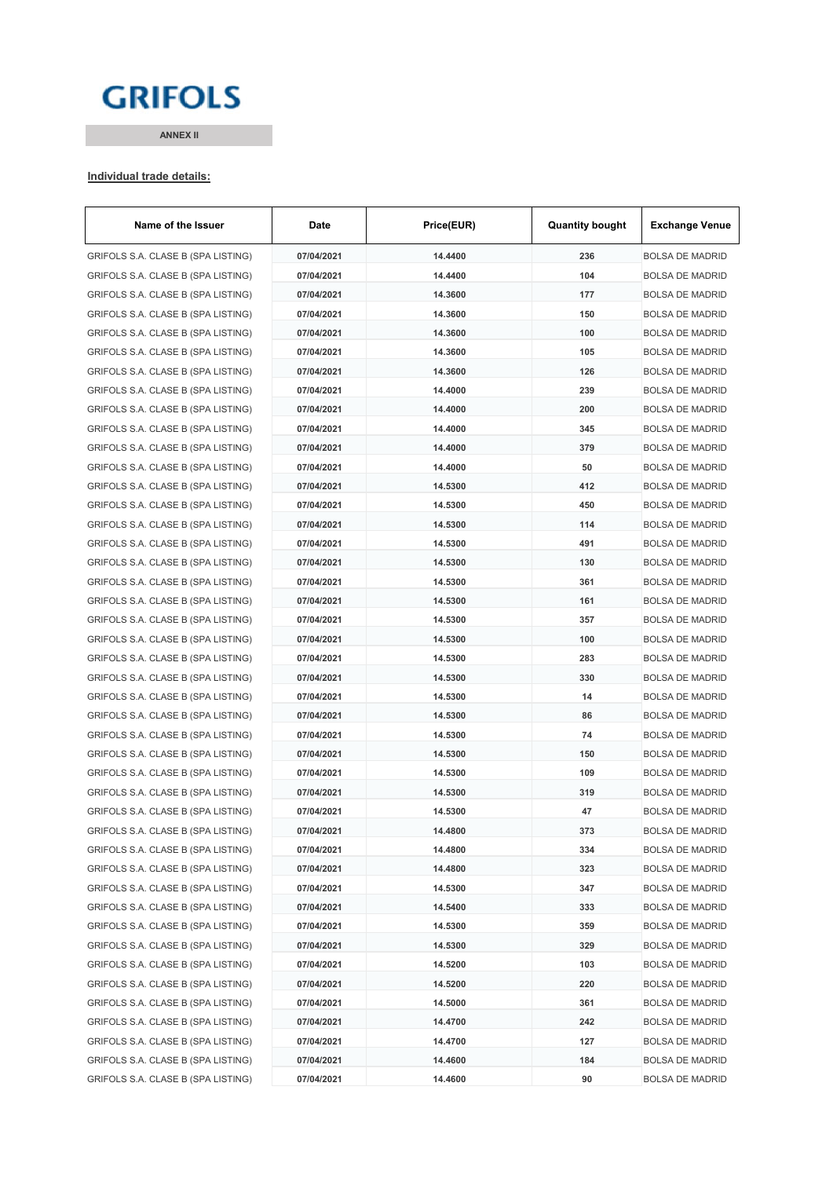**GRIFOLS**

**ANNEX II**

**Individual trade details:**

| Name of the Issuer | Date | Price(EUR) | Quantity bought | Exchange Venue |
|---|---|---|---|---|
| GRIFOLS S.A. CLASE B (SPA LISTING) | 07/04/2021 | 14.4400 | 236 | BOLSA DE MADRID |
| GRIFOLS S.A. CLASE B (SPA LISTING) | 07/04/2021 | 14.4400 | 104 | BOLSA DE MADRID |
| GRIFOLS S.A. CLASE B (SPA LISTING) | 07/04/2021 | 14.3600 | 177 | BOLSA DE MADRID |
| GRIFOLS S.A. CLASE B (SPA LISTING) | 07/04/2021 | 14.3600 | 150 | BOLSA DE MADRID |
| GRIFOLS S.A. CLASE B (SPA LISTING) | 07/04/2021 | 14.3600 | 100 | BOLSA DE MADRID |
| GRIFOLS S.A. CLASE B (SPA LISTING) | 07/04/2021 | 14.3600 | 105 | BOLSA DE MADRID |
| GRIFOLS S.A. CLASE B (SPA LISTING) | 07/04/2021 | 14.3600 | 126 | BOLSA DE MADRID |
| GRIFOLS S.A. CLASE B (SPA LISTING) | 07/04/2021 | 14.4000 | 239 | BOLSA DE MADRID |
| GRIFOLS S.A. CLASE B (SPA LISTING) | 07/04/2021 | 14.4000 | 200 | BOLSA DE MADRID |
| GRIFOLS S.A. CLASE B (SPA LISTING) | 07/04/2021 | 14.4000 | 345 | BOLSA DE MADRID |
| GRIFOLS S.A. CLASE B (SPA LISTING) | 07/04/2021 | 14.4000 | 379 | BOLSA DE MADRID |
| GRIFOLS S.A. CLASE B (SPA LISTING) | 07/04/2021 | 14.4000 | 50 | BOLSA DE MADRID |
| GRIFOLS S.A. CLASE B (SPA LISTING) | 07/04/2021 | 14.5300 | 412 | BOLSA DE MADRID |
| GRIFOLS S.A. CLASE B (SPA LISTING) | 07/04/2021 | 14.5300 | 450 | BOLSA DE MADRID |
| GRIFOLS S.A. CLASE B (SPA LISTING) | 07/04/2021 | 14.5300 | 114 | BOLSA DE MADRID |
| GRIFOLS S.A. CLASE B (SPA LISTING) | 07/04/2021 | 14.5300 | 491 | BOLSA DE MADRID |
| GRIFOLS S.A. CLASE B (SPA LISTING) | 07/04/2021 | 14.5300 | 130 | BOLSA DE MADRID |
| GRIFOLS S.A. CLASE B (SPA LISTING) | 07/04/2021 | 14.5300 | 361 | BOLSA DE MADRID |
| GRIFOLS S.A. CLASE B (SPA LISTING) | 07/04/2021 | 14.5300 | 161 | BOLSA DE MADRID |
| GRIFOLS S.A. CLASE B (SPA LISTING) | 07/04/2021 | 14.5300 | 357 | BOLSA DE MADRID |
| GRIFOLS S.A. CLASE B (SPA LISTING) | 07/04/2021 | 14.5300 | 100 | BOLSA DE MADRID |
| GRIFOLS S.A. CLASE B (SPA LISTING) | 07/04/2021 | 14.5300 | 283 | BOLSA DE MADRID |
| GRIFOLS S.A. CLASE B (SPA LISTING) | 07/04/2021 | 14.5300 | 330 | BOLSA DE MADRID |
| GRIFOLS S.A. CLASE B (SPA LISTING) | 07/04/2021 | 14.5300 | 14 | BOLSA DE MADRID |
| GRIFOLS S.A. CLASE B (SPA LISTING) | 07/04/2021 | 14.5300 | 86 | BOLSA DE MADRID |
| GRIFOLS S.A. CLASE B (SPA LISTING) | 07/04/2021 | 14.5300 | 74 | BOLSA DE MADRID |
| GRIFOLS S.A. CLASE B (SPA LISTING) | 07/04/2021 | 14.5300 | 150 | BOLSA DE MADRID |
| GRIFOLS S.A. CLASE B (SPA LISTING) | 07/04/2021 | 14.5300 | 109 | BOLSA DE MADRID |
| GRIFOLS S.A. CLASE B (SPA LISTING) | 07/04/2021 | 14.5300 | 319 | BOLSA DE MADRID |
| GRIFOLS S.A. CLASE B (SPA LISTING) | 07/04/2021 | 14.5300 | 47 | BOLSA DE MADRID |
| GRIFOLS S.A. CLASE B (SPA LISTING) | 07/04/2021 | 14.4800 | 373 | BOLSA DE MADRID |
| GRIFOLS S.A. CLASE B (SPA LISTING) | 07/04/2021 | 14.4800 | 334 | BOLSA DE MADRID |
| GRIFOLS S.A. CLASE B (SPA LISTING) | 07/04/2021 | 14.4800 | 323 | BOLSA DE MADRID |
| GRIFOLS S.A. CLASE B (SPA LISTING) | 07/04/2021 | 14.5300 | 347 | BOLSA DE MADRID |
| GRIFOLS S.A. CLASE B (SPA LISTING) | 07/04/2021 | 14.5400 | 333 | BOLSA DE MADRID |
| GRIFOLS S.A. CLASE B (SPA LISTING) | 07/04/2021 | 14.5300 | 359 | BOLSA DE MADRID |
| GRIFOLS S.A. CLASE B (SPA LISTING) | 07/04/2021 | 14.5300 | 329 | BOLSA DE MADRID |
| GRIFOLS S.A. CLASE B (SPA LISTING) | 07/04/2021 | 14.5200 | 103 | BOLSA DE MADRID |
| GRIFOLS S.A. CLASE B (SPA LISTING) | 07/04/2021 | 14.5200 | 220 | BOLSA DE MADRID |
| GRIFOLS S.A. CLASE B (SPA LISTING) | 07/04/2021 | 14.5000 | 361 | BOLSA DE MADRID |
| GRIFOLS S.A. CLASE B (SPA LISTING) | 07/04/2021 | 14.4700 | 242 | BOLSA DE MADRID |
| GRIFOLS S.A. CLASE B (SPA LISTING) | 07/04/2021 | 14.4700 | 127 | BOLSA DE MADRID |
| GRIFOLS S.A. CLASE B (SPA LISTING) | 07/04/2021 | 14.4600 | 184 | BOLSA DE MADRID |
| GRIFOLS S.A. CLASE B (SPA LISTING) | 07/04/2021 | 14.4600 | 90 | BOLSA DE MADRID |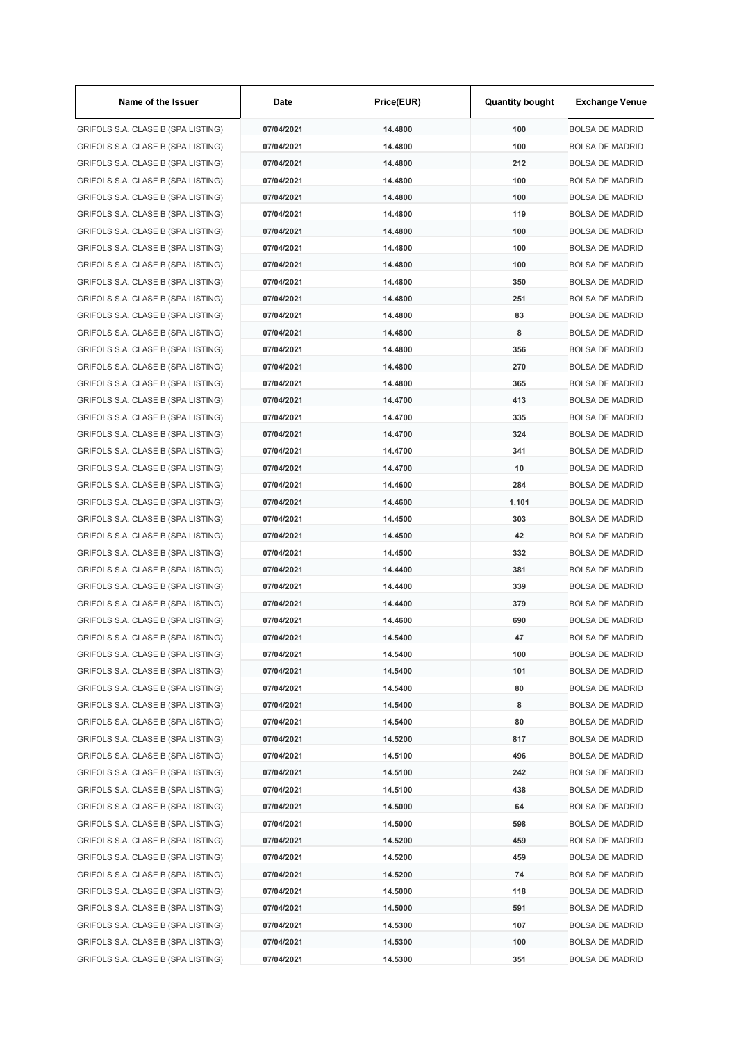| Name of the Issuer | Date | Price(EUR) | Quantity bought | Exchange Venue |
|---|---|---|---|---|
| GRIFOLS S.A. CLASE B (SPA LISTING) | 07/04/2021 | 14.4800 | 100 | BOLSA DE MADRID |
| GRIFOLS S.A. CLASE B (SPA LISTING) | 07/04/2021 | 14.4800 | 100 | BOLSA DE MADRID |
| GRIFOLS S.A. CLASE B (SPA LISTING) | 07/04/2021 | 14.4800 | 212 | BOLSA DE MADRID |
| GRIFOLS S.A. CLASE B (SPA LISTING) | 07/04/2021 | 14.4800 | 100 | BOLSA DE MADRID |
| GRIFOLS S.A. CLASE B (SPA LISTING) | 07/04/2021 | 14.4800 | 100 | BOLSA DE MADRID |
| GRIFOLS S.A. CLASE B (SPA LISTING) | 07/04/2021 | 14.4800 | 119 | BOLSA DE MADRID |
| GRIFOLS S.A. CLASE B (SPA LISTING) | 07/04/2021 | 14.4800 | 100 | BOLSA DE MADRID |
| GRIFOLS S.A. CLASE B (SPA LISTING) | 07/04/2021 | 14.4800 | 100 | BOLSA DE MADRID |
| GRIFOLS S.A. CLASE B (SPA LISTING) | 07/04/2021 | 14.4800 | 100 | BOLSA DE MADRID |
| GRIFOLS S.A. CLASE B (SPA LISTING) | 07/04/2021 | 14.4800 | 350 | BOLSA DE MADRID |
| GRIFOLS S.A. CLASE B (SPA LISTING) | 07/04/2021 | 14.4800 | 251 | BOLSA DE MADRID |
| GRIFOLS S.A. CLASE B (SPA LISTING) | 07/04/2021 | 14.4800 | 83 | BOLSA DE MADRID |
| GRIFOLS S.A. CLASE B (SPA LISTING) | 07/04/2021 | 14.4800 | 8 | BOLSA DE MADRID |
| GRIFOLS S.A. CLASE B (SPA LISTING) | 07/04/2021 | 14.4800 | 356 | BOLSA DE MADRID |
| GRIFOLS S.A. CLASE B (SPA LISTING) | 07/04/2021 | 14.4800 | 270 | BOLSA DE MADRID |
| GRIFOLS S.A. CLASE B (SPA LISTING) | 07/04/2021 | 14.4800 | 365 | BOLSA DE MADRID |
| GRIFOLS S.A. CLASE B (SPA LISTING) | 07/04/2021 | 14.4700 | 413 | BOLSA DE MADRID |
| GRIFOLS S.A. CLASE B (SPA LISTING) | 07/04/2021 | 14.4700 | 335 | BOLSA DE MADRID |
| GRIFOLS S.A. CLASE B (SPA LISTING) | 07/04/2021 | 14.4700 | 324 | BOLSA DE MADRID |
| GRIFOLS S.A. CLASE B (SPA LISTING) | 07/04/2021 | 14.4700 | 341 | BOLSA DE MADRID |
| GRIFOLS S.A. CLASE B (SPA LISTING) | 07/04/2021 | 14.4700 | 10 | BOLSA DE MADRID |
| GRIFOLS S.A. CLASE B (SPA LISTING) | 07/04/2021 | 14.4600 | 284 | BOLSA DE MADRID |
| GRIFOLS S.A. CLASE B (SPA LISTING) | 07/04/2021 | 14.4600 | 1,101 | BOLSA DE MADRID |
| GRIFOLS S.A. CLASE B (SPA LISTING) | 07/04/2021 | 14.4500 | 303 | BOLSA DE MADRID |
| GRIFOLS S.A. CLASE B (SPA LISTING) | 07/04/2021 | 14.4500 | 42 | BOLSA DE MADRID |
| GRIFOLS S.A. CLASE B (SPA LISTING) | 07/04/2021 | 14.4500 | 332 | BOLSA DE MADRID |
| GRIFOLS S.A. CLASE B (SPA LISTING) | 07/04/2021 | 14.4400 | 381 | BOLSA DE MADRID |
| GRIFOLS S.A. CLASE B (SPA LISTING) | 07/04/2021 | 14.4400 | 339 | BOLSA DE MADRID |
| GRIFOLS S.A. CLASE B (SPA LISTING) | 07/04/2021 | 14.4400 | 379 | BOLSA DE MADRID |
| GRIFOLS S.A. CLASE B (SPA LISTING) | 07/04/2021 | 14.4600 | 690 | BOLSA DE MADRID |
| GRIFOLS S.A. CLASE B (SPA LISTING) | 07/04/2021 | 14.5400 | 47 | BOLSA DE MADRID |
| GRIFOLS S.A. CLASE B (SPA LISTING) | 07/04/2021 | 14.5400 | 100 | BOLSA DE MADRID |
| GRIFOLS S.A. CLASE B (SPA LISTING) | 07/04/2021 | 14.5400 | 101 | BOLSA DE MADRID |
| GRIFOLS S.A. CLASE B (SPA LISTING) | 07/04/2021 | 14.5400 | 80 | BOLSA DE MADRID |
| GRIFOLS S.A. CLASE B (SPA LISTING) | 07/04/2021 | 14.5400 | 8 | BOLSA DE MADRID |
| GRIFOLS S.A. CLASE B (SPA LISTING) | 07/04/2021 | 14.5400 | 80 | BOLSA DE MADRID |
| GRIFOLS S.A. CLASE B (SPA LISTING) | 07/04/2021 | 14.5200 | 817 | BOLSA DE MADRID |
| GRIFOLS S.A. CLASE B (SPA LISTING) | 07/04/2021 | 14.5100 | 496 | BOLSA DE MADRID |
| GRIFOLS S.A. CLASE B (SPA LISTING) | 07/04/2021 | 14.5100 | 242 | BOLSA DE MADRID |
| GRIFOLS S.A. CLASE B (SPA LISTING) | 07/04/2021 | 14.5100 | 438 | BOLSA DE MADRID |
| GRIFOLS S.A. CLASE B (SPA LISTING) | 07/04/2021 | 14.5000 | 64 | BOLSA DE MADRID |
| GRIFOLS S.A. CLASE B (SPA LISTING) | 07/04/2021 | 14.5000 | 598 | BOLSA DE MADRID |
| GRIFOLS S.A. CLASE B (SPA LISTING) | 07/04/2021 | 14.5200 | 459 | BOLSA DE MADRID |
| GRIFOLS S.A. CLASE B (SPA LISTING) | 07/04/2021 | 14.5200 | 459 | BOLSA DE MADRID |
| GRIFOLS S.A. CLASE B (SPA LISTING) | 07/04/2021 | 14.5200 | 74 | BOLSA DE MADRID |
| GRIFOLS S.A. CLASE B (SPA LISTING) | 07/04/2021 | 14.5000 | 118 | BOLSA DE MADRID |
| GRIFOLS S.A. CLASE B (SPA LISTING) | 07/04/2021 | 14.5000 | 591 | BOLSA DE MADRID |
| GRIFOLS S.A. CLASE B (SPA LISTING) | 07/04/2021 | 14.5300 | 107 | BOLSA DE MADRID |
| GRIFOLS S.A. CLASE B (SPA LISTING) | 07/04/2021 | 14.5300 | 100 | BOLSA DE MADRID |
| GRIFOLS S.A. CLASE B (SPA LISTING) | 07/04/2021 | 14.5300 | 351 | BOLSA DE MADRID |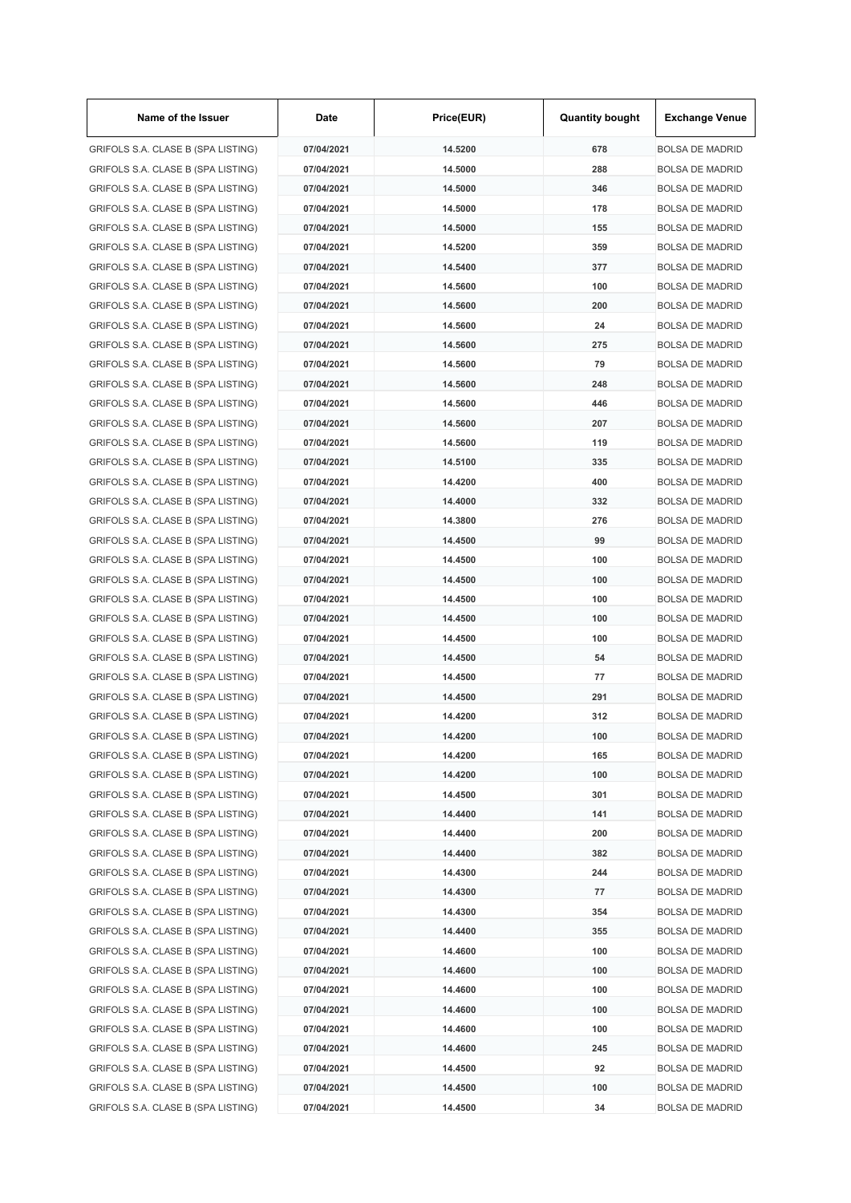| Name of the Issuer | Date | Price(EUR) | Quantity bought | Exchange Venue |
| --- | --- | --- | --- | --- |
| GRIFOLS S.A. CLASE B (SPA LISTING) | 07/04/2021 | 14.5200 | 678 | BOLSA DE MADRID |
| GRIFOLS S.A. CLASE B (SPA LISTING) | 07/04/2021 | 14.5000 | 288 | BOLSA DE MADRID |
| GRIFOLS S.A. CLASE B (SPA LISTING) | 07/04/2021 | 14.5000 | 346 | BOLSA DE MADRID |
| GRIFOLS S.A. CLASE B (SPA LISTING) | 07/04/2021 | 14.5000 | 178 | BOLSA DE MADRID |
| GRIFOLS S.A. CLASE B (SPA LISTING) | 07/04/2021 | 14.5000 | 155 | BOLSA DE MADRID |
| GRIFOLS S.A. CLASE B (SPA LISTING) | 07/04/2021 | 14.5200 | 359 | BOLSA DE MADRID |
| GRIFOLS S.A. CLASE B (SPA LISTING) | 07/04/2021 | 14.5400 | 377 | BOLSA DE MADRID |
| GRIFOLS S.A. CLASE B (SPA LISTING) | 07/04/2021 | 14.5600 | 100 | BOLSA DE MADRID |
| GRIFOLS S.A. CLASE B (SPA LISTING) | 07/04/2021 | 14.5600 | 200 | BOLSA DE MADRID |
| GRIFOLS S.A. CLASE B (SPA LISTING) | 07/04/2021 | 14.5600 | 24 | BOLSA DE MADRID |
| GRIFOLS S.A. CLASE B (SPA LISTING) | 07/04/2021 | 14.5600 | 275 | BOLSA DE MADRID |
| GRIFOLS S.A. CLASE B (SPA LISTING) | 07/04/2021 | 14.5600 | 79 | BOLSA DE MADRID |
| GRIFOLS S.A. CLASE B (SPA LISTING) | 07/04/2021 | 14.5600 | 248 | BOLSA DE MADRID |
| GRIFOLS S.A. CLASE B (SPA LISTING) | 07/04/2021 | 14.5600 | 446 | BOLSA DE MADRID |
| GRIFOLS S.A. CLASE B (SPA LISTING) | 07/04/2021 | 14.5600 | 207 | BOLSA DE MADRID |
| GRIFOLS S.A. CLASE B (SPA LISTING) | 07/04/2021 | 14.5600 | 119 | BOLSA DE MADRID |
| GRIFOLS S.A. CLASE B (SPA LISTING) | 07/04/2021 | 14.5100 | 335 | BOLSA DE MADRID |
| GRIFOLS S.A. CLASE B (SPA LISTING) | 07/04/2021 | 14.4200 | 400 | BOLSA DE MADRID |
| GRIFOLS S.A. CLASE B (SPA LISTING) | 07/04/2021 | 14.4000 | 332 | BOLSA DE MADRID |
| GRIFOLS S.A. CLASE B (SPA LISTING) | 07/04/2021 | 14.3800 | 276 | BOLSA DE MADRID |
| GRIFOLS S.A. CLASE B (SPA LISTING) | 07/04/2021 | 14.4500 | 99 | BOLSA DE MADRID |
| GRIFOLS S.A. CLASE B (SPA LISTING) | 07/04/2021 | 14.4500 | 100 | BOLSA DE MADRID |
| GRIFOLS S.A. CLASE B (SPA LISTING) | 07/04/2021 | 14.4500 | 100 | BOLSA DE MADRID |
| GRIFOLS S.A. CLASE B (SPA LISTING) | 07/04/2021 | 14.4500 | 100 | BOLSA DE MADRID |
| GRIFOLS S.A. CLASE B (SPA LISTING) | 07/04/2021 | 14.4500 | 100 | BOLSA DE MADRID |
| GRIFOLS S.A. CLASE B (SPA LISTING) | 07/04/2021 | 14.4500 | 100 | BOLSA DE MADRID |
| GRIFOLS S.A. CLASE B (SPA LISTING) | 07/04/2021 | 14.4500 | 54 | BOLSA DE MADRID |
| GRIFOLS S.A. CLASE B (SPA LISTING) | 07/04/2021 | 14.4500 | 77 | BOLSA DE MADRID |
| GRIFOLS S.A. CLASE B (SPA LISTING) | 07/04/2021 | 14.4500 | 291 | BOLSA DE MADRID |
| GRIFOLS S.A. CLASE B (SPA LISTING) | 07/04/2021 | 14.4200 | 312 | BOLSA DE MADRID |
| GRIFOLS S.A. CLASE B (SPA LISTING) | 07/04/2021 | 14.4200 | 100 | BOLSA DE MADRID |
| GRIFOLS S.A. CLASE B (SPA LISTING) | 07/04/2021 | 14.4200 | 165 | BOLSA DE MADRID |
| GRIFOLS S.A. CLASE B (SPA LISTING) | 07/04/2021 | 14.4200 | 100 | BOLSA DE MADRID |
| GRIFOLS S.A. CLASE B (SPA LISTING) | 07/04/2021 | 14.4500 | 301 | BOLSA DE MADRID |
| GRIFOLS S.A. CLASE B (SPA LISTING) | 07/04/2021 | 14.4400 | 141 | BOLSA DE MADRID |
| GRIFOLS S.A. CLASE B (SPA LISTING) | 07/04/2021 | 14.4400 | 200 | BOLSA DE MADRID |
| GRIFOLS S.A. CLASE B (SPA LISTING) | 07/04/2021 | 14.4400 | 382 | BOLSA DE MADRID |
| GRIFOLS S.A. CLASE B (SPA LISTING) | 07/04/2021 | 14.4300 | 244 | BOLSA DE MADRID |
| GRIFOLS S.A. CLASE B (SPA LISTING) | 07/04/2021 | 14.4300 | 77 | BOLSA DE MADRID |
| GRIFOLS S.A. CLASE B (SPA LISTING) | 07/04/2021 | 14.4300 | 354 | BOLSA DE MADRID |
| GRIFOLS S.A. CLASE B (SPA LISTING) | 07/04/2021 | 14.4400 | 355 | BOLSA DE MADRID |
| GRIFOLS S.A. CLASE B (SPA LISTING) | 07/04/2021 | 14.4600 | 100 | BOLSA DE MADRID |
| GRIFOLS S.A. CLASE B (SPA LISTING) | 07/04/2021 | 14.4600 | 100 | BOLSA DE MADRID |
| GRIFOLS S.A. CLASE B (SPA LISTING) | 07/04/2021 | 14.4600 | 100 | BOLSA DE MADRID |
| GRIFOLS S.A. CLASE B (SPA LISTING) | 07/04/2021 | 14.4600 | 100 | BOLSA DE MADRID |
| GRIFOLS S.A. CLASE B (SPA LISTING) | 07/04/2021 | 14.4600 | 100 | BOLSA DE MADRID |
| GRIFOLS S.A. CLASE B (SPA LISTING) | 07/04/2021 | 14.4600 | 245 | BOLSA DE MADRID |
| GRIFOLS S.A. CLASE B (SPA LISTING) | 07/04/2021 | 14.4500 | 92 | BOLSA DE MADRID |
| GRIFOLS S.A. CLASE B (SPA LISTING) | 07/04/2021 | 14.4500 | 100 | BOLSA DE MADRID |
| GRIFOLS S.A. CLASE B (SPA LISTING) | 07/04/2021 | 14.4500 | 34 | BOLSA DE MADRID |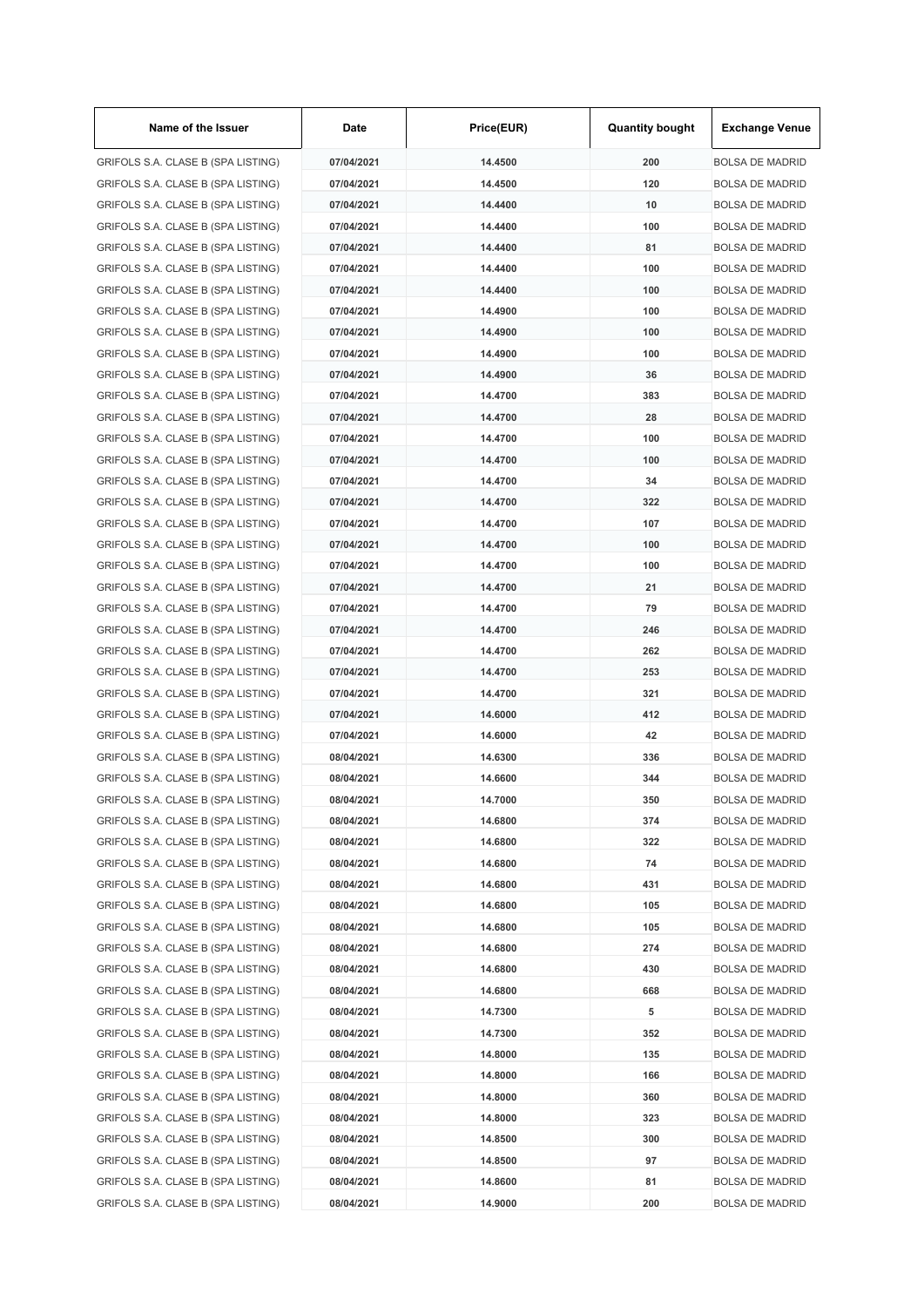| Name of the Issuer | Date | Price(EUR) | Quantity bought | Exchange Venue |
|---|---|---|---|---|
| GRIFOLS S.A. CLASE B (SPA LISTING) | 07/04/2021 | 14.4500 | 200 | BOLSA DE MADRID |
| GRIFOLS S.A. CLASE B (SPA LISTING) | 07/04/2021 | 14.4500 | 120 | BOLSA DE MADRID |
| GRIFOLS S.A. CLASE B (SPA LISTING) | 07/04/2021 | 14.4400 | 10 | BOLSA DE MADRID |
| GRIFOLS S.A. CLASE B (SPA LISTING) | 07/04/2021 | 14.4400 | 100 | BOLSA DE MADRID |
| GRIFOLS S.A. CLASE B (SPA LISTING) | 07/04/2021 | 14.4400 | 81 | BOLSA DE MADRID |
| GRIFOLS S.A. CLASE B (SPA LISTING) | 07/04/2021 | 14.4400 | 100 | BOLSA DE MADRID |
| GRIFOLS S.A. CLASE B (SPA LISTING) | 07/04/2021 | 14.4400 | 100 | BOLSA DE MADRID |
| GRIFOLS S.A. CLASE B (SPA LISTING) | 07/04/2021 | 14.4900 | 100 | BOLSA DE MADRID |
| GRIFOLS S.A. CLASE B (SPA LISTING) | 07/04/2021 | 14.4900 | 100 | BOLSA DE MADRID |
| GRIFOLS S.A. CLASE B (SPA LISTING) | 07/04/2021 | 14.4900 | 100 | BOLSA DE MADRID |
| GRIFOLS S.A. CLASE B (SPA LISTING) | 07/04/2021 | 14.4900 | 36 | BOLSA DE MADRID |
| GRIFOLS S.A. CLASE B (SPA LISTING) | 07/04/2021 | 14.4700 | 383 | BOLSA DE MADRID |
| GRIFOLS S.A. CLASE B (SPA LISTING) | 07/04/2021 | 14.4700 | 28 | BOLSA DE MADRID |
| GRIFOLS S.A. CLASE B (SPA LISTING) | 07/04/2021 | 14.4700 | 100 | BOLSA DE MADRID |
| GRIFOLS S.A. CLASE B (SPA LISTING) | 07/04/2021 | 14.4700 | 100 | BOLSA DE MADRID |
| GRIFOLS S.A. CLASE B (SPA LISTING) | 07/04/2021 | 14.4700 | 34 | BOLSA DE MADRID |
| GRIFOLS S.A. CLASE B (SPA LISTING) | 07/04/2021 | 14.4700 | 322 | BOLSA DE MADRID |
| GRIFOLS S.A. CLASE B (SPA LISTING) | 07/04/2021 | 14.4700 | 107 | BOLSA DE MADRID |
| GRIFOLS S.A. CLASE B (SPA LISTING) | 07/04/2021 | 14.4700 | 100 | BOLSA DE MADRID |
| GRIFOLS S.A. CLASE B (SPA LISTING) | 07/04/2021 | 14.4700 | 100 | BOLSA DE MADRID |
| GRIFOLS S.A. CLASE B (SPA LISTING) | 07/04/2021 | 14.4700 | 21 | BOLSA DE MADRID |
| GRIFOLS S.A. CLASE B (SPA LISTING) | 07/04/2021 | 14.4700 | 79 | BOLSA DE MADRID |
| GRIFOLS S.A. CLASE B (SPA LISTING) | 07/04/2021 | 14.4700 | 246 | BOLSA DE MADRID |
| GRIFOLS S.A. CLASE B (SPA LISTING) | 07/04/2021 | 14.4700 | 262 | BOLSA DE MADRID |
| GRIFOLS S.A. CLASE B (SPA LISTING) | 07/04/2021 | 14.4700 | 253 | BOLSA DE MADRID |
| GRIFOLS S.A. CLASE B (SPA LISTING) | 07/04/2021 | 14.4700 | 321 | BOLSA DE MADRID |
| GRIFOLS S.A. CLASE B (SPA LISTING) | 07/04/2021 | 14.6000 | 412 | BOLSA DE MADRID |
| GRIFOLS S.A. CLASE B (SPA LISTING) | 07/04/2021 | 14.6000 | 42 | BOLSA DE MADRID |
| GRIFOLS S.A. CLASE B (SPA LISTING) | 08/04/2021 | 14.6300 | 336 | BOLSA DE MADRID |
| GRIFOLS S.A. CLASE B (SPA LISTING) | 08/04/2021 | 14.6600 | 344 | BOLSA DE MADRID |
| GRIFOLS S.A. CLASE B (SPA LISTING) | 08/04/2021 | 14.7000 | 350 | BOLSA DE MADRID |
| GRIFOLS S.A. CLASE B (SPA LISTING) | 08/04/2021 | 14.6800 | 374 | BOLSA DE MADRID |
| GRIFOLS S.A. CLASE B (SPA LISTING) | 08/04/2021 | 14.6800 | 322 | BOLSA DE MADRID |
| GRIFOLS S.A. CLASE B (SPA LISTING) | 08/04/2021 | 14.6800 | 74 | BOLSA DE MADRID |
| GRIFOLS S.A. CLASE B (SPA LISTING) | 08/04/2021 | 14.6800 | 431 | BOLSA DE MADRID |
| GRIFOLS S.A. CLASE B (SPA LISTING) | 08/04/2021 | 14.6800 | 105 | BOLSA DE MADRID |
| GRIFOLS S.A. CLASE B (SPA LISTING) | 08/04/2021 | 14.6800 | 105 | BOLSA DE MADRID |
| GRIFOLS S.A. CLASE B (SPA LISTING) | 08/04/2021 | 14.6800 | 274 | BOLSA DE MADRID |
| GRIFOLS S.A. CLASE B (SPA LISTING) | 08/04/2021 | 14.6800 | 430 | BOLSA DE MADRID |
| GRIFOLS S.A. CLASE B (SPA LISTING) | 08/04/2021 | 14.6800 | 668 | BOLSA DE MADRID |
| GRIFOLS S.A. CLASE B (SPA LISTING) | 08/04/2021 | 14.7300 | 5 | BOLSA DE MADRID |
| GRIFOLS S.A. CLASE B (SPA LISTING) | 08/04/2021 | 14.7300 | 352 | BOLSA DE MADRID |
| GRIFOLS S.A. CLASE B (SPA LISTING) | 08/04/2021 | 14.8000 | 135 | BOLSA DE MADRID |
| GRIFOLS S.A. CLASE B (SPA LISTING) | 08/04/2021 | 14.8000 | 166 | BOLSA DE MADRID |
| GRIFOLS S.A. CLASE B (SPA LISTING) | 08/04/2021 | 14.8000 | 360 | BOLSA DE MADRID |
| GRIFOLS S.A. CLASE B (SPA LISTING) | 08/04/2021 | 14.8000 | 323 | BOLSA DE MADRID |
| GRIFOLS S.A. CLASE B (SPA LISTING) | 08/04/2021 | 14.8500 | 300 | BOLSA DE MADRID |
| GRIFOLS S.A. CLASE B (SPA LISTING) | 08/04/2021 | 14.8500 | 97 | BOLSA DE MADRID |
| GRIFOLS S.A. CLASE B (SPA LISTING) | 08/04/2021 | 14.8600 | 81 | BOLSA DE MADRID |
| GRIFOLS S.A. CLASE B (SPA LISTING) | 08/04/2021 | 14.9000 | 200 | BOLSA DE MADRID |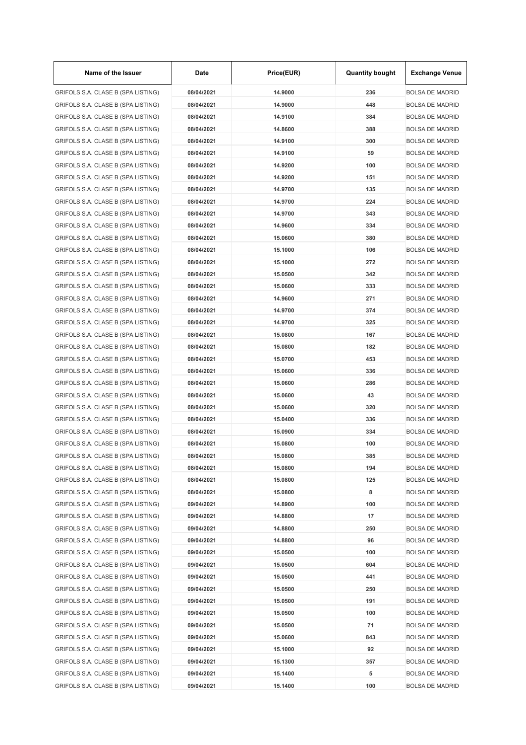| Name of the Issuer | Date | Price(EUR) | Quantity bought | Exchange Venue |
| --- | --- | --- | --- | --- |
| GRIFOLS S.A. CLASE B (SPA LISTING) | 08/04/2021 | 14.9000 | 236 | BOLSA DE MADRID |
| GRIFOLS S.A. CLASE B (SPA LISTING) | 08/04/2021 | 14.9000 | 448 | BOLSA DE MADRID |
| GRIFOLS S.A. CLASE B (SPA LISTING) | 08/04/2021 | 14.9100 | 384 | BOLSA DE MADRID |
| GRIFOLS S.A. CLASE B (SPA LISTING) | 08/04/2021 | 14.8600 | 388 | BOLSA DE MADRID |
| GRIFOLS S.A. CLASE B (SPA LISTING) | 08/04/2021 | 14.9100 | 300 | BOLSA DE MADRID |
| GRIFOLS S.A. CLASE B (SPA LISTING) | 08/04/2021 | 14.9100 | 59 | BOLSA DE MADRID |
| GRIFOLS S.A. CLASE B (SPA LISTING) | 08/04/2021 | 14.9200 | 100 | BOLSA DE MADRID |
| GRIFOLS S.A. CLASE B (SPA LISTING) | 08/04/2021 | 14.9200 | 151 | BOLSA DE MADRID |
| GRIFOLS S.A. CLASE B (SPA LISTING) | 08/04/2021 | 14.9700 | 135 | BOLSA DE MADRID |
| GRIFOLS S.A. CLASE B (SPA LISTING) | 08/04/2021 | 14.9700 | 224 | BOLSA DE MADRID |
| GRIFOLS S.A. CLASE B (SPA LISTING) | 08/04/2021 | 14.9700 | 343 | BOLSA DE MADRID |
| GRIFOLS S.A. CLASE B (SPA LISTING) | 08/04/2021 | 14.9600 | 334 | BOLSA DE MADRID |
| GRIFOLS S.A. CLASE B (SPA LISTING) | 08/04/2021 | 15.0600 | 380 | BOLSA DE MADRID |
| GRIFOLS S.A. CLASE B (SPA LISTING) | 08/04/2021 | 15.1000 | 106 | BOLSA DE MADRID |
| GRIFOLS S.A. CLASE B (SPA LISTING) | 08/04/2021 | 15.1000 | 272 | BOLSA DE MADRID |
| GRIFOLS S.A. CLASE B (SPA LISTING) | 08/04/2021 | 15.0500 | 342 | BOLSA DE MADRID |
| GRIFOLS S.A. CLASE B (SPA LISTING) | 08/04/2021 | 15.0600 | 333 | BOLSA DE MADRID |
| GRIFOLS S.A. CLASE B (SPA LISTING) | 08/04/2021 | 14.9600 | 271 | BOLSA DE MADRID |
| GRIFOLS S.A. CLASE B (SPA LISTING) | 08/04/2021 | 14.9700 | 374 | BOLSA DE MADRID |
| GRIFOLS S.A. CLASE B (SPA LISTING) | 08/04/2021 | 14.9700 | 325 | BOLSA DE MADRID |
| GRIFOLS S.A. CLASE B (SPA LISTING) | 08/04/2021 | 15.0800 | 167 | BOLSA DE MADRID |
| GRIFOLS S.A. CLASE B (SPA LISTING) | 08/04/2021 | 15.0800 | 182 | BOLSA DE MADRID |
| GRIFOLS S.A. CLASE B (SPA LISTING) | 08/04/2021 | 15.0700 | 453 | BOLSA DE MADRID |
| GRIFOLS S.A. CLASE B (SPA LISTING) | 08/04/2021 | 15.0600 | 336 | BOLSA DE MADRID |
| GRIFOLS S.A. CLASE B (SPA LISTING) | 08/04/2021 | 15.0600 | 286 | BOLSA DE MADRID |
| GRIFOLS S.A. CLASE B (SPA LISTING) | 08/04/2021 | 15.0600 | 43 | BOLSA DE MADRID |
| GRIFOLS S.A. CLASE B (SPA LISTING) | 08/04/2021 | 15.0600 | 320 | BOLSA DE MADRID |
| GRIFOLS S.A. CLASE B (SPA LISTING) | 08/04/2021 | 15.0400 | 336 | BOLSA DE MADRID |
| GRIFOLS S.A. CLASE B (SPA LISTING) | 08/04/2021 | 15.0900 | 334 | BOLSA DE MADRID |
| GRIFOLS S.A. CLASE B (SPA LISTING) | 08/04/2021 | 15.0800 | 100 | BOLSA DE MADRID |
| GRIFOLS S.A. CLASE B (SPA LISTING) | 08/04/2021 | 15.0800 | 385 | BOLSA DE MADRID |
| GRIFOLS S.A. CLASE B (SPA LISTING) | 08/04/2021 | 15.0800 | 194 | BOLSA DE MADRID |
| GRIFOLS S.A. CLASE B (SPA LISTING) | 08/04/2021 | 15.0800 | 125 | BOLSA DE MADRID |
| GRIFOLS S.A. CLASE B (SPA LISTING) | 08/04/2021 | 15.0800 | 8 | BOLSA DE MADRID |
| GRIFOLS S.A. CLASE B (SPA LISTING) | 09/04/2021 | 14.8900 | 100 | BOLSA DE MADRID |
| GRIFOLS S.A. CLASE B (SPA LISTING) | 09/04/2021 | 14.8800 | 17 | BOLSA DE MADRID |
| GRIFOLS S.A. CLASE B (SPA LISTING) | 09/04/2021 | 14.8800 | 250 | BOLSA DE MADRID |
| GRIFOLS S.A. CLASE B (SPA LISTING) | 09/04/2021 | 14.8800 | 96 | BOLSA DE MADRID |
| GRIFOLS S.A. CLASE B (SPA LISTING) | 09/04/2021 | 15.0500 | 100 | BOLSA DE MADRID |
| GRIFOLS S.A. CLASE B (SPA LISTING) | 09/04/2021 | 15.0500 | 604 | BOLSA DE MADRID |
| GRIFOLS S.A. CLASE B (SPA LISTING) | 09/04/2021 | 15.0500 | 441 | BOLSA DE MADRID |
| GRIFOLS S.A. CLASE B (SPA LISTING) | 09/04/2021 | 15.0500 | 250 | BOLSA DE MADRID |
| GRIFOLS S.A. CLASE B (SPA LISTING) | 09/04/2021 | 15.0500 | 191 | BOLSA DE MADRID |
| GRIFOLS S.A. CLASE B (SPA LISTING) | 09/04/2021 | 15.0500 | 100 | BOLSA DE MADRID |
| GRIFOLS S.A. CLASE B (SPA LISTING) | 09/04/2021 | 15.0500 | 71 | BOLSA DE MADRID |
| GRIFOLS S.A. CLASE B (SPA LISTING) | 09/04/2021 | 15.0600 | 843 | BOLSA DE MADRID |
| GRIFOLS S.A. CLASE B (SPA LISTING) | 09/04/2021 | 15.1000 | 92 | BOLSA DE MADRID |
| GRIFOLS S.A. CLASE B (SPA LISTING) | 09/04/2021 | 15.1300 | 357 | BOLSA DE MADRID |
| GRIFOLS S.A. CLASE B (SPA LISTING) | 09/04/2021 | 15.1400 | 5 | BOLSA DE MADRID |
| GRIFOLS S.A. CLASE B (SPA LISTING) | 09/04/2021 | 15.1400 | 100 | BOLSA DE MADRID |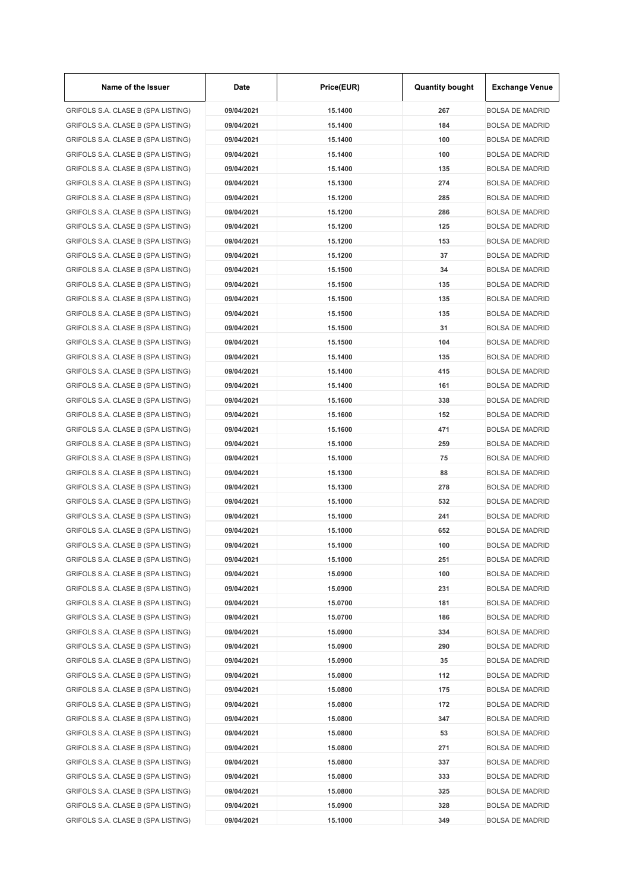| Name of the Issuer | Date | Price(EUR) | Quantity bought | Exchange Venue |
|---|---|---|---|---|
| GRIFOLS S.A. CLASE B (SPA LISTING) | 09/04/2021 | 15.1400 | 267 | BOLSA DE MADRID |
| GRIFOLS S.A. CLASE B (SPA LISTING) | 09/04/2021 | 15.1400 | 184 | BOLSA DE MADRID |
| GRIFOLS S.A. CLASE B (SPA LISTING) | 09/04/2021 | 15.1400 | 100 | BOLSA DE MADRID |
| GRIFOLS S.A. CLASE B (SPA LISTING) | 09/04/2021 | 15.1400 | 100 | BOLSA DE MADRID |
| GRIFOLS S.A. CLASE B (SPA LISTING) | 09/04/2021 | 15.1400 | 135 | BOLSA DE MADRID |
| GRIFOLS S.A. CLASE B (SPA LISTING) | 09/04/2021 | 15.1300 | 274 | BOLSA DE MADRID |
| GRIFOLS S.A. CLASE B (SPA LISTING) | 09/04/2021 | 15.1200 | 285 | BOLSA DE MADRID |
| GRIFOLS S.A. CLASE B (SPA LISTING) | 09/04/2021 | 15.1200 | 286 | BOLSA DE MADRID |
| GRIFOLS S.A. CLASE B (SPA LISTING) | 09/04/2021 | 15.1200 | 125 | BOLSA DE MADRID |
| GRIFOLS S.A. CLASE B (SPA LISTING) | 09/04/2021 | 15.1200 | 153 | BOLSA DE MADRID |
| GRIFOLS S.A. CLASE B (SPA LISTING) | 09/04/2021 | 15.1200 | 37 | BOLSA DE MADRID |
| GRIFOLS S.A. CLASE B (SPA LISTING) | 09/04/2021 | 15.1500 | 34 | BOLSA DE MADRID |
| GRIFOLS S.A. CLASE B (SPA LISTING) | 09/04/2021 | 15.1500 | 135 | BOLSA DE MADRID |
| GRIFOLS S.A. CLASE B (SPA LISTING) | 09/04/2021 | 15.1500 | 135 | BOLSA DE MADRID |
| GRIFOLS S.A. CLASE B (SPA LISTING) | 09/04/2021 | 15.1500 | 135 | BOLSA DE MADRID |
| GRIFOLS S.A. CLASE B (SPA LISTING) | 09/04/2021 | 15.1500 | 31 | BOLSA DE MADRID |
| GRIFOLS S.A. CLASE B (SPA LISTING) | 09/04/2021 | 15.1500 | 104 | BOLSA DE MADRID |
| GRIFOLS S.A. CLASE B (SPA LISTING) | 09/04/2021 | 15.1400 | 135 | BOLSA DE MADRID |
| GRIFOLS S.A. CLASE B (SPA LISTING) | 09/04/2021 | 15.1400 | 415 | BOLSA DE MADRID |
| GRIFOLS S.A. CLASE B (SPA LISTING) | 09/04/2021 | 15.1400 | 161 | BOLSA DE MADRID |
| GRIFOLS S.A. CLASE B (SPA LISTING) | 09/04/2021 | 15.1600 | 338 | BOLSA DE MADRID |
| GRIFOLS S.A. CLASE B (SPA LISTING) | 09/04/2021 | 15.1600 | 152 | BOLSA DE MADRID |
| GRIFOLS S.A. CLASE B (SPA LISTING) | 09/04/2021 | 15.1600 | 471 | BOLSA DE MADRID |
| GRIFOLS S.A. CLASE B (SPA LISTING) | 09/04/2021 | 15.1000 | 259 | BOLSA DE MADRID |
| GRIFOLS S.A. CLASE B (SPA LISTING) | 09/04/2021 | 15.1000 | 75 | BOLSA DE MADRID |
| GRIFOLS S.A. CLASE B (SPA LISTING) | 09/04/2021 | 15.1300 | 88 | BOLSA DE MADRID |
| GRIFOLS S.A. CLASE B (SPA LISTING) | 09/04/2021 | 15.1300 | 278 | BOLSA DE MADRID |
| GRIFOLS S.A. CLASE B (SPA LISTING) | 09/04/2021 | 15.1000 | 532 | BOLSA DE MADRID |
| GRIFOLS S.A. CLASE B (SPA LISTING) | 09/04/2021 | 15.1000 | 241 | BOLSA DE MADRID |
| GRIFOLS S.A. CLASE B (SPA LISTING) | 09/04/2021 | 15.1000 | 652 | BOLSA DE MADRID |
| GRIFOLS S.A. CLASE B (SPA LISTING) | 09/04/2021 | 15.1000 | 100 | BOLSA DE MADRID |
| GRIFOLS S.A. CLASE B (SPA LISTING) | 09/04/2021 | 15.1000 | 251 | BOLSA DE MADRID |
| GRIFOLS S.A. CLASE B (SPA LISTING) | 09/04/2021 | 15.0900 | 100 | BOLSA DE MADRID |
| GRIFOLS S.A. CLASE B (SPA LISTING) | 09/04/2021 | 15.0900 | 231 | BOLSA DE MADRID |
| GRIFOLS S.A. CLASE B (SPA LISTING) | 09/04/2021 | 15.0700 | 181 | BOLSA DE MADRID |
| GRIFOLS S.A. CLASE B (SPA LISTING) | 09/04/2021 | 15.0700 | 186 | BOLSA DE MADRID |
| GRIFOLS S.A. CLASE B (SPA LISTING) | 09/04/2021 | 15.0900 | 334 | BOLSA DE MADRID |
| GRIFOLS S.A. CLASE B (SPA LISTING) | 09/04/2021 | 15.0900 | 290 | BOLSA DE MADRID |
| GRIFOLS S.A. CLASE B (SPA LISTING) | 09/04/2021 | 15.0900 | 35 | BOLSA DE MADRID |
| GRIFOLS S.A. CLASE B (SPA LISTING) | 09/04/2021 | 15.0800 | 112 | BOLSA DE MADRID |
| GRIFOLS S.A. CLASE B (SPA LISTING) | 09/04/2021 | 15.0800 | 175 | BOLSA DE MADRID |
| GRIFOLS S.A. CLASE B (SPA LISTING) | 09/04/2021 | 15.0800 | 172 | BOLSA DE MADRID |
| GRIFOLS S.A. CLASE B (SPA LISTING) | 09/04/2021 | 15.0800 | 347 | BOLSA DE MADRID |
| GRIFOLS S.A. CLASE B (SPA LISTING) | 09/04/2021 | 15.0800 | 53 | BOLSA DE MADRID |
| GRIFOLS S.A. CLASE B (SPA LISTING) | 09/04/2021 | 15.0800 | 271 | BOLSA DE MADRID |
| GRIFOLS S.A. CLASE B (SPA LISTING) | 09/04/2021 | 15.0800 | 337 | BOLSA DE MADRID |
| GRIFOLS S.A. CLASE B (SPA LISTING) | 09/04/2021 | 15.0800 | 333 | BOLSA DE MADRID |
| GRIFOLS S.A. CLASE B (SPA LISTING) | 09/04/2021 | 15.0800 | 325 | BOLSA DE MADRID |
| GRIFOLS S.A. CLASE B (SPA LISTING) | 09/04/2021 | 15.0900 | 328 | BOLSA DE MADRID |
| GRIFOLS S.A. CLASE B (SPA LISTING) | 09/04/2021 | 15.1000 | 349 | BOLSA DE MADRID |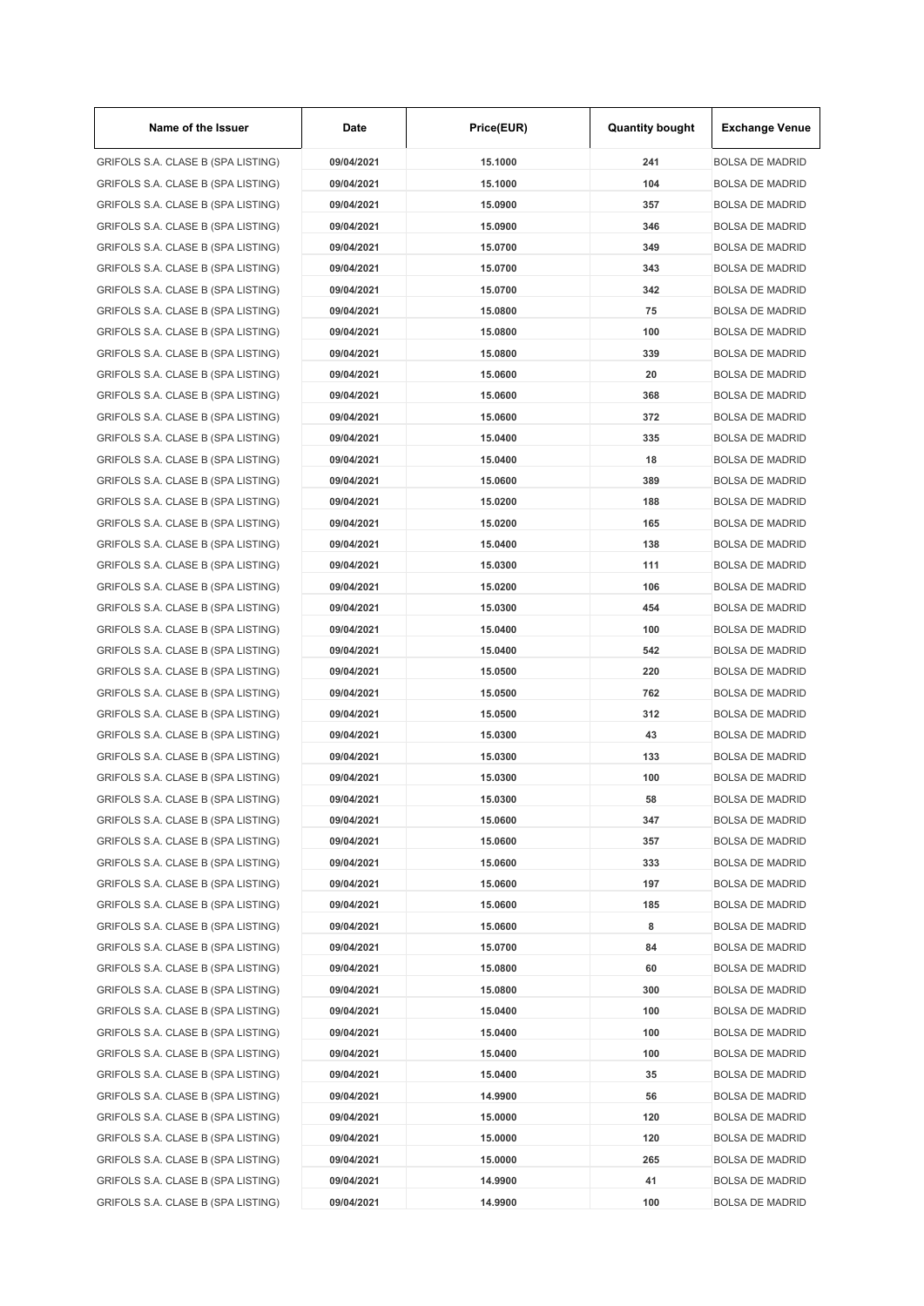| Name of the Issuer | Date | Price(EUR) | Quantity bought | Exchange Venue |
| --- | --- | --- | --- | --- |
| GRIFOLS S.A. CLASE B (SPA LISTING) | 09/04/2021 | 15.1000 | 241 | BOLSA DE MADRID |
| GRIFOLS S.A. CLASE B (SPA LISTING) | 09/04/2021 | 15.1000 | 104 | BOLSA DE MADRID |
| GRIFOLS S.A. CLASE B (SPA LISTING) | 09/04/2021 | 15.0900 | 357 | BOLSA DE MADRID |
| GRIFOLS S.A. CLASE B (SPA LISTING) | 09/04/2021 | 15.0900 | 346 | BOLSA DE MADRID |
| GRIFOLS S.A. CLASE B (SPA LISTING) | 09/04/2021 | 15.0700 | 349 | BOLSA DE MADRID |
| GRIFOLS S.A. CLASE B (SPA LISTING) | 09/04/2021 | 15.0700 | 343 | BOLSA DE MADRID |
| GRIFOLS S.A. CLASE B (SPA LISTING) | 09/04/2021 | 15.0700 | 342 | BOLSA DE MADRID |
| GRIFOLS S.A. CLASE B (SPA LISTING) | 09/04/2021 | 15.0800 | 75 | BOLSA DE MADRID |
| GRIFOLS S.A. CLASE B (SPA LISTING) | 09/04/2021 | 15.0800 | 100 | BOLSA DE MADRID |
| GRIFOLS S.A. CLASE B (SPA LISTING) | 09/04/2021 | 15.0800 | 339 | BOLSA DE MADRID |
| GRIFOLS S.A. CLASE B (SPA LISTING) | 09/04/2021 | 15.0600 | 20 | BOLSA DE MADRID |
| GRIFOLS S.A. CLASE B (SPA LISTING) | 09/04/2021 | 15.0600 | 368 | BOLSA DE MADRID |
| GRIFOLS S.A. CLASE B (SPA LISTING) | 09/04/2021 | 15.0600 | 372 | BOLSA DE MADRID |
| GRIFOLS S.A. CLASE B (SPA LISTING) | 09/04/2021 | 15.0400 | 335 | BOLSA DE MADRID |
| GRIFOLS S.A. CLASE B (SPA LISTING) | 09/04/2021 | 15.0400 | 18 | BOLSA DE MADRID |
| GRIFOLS S.A. CLASE B (SPA LISTING) | 09/04/2021 | 15.0600 | 389 | BOLSA DE MADRID |
| GRIFOLS S.A. CLASE B (SPA LISTING) | 09/04/2021 | 15.0200 | 188 | BOLSA DE MADRID |
| GRIFOLS S.A. CLASE B (SPA LISTING) | 09/04/2021 | 15.0200 | 165 | BOLSA DE MADRID |
| GRIFOLS S.A. CLASE B (SPA LISTING) | 09/04/2021 | 15.0400 | 138 | BOLSA DE MADRID |
| GRIFOLS S.A. CLASE B (SPA LISTING) | 09/04/2021 | 15.0300 | 111 | BOLSA DE MADRID |
| GRIFOLS S.A. CLASE B (SPA LISTING) | 09/04/2021 | 15.0200 | 106 | BOLSA DE MADRID |
| GRIFOLS S.A. CLASE B (SPA LISTING) | 09/04/2021 | 15.0300 | 454 | BOLSA DE MADRID |
| GRIFOLS S.A. CLASE B (SPA LISTING) | 09/04/2021 | 15.0400 | 100 | BOLSA DE MADRID |
| GRIFOLS S.A. CLASE B (SPA LISTING) | 09/04/2021 | 15.0400 | 542 | BOLSA DE MADRID |
| GRIFOLS S.A. CLASE B (SPA LISTING) | 09/04/2021 | 15.0500 | 220 | BOLSA DE MADRID |
| GRIFOLS S.A. CLASE B (SPA LISTING) | 09/04/2021 | 15.0500 | 762 | BOLSA DE MADRID |
| GRIFOLS S.A. CLASE B (SPA LISTING) | 09/04/2021 | 15.0500 | 312 | BOLSA DE MADRID |
| GRIFOLS S.A. CLASE B (SPA LISTING) | 09/04/2021 | 15.0300 | 43 | BOLSA DE MADRID |
| GRIFOLS S.A. CLASE B (SPA LISTING) | 09/04/2021 | 15.0300 | 133 | BOLSA DE MADRID |
| GRIFOLS S.A. CLASE B (SPA LISTING) | 09/04/2021 | 15.0300 | 100 | BOLSA DE MADRID |
| GRIFOLS S.A. CLASE B (SPA LISTING) | 09/04/2021 | 15.0300 | 58 | BOLSA DE MADRID |
| GRIFOLS S.A. CLASE B (SPA LISTING) | 09/04/2021 | 15.0600 | 347 | BOLSA DE MADRID |
| GRIFOLS S.A. CLASE B (SPA LISTING) | 09/04/2021 | 15.0600 | 357 | BOLSA DE MADRID |
| GRIFOLS S.A. CLASE B (SPA LISTING) | 09/04/2021 | 15.0600 | 333 | BOLSA DE MADRID |
| GRIFOLS S.A. CLASE B (SPA LISTING) | 09/04/2021 | 15.0600 | 197 | BOLSA DE MADRID |
| GRIFOLS S.A. CLASE B (SPA LISTING) | 09/04/2021 | 15.0600 | 185 | BOLSA DE MADRID |
| GRIFOLS S.A. CLASE B (SPA LISTING) | 09/04/2021 | 15.0600 | 8 | BOLSA DE MADRID |
| GRIFOLS S.A. CLASE B (SPA LISTING) | 09/04/2021 | 15.0700 | 84 | BOLSA DE MADRID |
| GRIFOLS S.A. CLASE B (SPA LISTING) | 09/04/2021 | 15.0800 | 60 | BOLSA DE MADRID |
| GRIFOLS S.A. CLASE B (SPA LISTING) | 09/04/2021 | 15.0800 | 300 | BOLSA DE MADRID |
| GRIFOLS S.A. CLASE B (SPA LISTING) | 09/04/2021 | 15.0400 | 100 | BOLSA DE MADRID |
| GRIFOLS S.A. CLASE B (SPA LISTING) | 09/04/2021 | 15.0400 | 100 | BOLSA DE MADRID |
| GRIFOLS S.A. CLASE B (SPA LISTING) | 09/04/2021 | 15.0400 | 100 | BOLSA DE MADRID |
| GRIFOLS S.A. CLASE B (SPA LISTING) | 09/04/2021 | 15.0400 | 35 | BOLSA DE MADRID |
| GRIFOLS S.A. CLASE B (SPA LISTING) | 09/04/2021 | 14.9900 | 56 | BOLSA DE MADRID |
| GRIFOLS S.A. CLASE B (SPA LISTING) | 09/04/2021 | 15.0000 | 120 | BOLSA DE MADRID |
| GRIFOLS S.A. CLASE B (SPA LISTING) | 09/04/2021 | 15.0000 | 120 | BOLSA DE MADRID |
| GRIFOLS S.A. CLASE B (SPA LISTING) | 09/04/2021 | 15.0000 | 265 | BOLSA DE MADRID |
| GRIFOLS S.A. CLASE B (SPA LISTING) | 09/04/2021 | 14.9900 | 41 | BOLSA DE MADRID |
| GRIFOLS S.A. CLASE B (SPA LISTING) | 09/04/2021 | 14.9900 | 100 | BOLSA DE MADRID |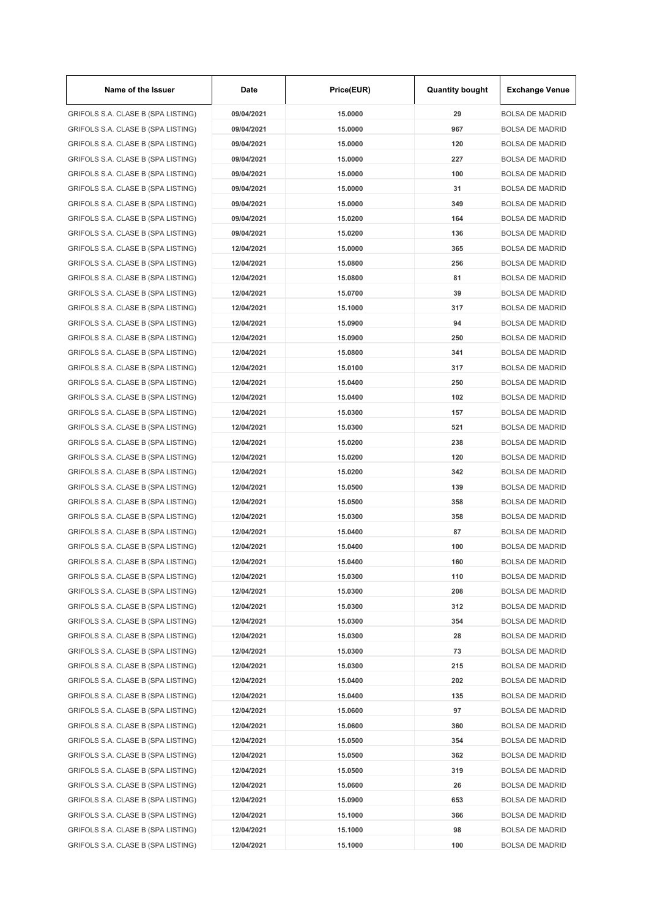| Name of the Issuer | Date | Price(EUR) | Quantity bought | Exchange Venue |
|---|---|---|---|---|
| GRIFOLS S.A. CLASE B (SPA LISTING) | 09/04/2021 | 15.0000 | 29 | BOLSA DE MADRID |
| GRIFOLS S.A. CLASE B (SPA LISTING) | 09/04/2021 | 15.0000 | 967 | BOLSA DE MADRID |
| GRIFOLS S.A. CLASE B (SPA LISTING) | 09/04/2021 | 15.0000 | 120 | BOLSA DE MADRID |
| GRIFOLS S.A. CLASE B (SPA LISTING) | 09/04/2021 | 15.0000 | 227 | BOLSA DE MADRID |
| GRIFOLS S.A. CLASE B (SPA LISTING) | 09/04/2021 | 15.0000 | 100 | BOLSA DE MADRID |
| GRIFOLS S.A. CLASE B (SPA LISTING) | 09/04/2021 | 15.0000 | 31 | BOLSA DE MADRID |
| GRIFOLS S.A. CLASE B (SPA LISTING) | 09/04/2021 | 15.0000 | 349 | BOLSA DE MADRID |
| GRIFOLS S.A. CLASE B (SPA LISTING) | 09/04/2021 | 15.0200 | 164 | BOLSA DE MADRID |
| GRIFOLS S.A. CLASE B (SPA LISTING) | 09/04/2021 | 15.0200 | 136 | BOLSA DE MADRID |
| GRIFOLS S.A. CLASE B (SPA LISTING) | 12/04/2021 | 15.0000 | 365 | BOLSA DE MADRID |
| GRIFOLS S.A. CLASE B (SPA LISTING) | 12/04/2021 | 15.0800 | 256 | BOLSA DE MADRID |
| GRIFOLS S.A. CLASE B (SPA LISTING) | 12/04/2021 | 15.0800 | 81 | BOLSA DE MADRID |
| GRIFOLS S.A. CLASE B (SPA LISTING) | 12/04/2021 | 15.0700 | 39 | BOLSA DE MADRID |
| GRIFOLS S.A. CLASE B (SPA LISTING) | 12/04/2021 | 15.1000 | 317 | BOLSA DE MADRID |
| GRIFOLS S.A. CLASE B (SPA LISTING) | 12/04/2021 | 15.0900 | 94 | BOLSA DE MADRID |
| GRIFOLS S.A. CLASE B (SPA LISTING) | 12/04/2021 | 15.0900 | 250 | BOLSA DE MADRID |
| GRIFOLS S.A. CLASE B (SPA LISTING) | 12/04/2021 | 15.0800 | 341 | BOLSA DE MADRID |
| GRIFOLS S.A. CLASE B (SPA LISTING) | 12/04/2021 | 15.0100 | 317 | BOLSA DE MADRID |
| GRIFOLS S.A. CLASE B (SPA LISTING) | 12/04/2021 | 15.0400 | 250 | BOLSA DE MADRID |
| GRIFOLS S.A. CLASE B (SPA LISTING) | 12/04/2021 | 15.0400 | 102 | BOLSA DE MADRID |
| GRIFOLS S.A. CLASE B (SPA LISTING) | 12/04/2021 | 15.0300 | 157 | BOLSA DE MADRID |
| GRIFOLS S.A. CLASE B (SPA LISTING) | 12/04/2021 | 15.0300 | 521 | BOLSA DE MADRID |
| GRIFOLS S.A. CLASE B (SPA LISTING) | 12/04/2021 | 15.0200 | 238 | BOLSA DE MADRID |
| GRIFOLS S.A. CLASE B (SPA LISTING) | 12/04/2021 | 15.0200 | 120 | BOLSA DE MADRID |
| GRIFOLS S.A. CLASE B (SPA LISTING) | 12/04/2021 | 15.0200 | 342 | BOLSA DE MADRID |
| GRIFOLS S.A. CLASE B (SPA LISTING) | 12/04/2021 | 15.0500 | 139 | BOLSA DE MADRID |
| GRIFOLS S.A. CLASE B (SPA LISTING) | 12/04/2021 | 15.0500 | 358 | BOLSA DE MADRID |
| GRIFOLS S.A. CLASE B (SPA LISTING) | 12/04/2021 | 15.0300 | 358 | BOLSA DE MADRID |
| GRIFOLS S.A. CLASE B (SPA LISTING) | 12/04/2021 | 15.0400 | 87 | BOLSA DE MADRID |
| GRIFOLS S.A. CLASE B (SPA LISTING) | 12/04/2021 | 15.0400 | 100 | BOLSA DE MADRID |
| GRIFOLS S.A. CLASE B (SPA LISTING) | 12/04/2021 | 15.0400 | 160 | BOLSA DE MADRID |
| GRIFOLS S.A. CLASE B (SPA LISTING) | 12/04/2021 | 15.0300 | 110 | BOLSA DE MADRID |
| GRIFOLS S.A. CLASE B (SPA LISTING) | 12/04/2021 | 15.0300 | 208 | BOLSA DE MADRID |
| GRIFOLS S.A. CLASE B (SPA LISTING) | 12/04/2021 | 15.0300 | 312 | BOLSA DE MADRID |
| GRIFOLS S.A. CLASE B (SPA LISTING) | 12/04/2021 | 15.0300 | 354 | BOLSA DE MADRID |
| GRIFOLS S.A. CLASE B (SPA LISTING) | 12/04/2021 | 15.0300 | 28 | BOLSA DE MADRID |
| GRIFOLS S.A. CLASE B (SPA LISTING) | 12/04/2021 | 15.0300 | 73 | BOLSA DE MADRID |
| GRIFOLS S.A. CLASE B (SPA LISTING) | 12/04/2021 | 15.0300 | 215 | BOLSA DE MADRID |
| GRIFOLS S.A. CLASE B (SPA LISTING) | 12/04/2021 | 15.0400 | 202 | BOLSA DE MADRID |
| GRIFOLS S.A. CLASE B (SPA LISTING) | 12/04/2021 | 15.0400 | 135 | BOLSA DE MADRID |
| GRIFOLS S.A. CLASE B (SPA LISTING) | 12/04/2021 | 15.0600 | 97 | BOLSA DE MADRID |
| GRIFOLS S.A. CLASE B (SPA LISTING) | 12/04/2021 | 15.0600 | 360 | BOLSA DE MADRID |
| GRIFOLS S.A. CLASE B (SPA LISTING) | 12/04/2021 | 15.0500 | 354 | BOLSA DE MADRID |
| GRIFOLS S.A. CLASE B (SPA LISTING) | 12/04/2021 | 15.0500 | 362 | BOLSA DE MADRID |
| GRIFOLS S.A. CLASE B (SPA LISTING) | 12/04/2021 | 15.0500 | 319 | BOLSA DE MADRID |
| GRIFOLS S.A. CLASE B (SPA LISTING) | 12/04/2021 | 15.0600 | 26 | BOLSA DE MADRID |
| GRIFOLS S.A. CLASE B (SPA LISTING) | 12/04/2021 | 15.0900 | 653 | BOLSA DE MADRID |
| GRIFOLS S.A. CLASE B (SPA LISTING) | 12/04/2021 | 15.1000 | 366 | BOLSA DE MADRID |
| GRIFOLS S.A. CLASE B (SPA LISTING) | 12/04/2021 | 15.1000 | 98 | BOLSA DE MADRID |
| GRIFOLS S.A. CLASE B (SPA LISTING) | 12/04/2021 | 15.1000 | 100 | BOLSA DE MADRID |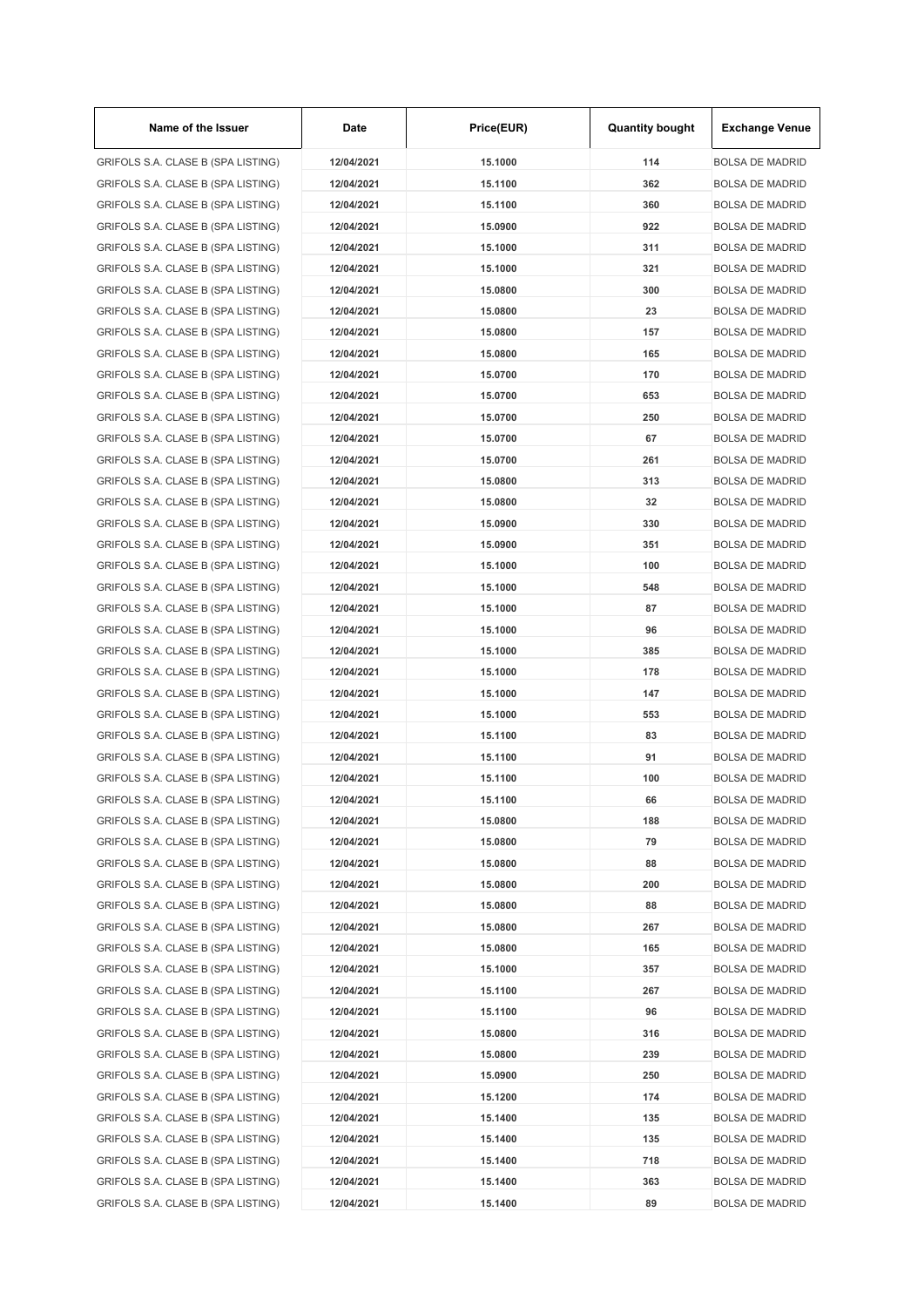| Name of the Issuer | Date | Price(EUR) | Quantity bought | Exchange Venue |
| --- | --- | --- | --- | --- |
| GRIFOLS S.A. CLASE B (SPA LISTING) | 12/04/2021 | 15.1000 | 114 | BOLSA DE MADRID |
| GRIFOLS S.A. CLASE B (SPA LISTING) | 12/04/2021 | 15.1100 | 362 | BOLSA DE MADRID |
| GRIFOLS S.A. CLASE B (SPA LISTING) | 12/04/2021 | 15.1100 | 360 | BOLSA DE MADRID |
| GRIFOLS S.A. CLASE B (SPA LISTING) | 12/04/2021 | 15.0900 | 922 | BOLSA DE MADRID |
| GRIFOLS S.A. CLASE B (SPA LISTING) | 12/04/2021 | 15.1000 | 311 | BOLSA DE MADRID |
| GRIFOLS S.A. CLASE B (SPA LISTING) | 12/04/2021 | 15.1000 | 321 | BOLSA DE MADRID |
| GRIFOLS S.A. CLASE B (SPA LISTING) | 12/04/2021 | 15.0800 | 300 | BOLSA DE MADRID |
| GRIFOLS S.A. CLASE B (SPA LISTING) | 12/04/2021 | 15.0800 | 23 | BOLSA DE MADRID |
| GRIFOLS S.A. CLASE B (SPA LISTING) | 12/04/2021 | 15.0800 | 157 | BOLSA DE MADRID |
| GRIFOLS S.A. CLASE B (SPA LISTING) | 12/04/2021 | 15.0800 | 165 | BOLSA DE MADRID |
| GRIFOLS S.A. CLASE B (SPA LISTING) | 12/04/2021 | 15.0700 | 170 | BOLSA DE MADRID |
| GRIFOLS S.A. CLASE B (SPA LISTING) | 12/04/2021 | 15.0700 | 653 | BOLSA DE MADRID |
| GRIFOLS S.A. CLASE B (SPA LISTING) | 12/04/2021 | 15.0700 | 250 | BOLSA DE MADRID |
| GRIFOLS S.A. CLASE B (SPA LISTING) | 12/04/2021 | 15.0700 | 67 | BOLSA DE MADRID |
| GRIFOLS S.A. CLASE B (SPA LISTING) | 12/04/2021 | 15.0700 | 261 | BOLSA DE MADRID |
| GRIFOLS S.A. CLASE B (SPA LISTING) | 12/04/2021 | 15.0800 | 313 | BOLSA DE MADRID |
| GRIFOLS S.A. CLASE B (SPA LISTING) | 12/04/2021 | 15.0800 | 32 | BOLSA DE MADRID |
| GRIFOLS S.A. CLASE B (SPA LISTING) | 12/04/2021 | 15.0900 | 330 | BOLSA DE MADRID |
| GRIFOLS S.A. CLASE B (SPA LISTING) | 12/04/2021 | 15.0900 | 351 | BOLSA DE MADRID |
| GRIFOLS S.A. CLASE B (SPA LISTING) | 12/04/2021 | 15.1000 | 100 | BOLSA DE MADRID |
| GRIFOLS S.A. CLASE B (SPA LISTING) | 12/04/2021 | 15.1000 | 548 | BOLSA DE MADRID |
| GRIFOLS S.A. CLASE B (SPA LISTING) | 12/04/2021 | 15.1000 | 87 | BOLSA DE MADRID |
| GRIFOLS S.A. CLASE B (SPA LISTING) | 12/04/2021 | 15.1000 | 96 | BOLSA DE MADRID |
| GRIFOLS S.A. CLASE B (SPA LISTING) | 12/04/2021 | 15.1000 | 385 | BOLSA DE MADRID |
| GRIFOLS S.A. CLASE B (SPA LISTING) | 12/04/2021 | 15.1000 | 178 | BOLSA DE MADRID |
| GRIFOLS S.A. CLASE B (SPA LISTING) | 12/04/2021 | 15.1000 | 147 | BOLSA DE MADRID |
| GRIFOLS S.A. CLASE B (SPA LISTING) | 12/04/2021 | 15.1000 | 553 | BOLSA DE MADRID |
| GRIFOLS S.A. CLASE B (SPA LISTING) | 12/04/2021 | 15.1100 | 83 | BOLSA DE MADRID |
| GRIFOLS S.A. CLASE B (SPA LISTING) | 12/04/2021 | 15.1100 | 91 | BOLSA DE MADRID |
| GRIFOLS S.A. CLASE B (SPA LISTING) | 12/04/2021 | 15.1100 | 100 | BOLSA DE MADRID |
| GRIFOLS S.A. CLASE B (SPA LISTING) | 12/04/2021 | 15.1100 | 66 | BOLSA DE MADRID |
| GRIFOLS S.A. CLASE B (SPA LISTING) | 12/04/2021 | 15.0800 | 188 | BOLSA DE MADRID |
| GRIFOLS S.A. CLASE B (SPA LISTING) | 12/04/2021 | 15.0800 | 79 | BOLSA DE MADRID |
| GRIFOLS S.A. CLASE B (SPA LISTING) | 12/04/2021 | 15.0800 | 88 | BOLSA DE MADRID |
| GRIFOLS S.A. CLASE B (SPA LISTING) | 12/04/2021 | 15.0800 | 200 | BOLSA DE MADRID |
| GRIFOLS S.A. CLASE B (SPA LISTING) | 12/04/2021 | 15.0800 | 88 | BOLSA DE MADRID |
| GRIFOLS S.A. CLASE B (SPA LISTING) | 12/04/2021 | 15.0800 | 267 | BOLSA DE MADRID |
| GRIFOLS S.A. CLASE B (SPA LISTING) | 12/04/2021 | 15.0800 | 165 | BOLSA DE MADRID |
| GRIFOLS S.A. CLASE B (SPA LISTING) | 12/04/2021 | 15.1000 | 357 | BOLSA DE MADRID |
| GRIFOLS S.A. CLASE B (SPA LISTING) | 12/04/2021 | 15.1100 | 267 | BOLSA DE MADRID |
| GRIFOLS S.A. CLASE B (SPA LISTING) | 12/04/2021 | 15.1100 | 96 | BOLSA DE MADRID |
| GRIFOLS S.A. CLASE B (SPA LISTING) | 12/04/2021 | 15.0800 | 316 | BOLSA DE MADRID |
| GRIFOLS S.A. CLASE B (SPA LISTING) | 12/04/2021 | 15.0800 | 239 | BOLSA DE MADRID |
| GRIFOLS S.A. CLASE B (SPA LISTING) | 12/04/2021 | 15.0900 | 250 | BOLSA DE MADRID |
| GRIFOLS S.A. CLASE B (SPA LISTING) | 12/04/2021 | 15.1200 | 174 | BOLSA DE MADRID |
| GRIFOLS S.A. CLASE B (SPA LISTING) | 12/04/2021 | 15.1400 | 135 | BOLSA DE MADRID |
| GRIFOLS S.A. CLASE B (SPA LISTING) | 12/04/2021 | 15.1400 | 135 | BOLSA DE MADRID |
| GRIFOLS S.A. CLASE B (SPA LISTING) | 12/04/2021 | 15.1400 | 718 | BOLSA DE MADRID |
| GRIFOLS S.A. CLASE B (SPA LISTING) | 12/04/2021 | 15.1400 | 363 | BOLSA DE MADRID |
| GRIFOLS S.A. CLASE B (SPA LISTING) | 12/04/2021 | 15.1400 | 89 | BOLSA DE MADRID |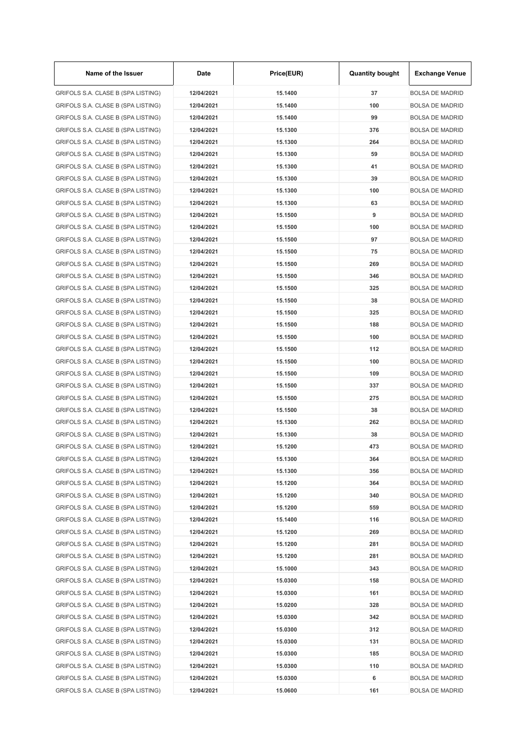| Name of the Issuer | Date | Price(EUR) | Quantity bought | Exchange Venue |
| --- | --- | --- | --- | --- |
| GRIFOLS S.A. CLASE B (SPA LISTING) | 12/04/2021 | 15.1400 | 37 | BOLSA DE MADRID |
| GRIFOLS S.A. CLASE B (SPA LISTING) | 12/04/2021 | 15.1400 | 100 | BOLSA DE MADRID |
| GRIFOLS S.A. CLASE B (SPA LISTING) | 12/04/2021 | 15.1400 | 99 | BOLSA DE MADRID |
| GRIFOLS S.A. CLASE B (SPA LISTING) | 12/04/2021 | 15.1300 | 376 | BOLSA DE MADRID |
| GRIFOLS S.A. CLASE B (SPA LISTING) | 12/04/2021 | 15.1300 | 264 | BOLSA DE MADRID |
| GRIFOLS S.A. CLASE B (SPA LISTING) | 12/04/2021 | 15.1300 | 59 | BOLSA DE MADRID |
| GRIFOLS S.A. CLASE B (SPA LISTING) | 12/04/2021 | 15.1300 | 41 | BOLSA DE MADRID |
| GRIFOLS S.A. CLASE B (SPA LISTING) | 12/04/2021 | 15.1300 | 39 | BOLSA DE MADRID |
| GRIFOLS S.A. CLASE B (SPA LISTING) | 12/04/2021 | 15.1300 | 100 | BOLSA DE MADRID |
| GRIFOLS S.A. CLASE B (SPA LISTING) | 12/04/2021 | 15.1300 | 63 | BOLSA DE MADRID |
| GRIFOLS S.A. CLASE B (SPA LISTING) | 12/04/2021 | 15.1500 | 9 | BOLSA DE MADRID |
| GRIFOLS S.A. CLASE B (SPA LISTING) | 12/04/2021 | 15.1500 | 100 | BOLSA DE MADRID |
| GRIFOLS S.A. CLASE B (SPA LISTING) | 12/04/2021 | 15.1500 | 97 | BOLSA DE MADRID |
| GRIFOLS S.A. CLASE B (SPA LISTING) | 12/04/2021 | 15.1500 | 75 | BOLSA DE MADRID |
| GRIFOLS S.A. CLASE B (SPA LISTING) | 12/04/2021 | 15.1500 | 269 | BOLSA DE MADRID |
| GRIFOLS S.A. CLASE B (SPA LISTING) | 12/04/2021 | 15.1500 | 346 | BOLSA DE MADRID |
| GRIFOLS S.A. CLASE B (SPA LISTING) | 12/04/2021 | 15.1500 | 325 | BOLSA DE MADRID |
| GRIFOLS S.A. CLASE B (SPA LISTING) | 12/04/2021 | 15.1500 | 38 | BOLSA DE MADRID |
| GRIFOLS S.A. CLASE B (SPA LISTING) | 12/04/2021 | 15.1500 | 325 | BOLSA DE MADRID |
| GRIFOLS S.A. CLASE B (SPA LISTING) | 12/04/2021 | 15.1500 | 188 | BOLSA DE MADRID |
| GRIFOLS S.A. CLASE B (SPA LISTING) | 12/04/2021 | 15.1500 | 100 | BOLSA DE MADRID |
| GRIFOLS S.A. CLASE B (SPA LISTING) | 12/04/2021 | 15.1500 | 112 | BOLSA DE MADRID |
| GRIFOLS S.A. CLASE B (SPA LISTING) | 12/04/2021 | 15.1500 | 100 | BOLSA DE MADRID |
| GRIFOLS S.A. CLASE B (SPA LISTING) | 12/04/2021 | 15.1500 | 109 | BOLSA DE MADRID |
| GRIFOLS S.A. CLASE B (SPA LISTING) | 12/04/2021 | 15.1500 | 337 | BOLSA DE MADRID |
| GRIFOLS S.A. CLASE B (SPA LISTING) | 12/04/2021 | 15.1500 | 275 | BOLSA DE MADRID |
| GRIFOLS S.A. CLASE B (SPA LISTING) | 12/04/2021 | 15.1500 | 38 | BOLSA DE MADRID |
| GRIFOLS S.A. CLASE B (SPA LISTING) | 12/04/2021 | 15.1300 | 262 | BOLSA DE MADRID |
| GRIFOLS S.A. CLASE B (SPA LISTING) | 12/04/2021 | 15.1300 | 38 | BOLSA DE MADRID |
| GRIFOLS S.A. CLASE B (SPA LISTING) | 12/04/2021 | 15.1200 | 473 | BOLSA DE MADRID |
| GRIFOLS S.A. CLASE B (SPA LISTING) | 12/04/2021 | 15.1300 | 364 | BOLSA DE MADRID |
| GRIFOLS S.A. CLASE B (SPA LISTING) | 12/04/2021 | 15.1300 | 356 | BOLSA DE MADRID |
| GRIFOLS S.A. CLASE B (SPA LISTING) | 12/04/2021 | 15.1200 | 364 | BOLSA DE MADRID |
| GRIFOLS S.A. CLASE B (SPA LISTING) | 12/04/2021 | 15.1200 | 340 | BOLSA DE MADRID |
| GRIFOLS S.A. CLASE B (SPA LISTING) | 12/04/2021 | 15.1200 | 559 | BOLSA DE MADRID |
| GRIFOLS S.A. CLASE B (SPA LISTING) | 12/04/2021 | 15.1400 | 116 | BOLSA DE MADRID |
| GRIFOLS S.A. CLASE B (SPA LISTING) | 12/04/2021 | 15.1200 | 269 | BOLSA DE MADRID |
| GRIFOLS S.A. CLASE B (SPA LISTING) | 12/04/2021 | 15.1200 | 281 | BOLSA DE MADRID |
| GRIFOLS S.A. CLASE B (SPA LISTING) | 12/04/2021 | 15.1200 | 281 | BOLSA DE MADRID |
| GRIFOLS S.A. CLASE B (SPA LISTING) | 12/04/2021 | 15.1000 | 343 | BOLSA DE MADRID |
| GRIFOLS S.A. CLASE B (SPA LISTING) | 12/04/2021 | 15.0300 | 158 | BOLSA DE MADRID |
| GRIFOLS S.A. CLASE B (SPA LISTING) | 12/04/2021 | 15.0300 | 161 | BOLSA DE MADRID |
| GRIFOLS S.A. CLASE B (SPA LISTING) | 12/04/2021 | 15.0200 | 328 | BOLSA DE MADRID |
| GRIFOLS S.A. CLASE B (SPA LISTING) | 12/04/2021 | 15.0300 | 342 | BOLSA DE MADRID |
| GRIFOLS S.A. CLASE B (SPA LISTING) | 12/04/2021 | 15.0300 | 312 | BOLSA DE MADRID |
| GRIFOLS S.A. CLASE B (SPA LISTING) | 12/04/2021 | 15.0300 | 131 | BOLSA DE MADRID |
| GRIFOLS S.A. CLASE B (SPA LISTING) | 12/04/2021 | 15.0300 | 185 | BOLSA DE MADRID |
| GRIFOLS S.A. CLASE B (SPA LISTING) | 12/04/2021 | 15.0300 | 110 | BOLSA DE MADRID |
| GRIFOLS S.A. CLASE B (SPA LISTING) | 12/04/2021 | 15.0300 | 6 | BOLSA DE MADRID |
| GRIFOLS S.A. CLASE B (SPA LISTING) | 12/04/2021 | 15.0600 | 161 | BOLSA DE MADRID |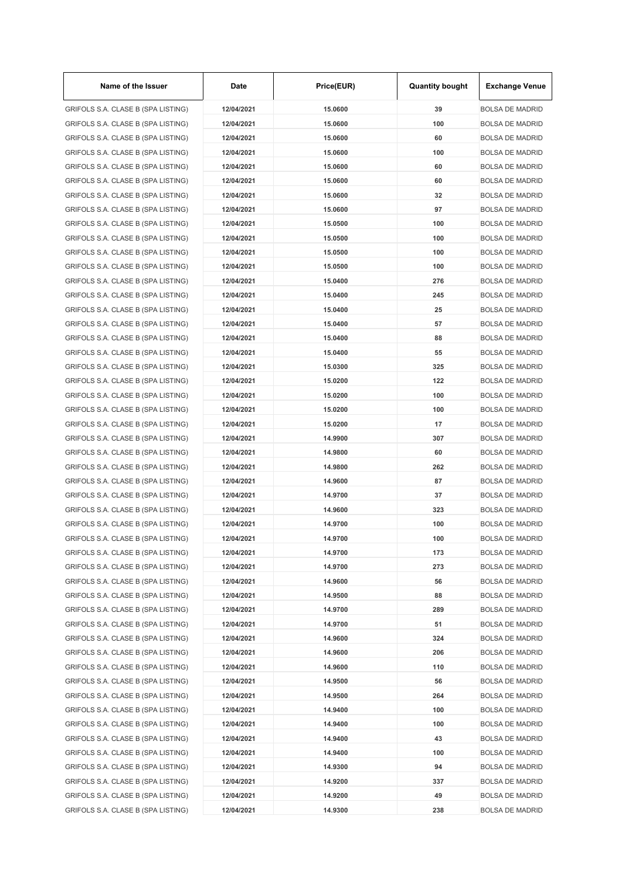| Name of the Issuer | Date | Price(EUR) | Quantity bought | Exchange Venue |
| --- | --- | --- | --- | --- |
| GRIFOLS S.A. CLASE B (SPA LISTING) | 12/04/2021 | 15.0600 | 39 | BOLSA DE MADRID |
| GRIFOLS S.A. CLASE B (SPA LISTING) | 12/04/2021 | 15.0600 | 100 | BOLSA DE MADRID |
| GRIFOLS S.A. CLASE B (SPA LISTING) | 12/04/2021 | 15.0600 | 60 | BOLSA DE MADRID |
| GRIFOLS S.A. CLASE B (SPA LISTING) | 12/04/2021 | 15.0600 | 100 | BOLSA DE MADRID |
| GRIFOLS S.A. CLASE B (SPA LISTING) | 12/04/2021 | 15.0600 | 60 | BOLSA DE MADRID |
| GRIFOLS S.A. CLASE B (SPA LISTING) | 12/04/2021 | 15.0600 | 60 | BOLSA DE MADRID |
| GRIFOLS S.A. CLASE B (SPA LISTING) | 12/04/2021 | 15.0600 | 32 | BOLSA DE MADRID |
| GRIFOLS S.A. CLASE B (SPA LISTING) | 12/04/2021 | 15.0600 | 97 | BOLSA DE MADRID |
| GRIFOLS S.A. CLASE B (SPA LISTING) | 12/04/2021 | 15.0500 | 100 | BOLSA DE MADRID |
| GRIFOLS S.A. CLASE B (SPA LISTING) | 12/04/2021 | 15.0500 | 100 | BOLSA DE MADRID |
| GRIFOLS S.A. CLASE B (SPA LISTING) | 12/04/2021 | 15.0500 | 100 | BOLSA DE MADRID |
| GRIFOLS S.A. CLASE B (SPA LISTING) | 12/04/2021 | 15.0500 | 100 | BOLSA DE MADRID |
| GRIFOLS S.A. CLASE B (SPA LISTING) | 12/04/2021 | 15.0400 | 276 | BOLSA DE MADRID |
| GRIFOLS S.A. CLASE B (SPA LISTING) | 12/04/2021 | 15.0400 | 245 | BOLSA DE MADRID |
| GRIFOLS S.A. CLASE B (SPA LISTING) | 12/04/2021 | 15.0400 | 25 | BOLSA DE MADRID |
| GRIFOLS S.A. CLASE B (SPA LISTING) | 12/04/2021 | 15.0400 | 57 | BOLSA DE MADRID |
| GRIFOLS S.A. CLASE B (SPA LISTING) | 12/04/2021 | 15.0400 | 88 | BOLSA DE MADRID |
| GRIFOLS S.A. CLASE B (SPA LISTING) | 12/04/2021 | 15.0400 | 55 | BOLSA DE MADRID |
| GRIFOLS S.A. CLASE B (SPA LISTING) | 12/04/2021 | 15.0300 | 325 | BOLSA DE MADRID |
| GRIFOLS S.A. CLASE B (SPA LISTING) | 12/04/2021 | 15.0200 | 122 | BOLSA DE MADRID |
| GRIFOLS S.A. CLASE B (SPA LISTING) | 12/04/2021 | 15.0200 | 100 | BOLSA DE MADRID |
| GRIFOLS S.A. CLASE B (SPA LISTING) | 12/04/2021 | 15.0200 | 100 | BOLSA DE MADRID |
| GRIFOLS S.A. CLASE B (SPA LISTING) | 12/04/2021 | 15.0200 | 17 | BOLSA DE MADRID |
| GRIFOLS S.A. CLASE B (SPA LISTING) | 12/04/2021 | 14.9900 | 307 | BOLSA DE MADRID |
| GRIFOLS S.A. CLASE B (SPA LISTING) | 12/04/2021 | 14.9800 | 60 | BOLSA DE MADRID |
| GRIFOLS S.A. CLASE B (SPA LISTING) | 12/04/2021 | 14.9800 | 262 | BOLSA DE MADRID |
| GRIFOLS S.A. CLASE B (SPA LISTING) | 12/04/2021 | 14.9600 | 87 | BOLSA DE MADRID |
| GRIFOLS S.A. CLASE B (SPA LISTING) | 12/04/2021 | 14.9700 | 37 | BOLSA DE MADRID |
| GRIFOLS S.A. CLASE B (SPA LISTING) | 12/04/2021 | 14.9600 | 323 | BOLSA DE MADRID |
| GRIFOLS S.A. CLASE B (SPA LISTING) | 12/04/2021 | 14.9700 | 100 | BOLSA DE MADRID |
| GRIFOLS S.A. CLASE B (SPA LISTING) | 12/04/2021 | 14.9700 | 100 | BOLSA DE MADRID |
| GRIFOLS S.A. CLASE B (SPA LISTING) | 12/04/2021 | 14.9700 | 173 | BOLSA DE MADRID |
| GRIFOLS S.A. CLASE B (SPA LISTING) | 12/04/2021 | 14.9700 | 273 | BOLSA DE MADRID |
| GRIFOLS S.A. CLASE B (SPA LISTING) | 12/04/2021 | 14.9600 | 56 | BOLSA DE MADRID |
| GRIFOLS S.A. CLASE B (SPA LISTING) | 12/04/2021 | 14.9500 | 88 | BOLSA DE MADRID |
| GRIFOLS S.A. CLASE B (SPA LISTING) | 12/04/2021 | 14.9700 | 289 | BOLSA DE MADRID |
| GRIFOLS S.A. CLASE B (SPA LISTING) | 12/04/2021 | 14.9700 | 51 | BOLSA DE MADRID |
| GRIFOLS S.A. CLASE B (SPA LISTING) | 12/04/2021 | 14.9600 | 324 | BOLSA DE MADRID |
| GRIFOLS S.A. CLASE B (SPA LISTING) | 12/04/2021 | 14.9600 | 206 | BOLSA DE MADRID |
| GRIFOLS S.A. CLASE B (SPA LISTING) | 12/04/2021 | 14.9600 | 110 | BOLSA DE MADRID |
| GRIFOLS S.A. CLASE B (SPA LISTING) | 12/04/2021 | 14.9500 | 56 | BOLSA DE MADRID |
| GRIFOLS S.A. CLASE B (SPA LISTING) | 12/04/2021 | 14.9500 | 264 | BOLSA DE MADRID |
| GRIFOLS S.A. CLASE B (SPA LISTING) | 12/04/2021 | 14.9400 | 100 | BOLSA DE MADRID |
| GRIFOLS S.A. CLASE B (SPA LISTING) | 12/04/2021 | 14.9400 | 100 | BOLSA DE MADRID |
| GRIFOLS S.A. CLASE B (SPA LISTING) | 12/04/2021 | 14.9400 | 43 | BOLSA DE MADRID |
| GRIFOLS S.A. CLASE B (SPA LISTING) | 12/04/2021 | 14.9400 | 100 | BOLSA DE MADRID |
| GRIFOLS S.A. CLASE B (SPA LISTING) | 12/04/2021 | 14.9300 | 94 | BOLSA DE MADRID |
| GRIFOLS S.A. CLASE B (SPA LISTING) | 12/04/2021 | 14.9200 | 337 | BOLSA DE MADRID |
| GRIFOLS S.A. CLASE B (SPA LISTING) | 12/04/2021 | 14.9200 | 49 | BOLSA DE MADRID |
| GRIFOLS S.A. CLASE B (SPA LISTING) | 12/04/2021 | 14.9300 | 238 | BOLSA DE MADRID |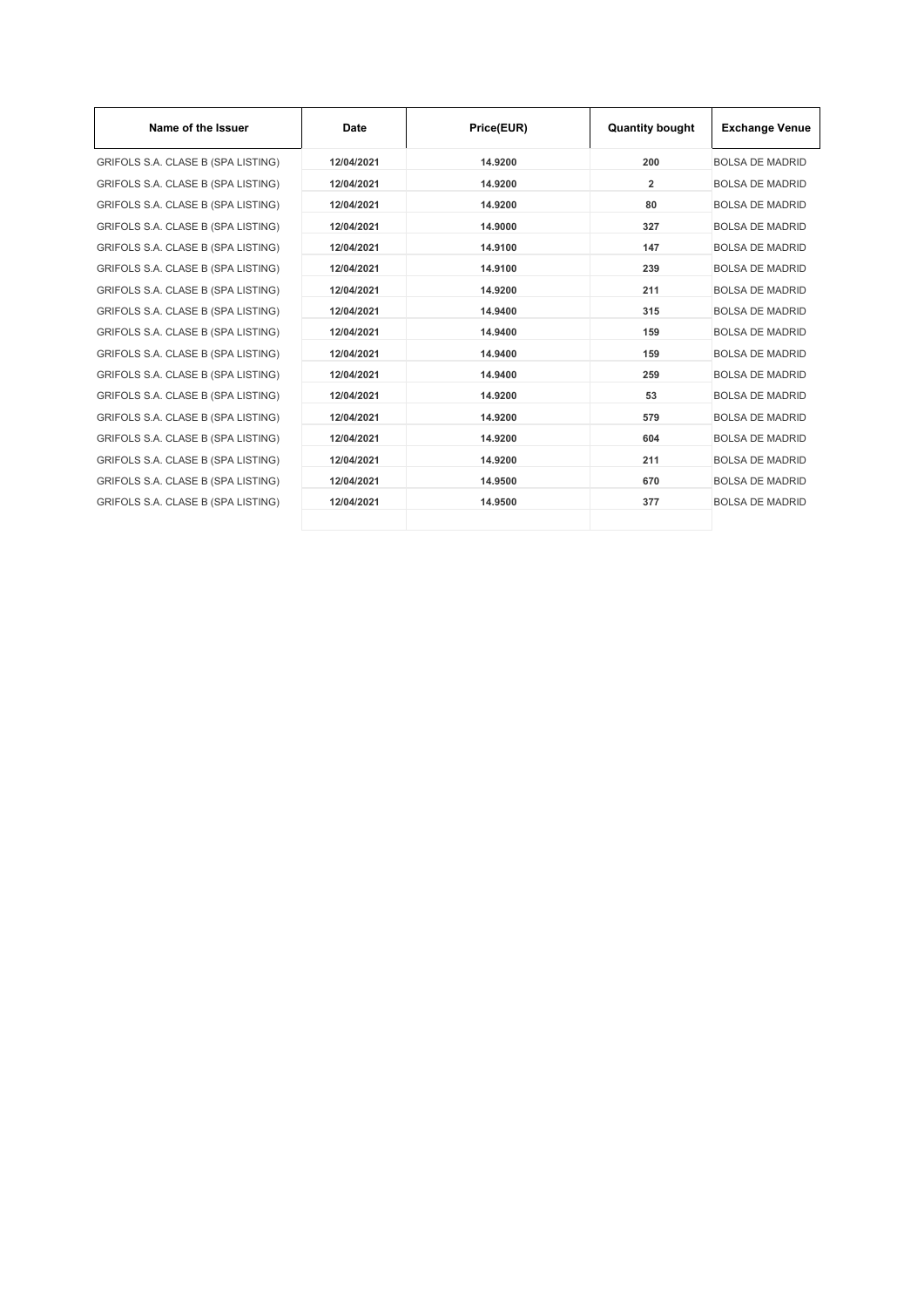| Name of the Issuer | Date | Price(EUR) | Quantity bought | Exchange Venue |
|---|---|---|---|---|
| GRIFOLS S.A. CLASE B (SPA LISTING) | 12/04/2021 | 14.9200 | 200 | BOLSA DE MADRID |
| GRIFOLS S.A. CLASE B (SPA LISTING) | 12/04/2021 | 14.9200 | 2 | BOLSA DE MADRID |
| GRIFOLS S.A. CLASE B (SPA LISTING) | 12/04/2021 | 14.9200 | 80 | BOLSA DE MADRID |
| GRIFOLS S.A. CLASE B (SPA LISTING) | 12/04/2021 | 14.9000 | 327 | BOLSA DE MADRID |
| GRIFOLS S.A. CLASE B (SPA LISTING) | 12/04/2021 | 14.9100 | 147 | BOLSA DE MADRID |
| GRIFOLS S.A. CLASE B (SPA LISTING) | 12/04/2021 | 14.9100 | 239 | BOLSA DE MADRID |
| GRIFOLS S.A. CLASE B (SPA LISTING) | 12/04/2021 | 14.9200 | 211 | BOLSA DE MADRID |
| GRIFOLS S.A. CLASE B (SPA LISTING) | 12/04/2021 | 14.9400 | 315 | BOLSA DE MADRID |
| GRIFOLS S.A. CLASE B (SPA LISTING) | 12/04/2021 | 14.9400 | 159 | BOLSA DE MADRID |
| GRIFOLS S.A. CLASE B (SPA LISTING) | 12/04/2021 | 14.9400 | 159 | BOLSA DE MADRID |
| GRIFOLS S.A. CLASE B (SPA LISTING) | 12/04/2021 | 14.9400 | 259 | BOLSA DE MADRID |
| GRIFOLS S.A. CLASE B (SPA LISTING) | 12/04/2021 | 14.9200 | 53 | BOLSA DE MADRID |
| GRIFOLS S.A. CLASE B (SPA LISTING) | 12/04/2021 | 14.9200 | 579 | BOLSA DE MADRID |
| GRIFOLS S.A. CLASE B (SPA LISTING) | 12/04/2021 | 14.9200 | 604 | BOLSA DE MADRID |
| GRIFOLS S.A. CLASE B (SPA LISTING) | 12/04/2021 | 14.9200 | 211 | BOLSA DE MADRID |
| GRIFOLS S.A. CLASE B (SPA LISTING) | 12/04/2021 | 14.9500 | 670 | BOLSA DE MADRID |
| GRIFOLS S.A. CLASE B (SPA LISTING) | 12/04/2021 | 14.9500 | 377 | BOLSA DE MADRID |